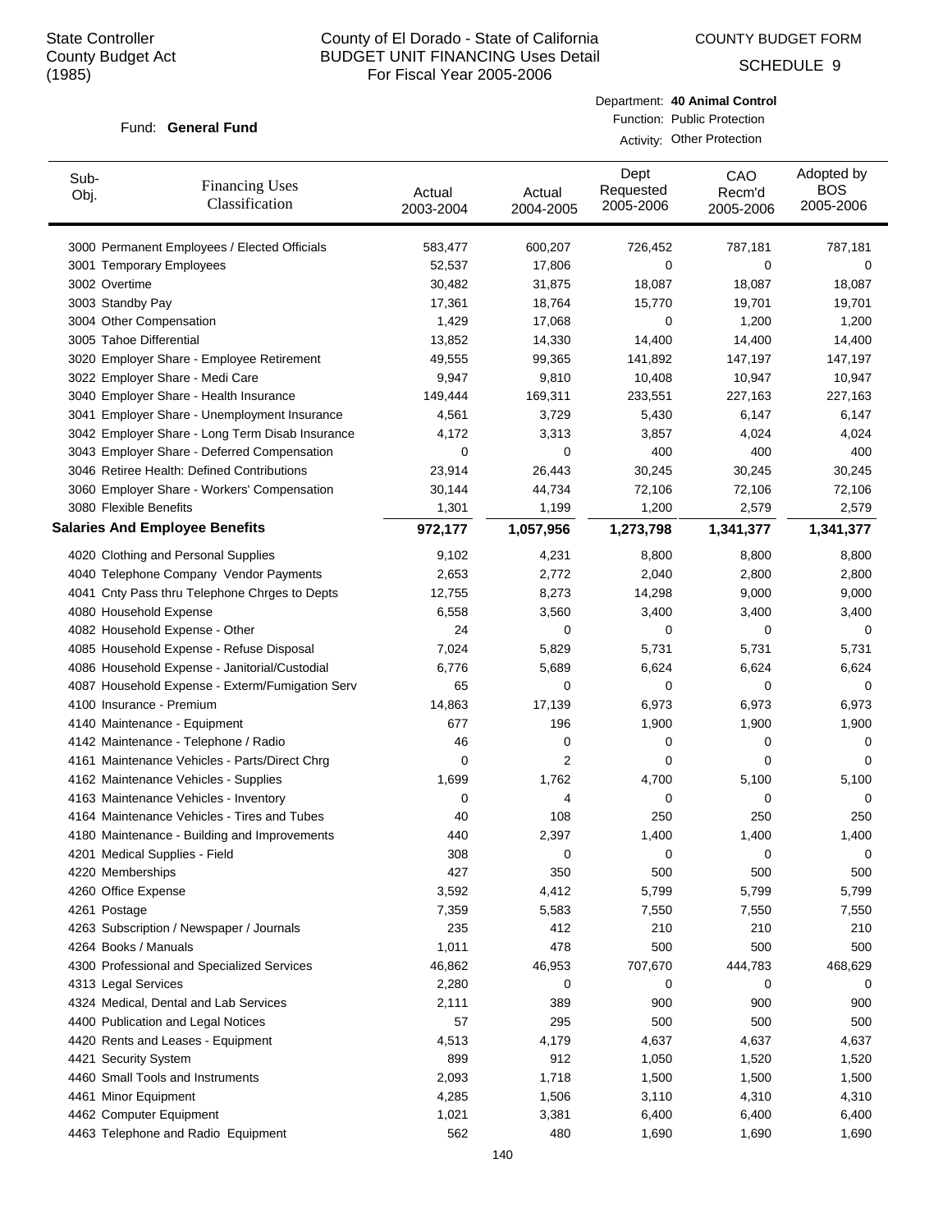State Controller
County Budget Act
(1985)

# County of El Dorado - State of California
## BUDGET UNIT FINANCING Uses Detail
For Fiscal Year 2005-2006

COUNTY BUDGET FORM

SCHEDULE 9

Fund: **General Fund**

Department: **40 Animal Control**
Function: Public Protection
Activity: Other Protection

| Sub-Obj. | Financing Uses Classification | Actual 2003-2004 | Actual 2004-2005 | Dept Requested 2005-2006 | CAO Recm'd 2005-2006 | Adopted by BOS 2005-2006 |
|---|---|---|---|---|---|---|
| 3000 | Permanent Employees / Elected Officials | 583,477 | 600,207 | 726,452 | 787,181 | 787,181 |
| 3001 | Temporary Employees | 52,537 | 17,806 | 0 | 0 | 0 |
| 3002 | Overtime | 30,482 | 31,875 | 18,087 | 18,087 | 18,087 |
| 3003 | Standby Pay | 17,361 | 18,764 | 15,770 | 19,701 | 19,701 |
| 3004 | Other Compensation | 1,429 | 17,068 | 0 | 1,200 | 1,200 |
| 3005 | Tahoe Differential | 13,852 | 14,330 | 14,400 | 14,400 | 14,400 |
| 3020 | Employer Share - Employee Retirement | 49,555 | 99,365 | 141,892 | 147,197 | 147,197 |
| 3022 | Employer Share - Medi Care | 9,947 | 9,810 | 10,408 | 10,947 | 10,947 |
| 3040 | Employer Share - Health Insurance | 149,444 | 169,311 | 233,551 | 227,163 | 227,163 |
| 3041 | Employer Share - Unemployment Insurance | 4,561 | 3,729 | 5,430 | 6,147 | 6,147 |
| 3042 | Employer Share - Long Term Disab Insurance | 4,172 | 3,313 | 3,857 | 4,024 | 4,024 |
| 3043 | Employer Share - Deferred Compensation | 0 | 0 | 400 | 400 | 400 |
| 3046 | Retiree Health: Defined Contributions | 23,914 | 26,443 | 30,245 | 30,245 | 30,245 |
| 3060 | Employer Share - Workers' Compensation | 30,144 | 44,734 | 72,106 | 72,106 | 72,106 |
| 3080 | Flexible Benefits | 1,301 | 1,199 | 1,200 | 2,579 | 2,579 |
| **Salaries And Employee Benefits** | | **972,177** | **1,057,956** | **1,273,798** | **1,341,377** | **1,341,377** |
| 4020 | Clothing and Personal Supplies | 9,102 | 4,231 | 8,800 | 8,800 | 8,800 |
| 4040 | Telephone Company Vendor Payments | 2,653 | 2,772 | 2,040 | 2,800 | 2,800 |
| 4041 | Cnty Pass thru Telephone Chrges to Depts | 12,755 | 8,273 | 14,298 | 9,000 | 9,000 |
| 4080 | Household Expense | 6,558 | 3,560 | 3,400 | 3,400 | 3,400 |
| 4082 | Household Expense - Other | 24 | 0 | 0 | 0 | 0 |
| 4085 | Household Expense - Refuse Disposal | 7,024 | 5,829 | 5,731 | 5,731 | 5,731 |
| 4086 | Household Expense - Janitorial/Custodial | 6,776 | 5,689 | 6,624 | 6,624 | 6,624 |
| 4087 | Household Expense - Exterm/Fumigation Serv | 65 | 0 | 0 | 0 | 0 |
| 4100 | Insurance - Premium | 14,863 | 17,139 | 6,973 | 6,973 | 6,973 |
| 4140 | Maintenance - Equipment | 677 | 196 | 1,900 | 1,900 | 1,900 |
| 4142 | Maintenance - Telephone / Radio | 46 | 0 | 0 | 0 | 0 |
| 4161 | Maintenance Vehicles - Parts/Direct Chrg | 0 | 2 | 0 | 0 | 0 |
| 4162 | Maintenance Vehicles - Supplies | 1,699 | 1,762 | 4,700 | 5,100 | 5,100 |
| 4163 | Maintenance Vehicles - Inventory | 0 | 4 | 0 | 0 | 0 |
| 4164 | Maintenance Vehicles - Tires and Tubes | 40 | 108 | 250 | 250 | 250 |
| 4180 | Maintenance - Building and Improvements | 440 | 2,397 | 1,400 | 1,400 | 1,400 |
| 4201 | Medical Supplies - Field | 308 | 0 | 0 | 0 | 0 |
| 4220 | Memberships | 427 | 350 | 500 | 500 | 500 |
| 4260 | Office Expense | 3,592 | 4,412 | 5,799 | 5,799 | 5,799 |
| 4261 | Postage | 7,359 | 5,583 | 7,550 | 7,550 | 7,550 |
| 4263 | Subscription / Newspaper / Journals | 235 | 412 | 210 | 210 | 210 |
| 4264 | Books / Manuals | 1,011 | 478 | 500 | 500 | 500 |
| 4300 | Professional and Specialized Services | 46,862 | 46,953 | 707,670 | 444,783 | 468,629 |
| 4313 | Legal Services | 2,280 | 0 | 0 | 0 | 0 |
| 4324 | Medical, Dental and Lab Services | 2,111 | 389 | 900 | 900 | 900 |
| 4400 | Publication and Legal Notices | 57 | 295 | 500 | 500 | 500 |
| 4420 | Rents and Leases - Equipment | 4,513 | 4,179 | 4,637 | 4,637 | 4,637 |
| 4421 | Security System | 899 | 912 | 1,050 | 1,520 | 1,520 |
| 4460 | Small Tools and Instruments | 2,093 | 1,718 | 1,500 | 1,500 | 1,500 |
| 4461 | Minor Equipment | 4,285 | 1,506 | 3,110 | 4,310 | 4,310 |
| 4462 | Computer Equipment | 1,021 | 3,381 | 6,400 | 6,400 | 6,400 |
| 4463 | Telephone and Radio Equipment | 562 | 480 | 1,690 | 1,690 | 1,690 |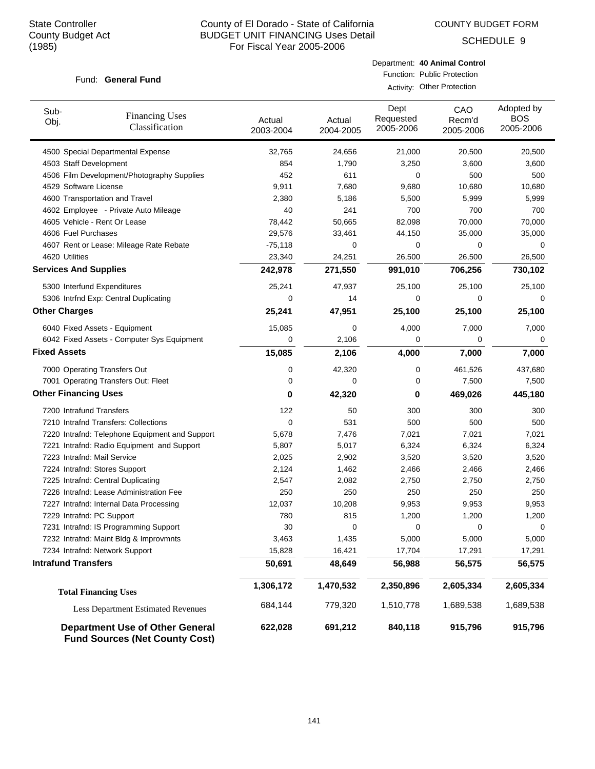State Controller
County Budget Act
(1985)

# County of El Dorado - State of California
## BUDGET UNIT FINANCING Uses Detail
### For Fiscal Year 2005-2006

COUNTY BUDGET FORM
SCHEDULE 9

Fund: **General Fund**

Department: **40 Animal Control**
Function: Public Protection
Activity: Other Protection

| Sub-Obj. | Financing Uses Classification | Actual 2003-2004 | Actual 2004-2005 | Dept Requested 2005-2006 | CAO Recm'd 2005-2006 | Adopted by BOS 2005-2006 |
|---|---|---|---|---|---|---|
| 4500 | Special Departmental Expense | 32,765 | 24,656 | 21,000 | 20,500 | 20,500 |
| 4503 | Staff Development | 854 | 1,790 | 3,250 | 3,600 | 3,600 |
| 4506 | Film Development/Photography Supplies | 452 | 611 | 0 | 500 | 500 |
| 4529 | Software License | 9,911 | 7,680 | 9,680 | 10,680 | 10,680 |
| 4600 | Transportation and Travel | 2,380 | 5,186 | 5,500 | 5,999 | 5,999 |
| 4602 | Employee - Private Auto Mileage | 40 | 241 | 700 | 700 | 700 |
| 4605 | Vehicle - Rent Or Lease | 78,442 | 50,665 | 82,098 | 70,000 | 70,000 |
| 4606 | Fuel Purchases | 29,576 | 33,461 | 44,150 | 35,000 | 35,000 |
| 4607 | Rent or Lease: Mileage Rate Rebate | -75,118 | 0 | 0 | 0 | 0 |
| 4620 | Utilities | 23,340 | 24,251 | 26,500 | 26,500 | 26,500 |
| **Services And Supplies** | | **242,978** | **271,550** | **991,010** | **706,256** | **730,102** |
| 5300 | Interfund Expenditures | 25,241 | 47,937 | 25,100 | 25,100 | 25,100 |
| 5306 | Intrfnd Exp: Central Duplicating | 0 | 14 | 0 | 0 | 0 |
| **Other Charges** | | **25,241** | **47,951** | **25,100** | **25,100** | **25,100** |
| 6040 | Fixed Assets - Equipment | 15,085 | 0 | 4,000 | 7,000 | 7,000 |
| 6042 | Fixed Assets - Computer Sys Equipment | 0 | 2,106 | 0 | 0 | 0 |
| **Fixed Assets** | | **15,085** | **2,106** | **4,000** | **7,000** | **7,000** |
| 7000 | Operating Transfers Out | 0 | 42,320 | 0 | 461,526 | 437,680 |
| 7001 | Operating Transfers Out: Fleet | 0 | 0 | 0 | 7,500 | 7,500 |
| **Other Financing Uses** | | **0** | **42,320** | **0** | **469,026** | **445,180** |
| 7200 | Intrafund Transfers | 122 | 50 | 300 | 300 | 300 |
| 7210 | Intrafnd Transfers: Collections | 0 | 531 | 500 | 500 | 500 |
| 7220 | Intrafnd: Telephone Equipment and Support | 5,678 | 7,476 | 7,021 | 7,021 | 7,021 |
| 7221 | Intrafnd: Radio Equipment and Support | 5,807 | 5,017 | 6,324 | 6,324 | 6,324 |
| 7223 | Intrafnd: Mail Service | 2,025 | 2,902 | 3,520 | 3,520 | 3,520 |
| 7224 | Intrafnd: Stores Support | 2,124 | 1,462 | 2,466 | 2,466 | 2,466 |
| 7225 | Intrafnd: Central Duplicating | 2,547 | 2,082 | 2,750 | 2,750 | 2,750 |
| 7226 | Intrafnd: Lease Administration Fee | 250 | 250 | 250 | 250 | 250 |
| 7227 | Intrafnd: Internal Data Processing | 12,037 | 10,208 | 9,953 | 9,953 | 9,953 |
| 7229 | Intrafnd: PC Support | 780 | 815 | 1,200 | 1,200 | 1,200 |
| 7231 | Intrafnd: IS Programming Support | 30 | 0 | 0 | 0 | 0 |
| 7232 | Intrafnd: Maint Bldg & Improvmnts | 3,463 | 1,435 | 5,000 | 5,000 | 5,000 |
| 7234 | Intrafnd: Network Support | 15,828 | 16,421 | 17,704 | 17,291 | 17,291 |
| **Intrafund Transfers** | | **50,691** | **48,649** | **56,988** | **56,575** | **56,575** |
| **Total Financing Uses** | | **1,306,172** | **1,470,532** | **2,350,896** | **2,605,334** | **2,605,334** |
| Less Department Estimated Revenues | | 684,144 | 779,320 | 1,510,778 | 1,689,538 | 1,689,538 |
| **Department Use of Other General Fund Sources (Net County Cost)** | | **622,028** | **691,212** | **840,118** | **915,796** | **915,796** |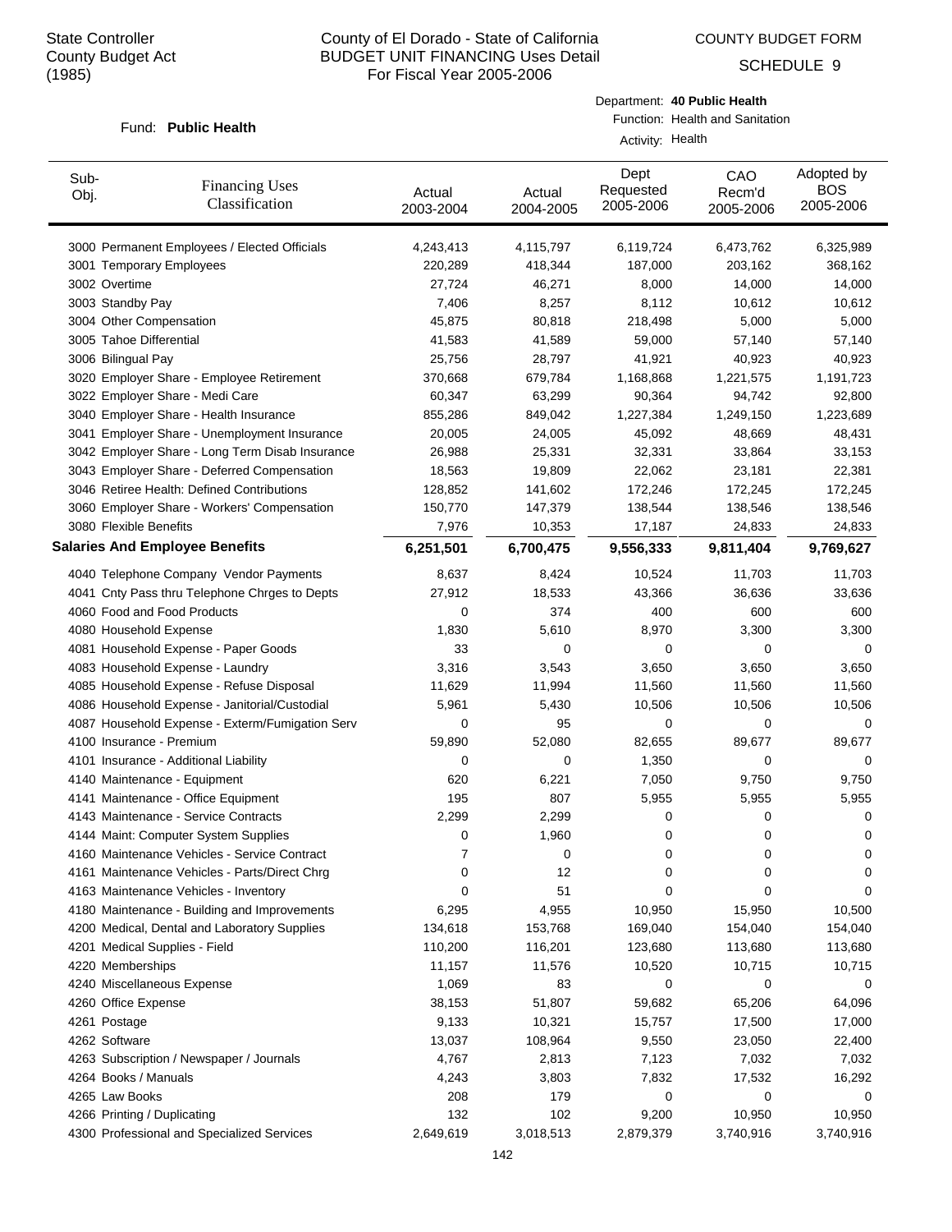State Controller
County Budget Act
(1985)

County of El Dorado - State of California
BUDGET UNIT FINANCING Uses Detail
For Fiscal Year 2005-2006

COUNTY BUDGET FORM

SCHEDULE 9

Fund: **Public Health**

Department: **40 Public Health**
Function: Health and Sanitation
Activity: Health

| Sub-Obj. | Financing Uses Classification | Actual 2003-2004 | Actual 2004-2005 | Dept Requested 2005-2006 | CAO Recm'd 2005-2006 | Adopted by BOS 2005-2006 |
|---|---|---|---|---|---|---|
| 3000 | Permanent Employees / Elected Officials | 4,243,413 | 4,115,797 | 6,119,724 | 6,473,762 | 6,325,989 |
| 3001 | Temporary Employees | 220,289 | 418,344 | 187,000 | 203,162 | 368,162 |
| 3002 | Overtime | 27,724 | 46,271 | 8,000 | 14,000 | 14,000 |
| 3003 | Standby Pay | 7,406 | 8,257 | 8,112 | 10,612 | 10,612 |
| 3004 | Other Compensation | 45,875 | 80,818 | 218,498 | 5,000 | 5,000 |
| 3005 | Tahoe Differential | 41,583 | 41,589 | 59,000 | 57,140 | 57,140 |
| 3006 | Bilingual Pay | 25,756 | 28,797 | 41,921 | 40,923 | 40,923 |
| 3020 | Employer Share - Employee Retirement | 370,668 | 679,784 | 1,168,868 | 1,221,575 | 1,191,723 |
| 3022 | Employer Share - Medi Care | 60,347 | 63,299 | 90,364 | 94,742 | 92,800 |
| 3040 | Employer Share - Health Insurance | 855,286 | 849,042 | 1,227,384 | 1,249,150 | 1,223,689 |
| 3041 | Employer Share - Unemployment Insurance | 20,005 | 24,005 | 45,092 | 48,669 | 48,431 |
| 3042 | Employer Share - Long Term Disab Insurance | 26,988 | 25,331 | 32,331 | 33,864 | 33,153 |
| 3043 | Employer Share - Deferred Compensation | 18,563 | 19,809 | 22,062 | 23,181 | 22,381 |
| 3046 | Retiree Health: Defined Contributions | 128,852 | 141,602 | 172,246 | 172,245 | 172,245 |
| 3060 | Employer Share - Workers' Compensation | 150,770 | 147,379 | 138,544 | 138,546 | 138,546 |
| 3080 | Flexible Benefits | 7,976 | 10,353 | 17,187 | 24,833 | 24,833 |
| **Salaries And Employee Benefits** | | **6,251,501** | **6,700,475** | **9,556,333** | **9,811,404** | **9,769,627** |
| 4040 | Telephone Company Vendor Payments | 8,637 | 8,424 | 10,524 | 11,703 | 11,703 |
| 4041 | Cnty Pass thru Telephone Chrges to Depts | 27,912 | 18,533 | 43,366 | 36,636 | 33,636 |
| 4060 | Food and Food Products | 0 | 374 | 400 | 600 | 600 |
| 4080 | Household Expense | 1,830 | 5,610 | 8,970 | 3,300 | 3,300 |
| 4081 | Household Expense - Paper Goods | 33 | 0 | 0 | 0 | 0 |
| 4083 | Household Expense - Laundry | 3,316 | 3,543 | 3,650 | 3,650 | 3,650 |
| 4085 | Household Expense - Refuse Disposal | 11,629 | 11,994 | 11,560 | 11,560 | 11,560 |
| 4086 | Household Expense - Janitorial/Custodial | 5,961 | 5,430 | 10,506 | 10,506 | 10,506 |
| 4087 | Household Expense - Exterm/Fumigation Serv | 0 | 95 | 0 | 0 | 0 |
| 4100 | Insurance - Premium | 59,890 | 52,080 | 82,655 | 89,677 | 89,677 |
| 4101 | Insurance - Additional Liability | 0 | 0 | 1,350 | 0 | 0 |
| 4140 | Maintenance - Equipment | 620 | 6,221 | 7,050 | 9,750 | 9,750 |
| 4141 | Maintenance - Office Equipment | 195 | 807 | 5,955 | 5,955 | 5,955 |
| 4143 | Maintenance - Service Contracts | 2,299 | 2,299 | 0 | 0 | 0 |
| 4144 | Maint: Computer System Supplies | 0 | 1,960 | 0 | 0 | 0 |
| 4160 | Maintenance Vehicles - Service Contract | 7 | 0 | 0 | 0 | 0 |
| 4161 | Maintenance Vehicles - Parts/Direct Chrg | 0 | 12 | 0 | 0 | 0 |
| 4163 | Maintenance Vehicles - Inventory | 0 | 51 | 0 | 0 | 0 |
| 4180 | Maintenance - Building and Improvements | 6,295 | 4,955 | 10,950 | 15,950 | 10,500 |
| 4200 | Medical, Dental and Laboratory Supplies | 134,618 | 153,768 | 169,040 | 154,040 | 154,040 |
| 4201 | Medical Supplies - Field | 110,200 | 116,201 | 123,680 | 113,680 | 113,680 |
| 4220 | Memberships | 11,157 | 11,576 | 10,520 | 10,715 | 10,715 |
| 4240 | Miscellaneous Expense | 1,069 | 83 | 0 | 0 | 0 |
| 4260 | Office Expense | 38,153 | 51,807 | 59,682 | 65,206 | 64,096 |
| 4261 | Postage | 9,133 | 10,321 | 15,757 | 17,500 | 17,000 |
| 4262 | Software | 13,037 | 108,964 | 9,550 | 23,050 | 22,400 |
| 4263 | Subscription / Newspaper / Journals | 4,767 | 2,813 | 7,123 | 7,032 | 7,032 |
| 4264 | Books / Manuals | 4,243 | 3,803 | 7,832 | 17,532 | 16,292 |
| 4265 | Law Books | 208 | 179 | 0 | 0 | 0 |
| 4266 | Printing / Duplicating | 132 | 102 | 9,200 | 10,950 | 10,950 |
| 4300 | Professional and Specialized Services | 2,649,619 | 3,018,513 | 2,879,379 | 3,740,916 | 3,740,916 |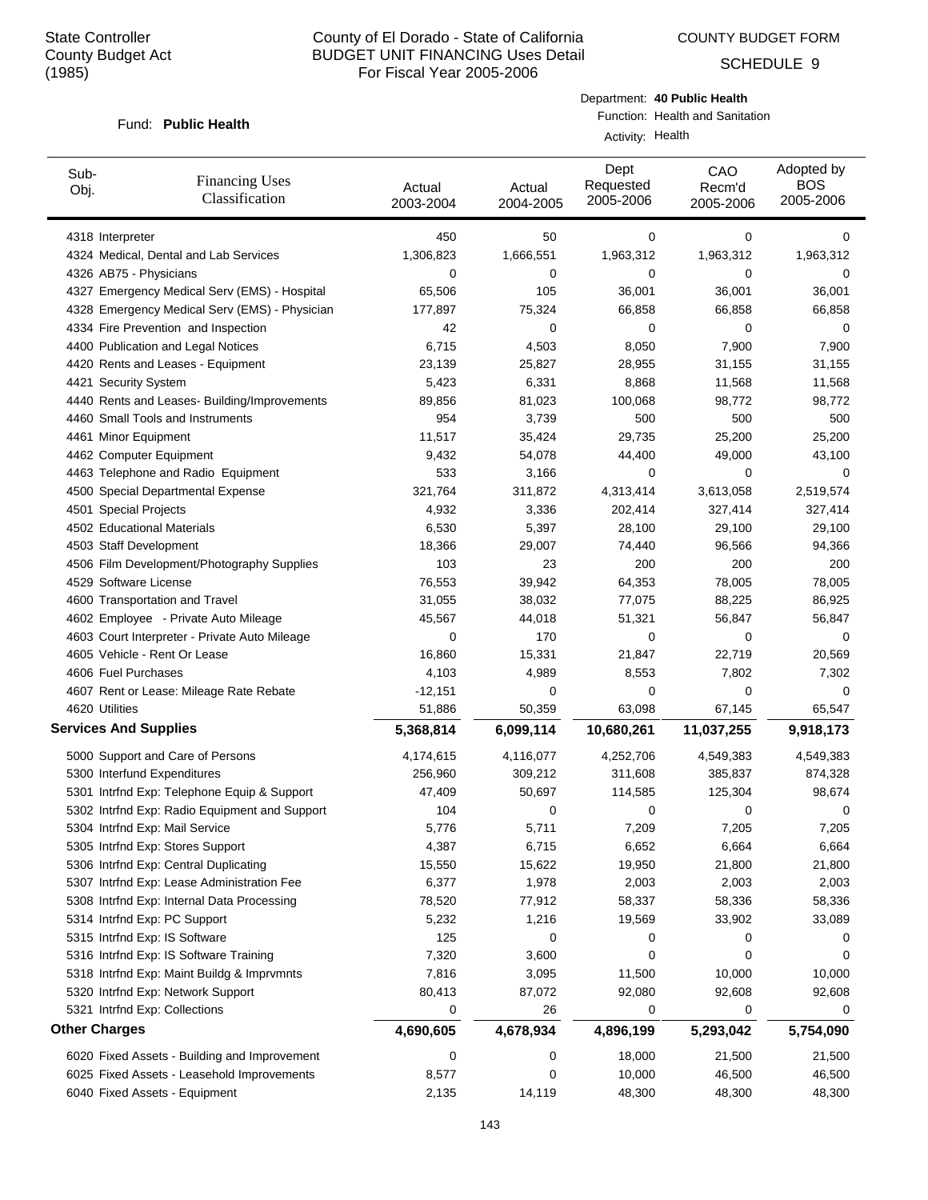State Controller
County Budget Act
(1985)

# County of El Dorado - State of California
## BUDGET UNIT FINANCING Uses Detail
For Fiscal Year 2005-2006

COUNTY BUDGET FORM

SCHEDULE 9

Fund: **Public Health**

Department: **40 Public Health**
Function: Health and Sanitation
Activity: Health

| Sub-Obj. | Financing Uses Classification | Actual 2003-2004 | Actual 2004-2005 | Dept Requested 2005-2006 | CAO Recm'd 2005-2006 | Adopted by BOS 2005-2006 |
|---|---|---|---|---|---|---|
| 4318 | Interpreter | 450 | 50 | 0 | 0 | 0 |
| 4324 | Medical, Dental and Lab Services | 1,306,823 | 1,666,551 | 1,963,312 | 1,963,312 | 1,963,312 |
| 4326 | AB75 - Physicians | 0 | 0 | 0 | 0 | 0 |
| 4327 | Emergency Medical Serv (EMS) - Hospital | 65,506 | 105 | 36,001 | 36,001 | 36,001 |
| 4328 | Emergency Medical Serv (EMS) - Physician | 177,897 | 75,324 | 66,858 | 66,858 | 66,858 |
| 4334 | Fire Prevention and Inspection | 42 | 0 | 0 | 0 | 0 |
| 4400 | Publication and Legal Notices | 6,715 | 4,503 | 8,050 | 7,900 | 7,900 |
| 4420 | Rents and Leases - Equipment | 23,139 | 25,827 | 28,955 | 31,155 | 31,155 |
| 4421 | Security System | 5,423 | 6,331 | 8,868 | 11,568 | 11,568 |
| 4440 | Rents and Leases- Building/Improvements | 89,856 | 81,023 | 100,068 | 98,772 | 98,772 |
| 4460 | Small Tools and Instruments | 954 | 3,739 | 500 | 500 | 500 |
| 4461 | Minor Equipment | 11,517 | 35,424 | 29,735 | 25,200 | 25,200 |
| 4462 | Computer Equipment | 9,432 | 54,078 | 44,400 | 49,000 | 43,100 |
| 4463 | Telephone and Radio Equipment | 533 | 3,166 | 0 | 0 | 0 |
| 4500 | Special Departmental Expense | 321,764 | 311,872 | 4,313,414 | 3,613,058 | 2,519,574 |
| 4501 | Special Projects | 4,932 | 3,336 | 202,414 | 327,414 | 327,414 |
| 4502 | Educational Materials | 6,530 | 5,397 | 28,100 | 29,100 | 29,100 |
| 4503 | Staff Development | 18,366 | 29,007 | 74,440 | 96,566 | 94,366 |
| 4506 | Film Development/Photography Supplies | 103 | 23 | 200 | 200 | 200 |
| 4529 | Software License | 76,553 | 39,942 | 64,353 | 78,005 | 78,005 |
| 4600 | Transportation and Travel | 31,055 | 38,032 | 77,075 | 88,225 | 86,925 |
| 4602 | Employee - Private Auto Mileage | 45,567 | 44,018 | 51,321 | 56,847 | 56,847 |
| 4603 | Court Interpreter - Private Auto Mileage | 0 | 170 | 0 | 0 | 0 |
| 4605 | Vehicle - Rent Or Lease | 16,860 | 15,331 | 21,847 | 22,719 | 20,569 |
| 4606 | Fuel Purchases | 4,103 | 4,989 | 8,553 | 7,802 | 7,302 |
| 4607 | Rent or Lease: Mileage Rate Rebate | -12,151 | 0 | 0 | 0 | 0 |
| 4620 | Utilities | 51,886 | 50,359 | 63,098 | 67,145 | 65,547 |
| **Services And Supplies** | | **5,368,814** | **6,099,114** | **10,680,261** | **11,037,255** | **9,918,173** |
| 5000 | Support and Care of Persons | 4,174,615 | 4,116,077 | 4,252,706 | 4,549,383 | 4,549,383 |
| 5300 | Interfund Expenditures | 256,960 | 309,212 | 311,608 | 385,837 | 874,328 |
| 5301 | Intrfnd Exp: Telephone Equip & Support | 47,409 | 50,697 | 114,585 | 125,304 | 98,674 |
| 5302 | Intrfnd Exp: Radio Equipment and Support | 104 | 0 | 0 | 0 | 0 |
| 5304 | Intrfnd Exp: Mail Service | 5,776 | 5,711 | 7,209 | 7,205 | 7,205 |
| 5305 | Intrfnd Exp: Stores Support | 4,387 | 6,715 | 6,652 | 6,664 | 6,664 |
| 5306 | Intrfnd Exp: Central Duplicating | 15,550 | 15,622 | 19,950 | 21,800 | 21,800 |
| 5307 | Intrfnd Exp: Lease Administration Fee | 6,377 | 1,978 | 2,003 | 2,003 | 2,003 |
| 5308 | Intrfnd Exp: Internal Data Processing | 78,520 | 77,912 | 58,337 | 58,336 | 58,336 |
| 5314 | Intrfnd Exp: PC Support | 5,232 | 1,216 | 19,569 | 33,902 | 33,089 |
| 5315 | Intrfnd Exp: IS Software | 125 | 0 | 0 | 0 | 0 |
| 5316 | Intrfnd Exp: IS Software Training | 7,320 | 3,600 | 0 | 0 | 0 |
| 5318 | Intrfnd Exp: Maint Buildg & Imprvmnts | 7,816 | 3,095 | 11,500 | 10,000 | 10,000 |
| 5320 | Intrfnd Exp: Network Support | 80,413 | 87,072 | 92,080 | 92,608 | 92,608 |
| 5321 | Intrfnd Exp: Collections | 0 | 26 | 0 | 0 | 0 |
| **Other Charges** | | **4,690,605** | **4,678,934** | **4,896,199** | **5,293,042** | **5,754,090** |
| 6020 | Fixed Assets - Building and Improvement | 0 | 0 | 18,000 | 21,500 | 21,500 |
| 6025 | Fixed Assets - Leasehold Improvements | 8,577 | 0 | 10,000 | 46,500 | 46,500 |
| 6040 | Fixed Assets - Equipment | 2,135 | 14,119 | 48,300 | 48,300 | 48,300 |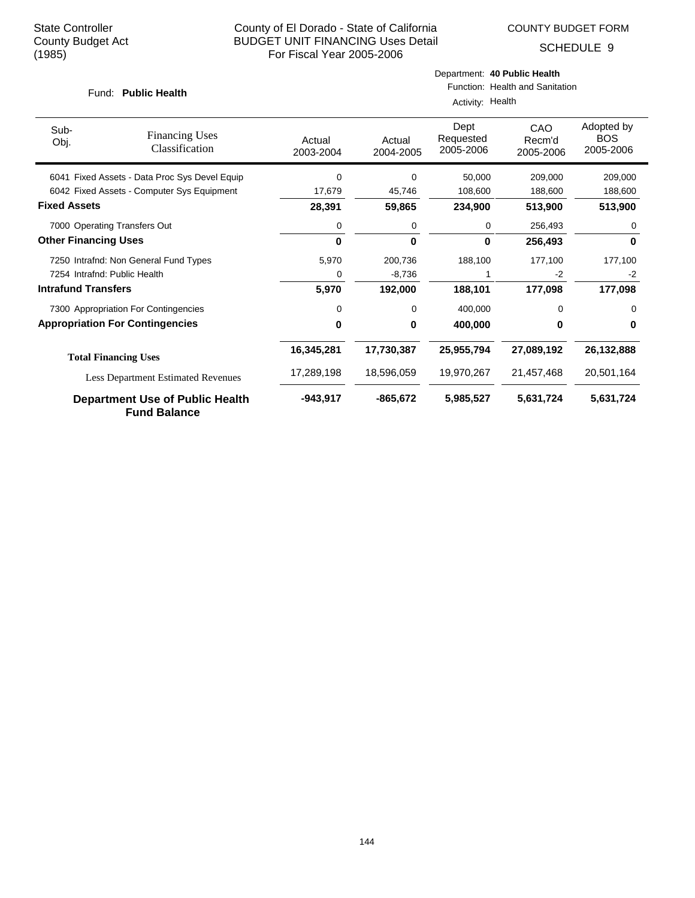State Controller
County Budget Act
(1985)

County of El Dorado - State of California
BUDGET UNIT FINANCING Uses Detail
For Fiscal Year 2005-2006

COUNTY BUDGET FORM
SCHEDULE 9

Fund: **Public Health**

Department: **40 Public Health**
Function: Health and Sanitation
Activity: Health

| Sub-Obj. | Financing Uses Classification | Actual 2003-2004 | Actual 2004-2005 | Dept Requested 2005-2006 | CAO Recm'd 2005-2006 | Adopted by BOS 2005-2006 |
|---|---|---|---|---|---|---|
| 6041 | Fixed Assets - Data Proc Sys Devel Equip | 0 | 0 | 50,000 | 209,000 | 209,000 |
| 6042 | Fixed Assets - Computer Sys Equipment | 17,679 | 45,746 | 108,600 | 188,600 | 188,600 |
| **Fixed Assets** | | **28,391** | **59,865** | **234,900** | **513,900** | **513,900** |
| 7000 | Operating Transfers Out | 0 | 0 | 0 | 256,493 | 0 |
| **Other Financing Uses** | | **0** | **0** | **0** | **256,493** | **0** |
| 7250 | Intrafnd: Non General Fund Types | 5,970 | 200,736 | 188,100 | 177,100 | 177,100 |
| 7254 | Intrafnd: Public Health | 0 | -8,736 | 1 | -2 | -2 |
| **Intrafund Transfers** | | **5,970** | **192,000** | **188,101** | **177,098** | **177,098** |
| 7300 | Appropriation For Contingencies | 0 | 0 | 400,000 | 0 | 0 |
| **Appropriation For Contingencies** | | **0** | **0** | **400,000** | **0** | **0** |
| **Total Financing Uses** | | **16,345,281** | **17,730,387** | **25,955,794** | **27,089,192** | **26,132,888** |
| Less Department Estimated Revenues | | 17,289,198 | 18,596,059 | 19,970,267 | 21,457,468 | 20,501,164 |
| **Department Use of Public Health Fund Balance** | | **-943,917** | **-865,672** | **5,985,527** | **5,631,724** | **5,631,724** |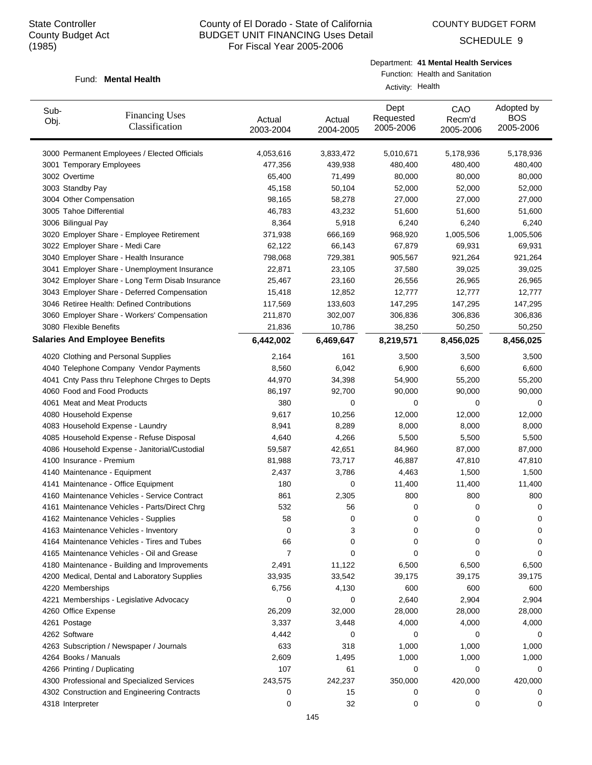State Controller
County Budget Act
(1985)

County of El Dorado - State of California
BUDGET UNIT FINANCING Uses Detail
For Fiscal Year 2005-2006

COUNTY BUDGET FORM

SCHEDULE 9

Fund: **Mental Health**

Department: **41 Mental Health Services**
Function: Health and Sanitation
Activity: Health

| Sub-Obj. | Financing Uses Classification | Actual 2003-2004 | Actual 2004-2005 | Dept Requested 2005-2006 | CAO Recm'd 2005-2006 | Adopted by BOS 2005-2006 |
|---|---|---|---|---|---|---|
| 3000 | Permanent Employees / Elected Officials | 4,053,616 | 3,833,472 | 5,010,671 | 5,178,936 | 5,178,936 |
| 3001 | Temporary Employees | 477,356 | 439,938 | 480,400 | 480,400 | 480,400 |
| 3002 | Overtime | 65,400 | 71,499 | 80,000 | 80,000 | 80,000 |
| 3003 | Standby Pay | 45,158 | 50,104 | 52,000 | 52,000 | 52,000 |
| 3004 | Other Compensation | 98,165 | 58,278 | 27,000 | 27,000 | 27,000 |
| 3005 | Tahoe Differential | 46,783 | 43,232 | 51,600 | 51,600 | 51,600 |
| 3006 | Bilingual Pay | 8,364 | 5,918 | 6,240 | 6,240 | 6,240 |
| 3020 | Employer Share - Employee Retirement | 371,938 | 666,169 | 968,920 | 1,005,506 | 1,005,506 |
| 3022 | Employer Share - Medi Care | 62,122 | 66,143 | 67,879 | 69,931 | 69,931 |
| 3040 | Employer Share - Health Insurance | 798,068 | 729,381 | 905,567 | 921,264 | 921,264 |
| 3041 | Employer Share - Unemployment Insurance | 22,871 | 23,105 | 37,580 | 39,025 | 39,025 |
| 3042 | Employer Share - Long Term Disab Insurance | 25,467 | 23,160 | 26,556 | 26,965 | 26,965 |
| 3043 | Employer Share - Deferred Compensation | 15,418 | 12,852 | 12,777 | 12,777 | 12,777 |
| 3046 | Retiree Health: Defined Contributions | 117,569 | 133,603 | 147,295 | 147,295 | 147,295 |
| 3060 | Employer Share - Workers' Compensation | 211,870 | 302,007 | 306,836 | 306,836 | 306,836 |
| 3080 | Flexible Benefits | 21,836 | 10,786 | 38,250 | 50,250 | 50,250 |
| **Salaries And Employee Benefits** | | **6,442,002** | **6,469,647** | **8,219,571** | **8,456,025** | **8,456,025** |
| 4020 | Clothing and Personal Supplies | 2,164 | 161 | 3,500 | 3,500 | 3,500 |
| 4040 | Telephone Company Vendor Payments | 8,560 | 6,042 | 6,900 | 6,600 | 6,600 |
| 4041 | Cnty Pass thru Telephone Chrges to Depts | 44,970 | 34,398 | 54,900 | 55,200 | 55,200 |
| 4060 | Food and Food Products | 86,197 | 92,700 | 90,000 | 90,000 | 90,000 |
| 4061 | Meat and Meat Products | 380 | 0 | 0 | 0 | 0 |
| 4080 | Household Expense | 9,617 | 10,256 | 12,000 | 12,000 | 12,000 |
| 4083 | Household Expense - Laundry | 8,941 | 8,289 | 8,000 | 8,000 | 8,000 |
| 4085 | Household Expense - Refuse Disposal | 4,640 | 4,266 | 5,500 | 5,500 | 5,500 |
| 4086 | Household Expense - Janitorial/Custodial | 59,587 | 42,651 | 84,960 | 87,000 | 87,000 |
| 4100 | Insurance - Premium | 81,988 | 73,717 | 46,887 | 47,810 | 47,810 |
| 4140 | Maintenance - Equipment | 2,437 | 3,786 | 4,463 | 1,500 | 1,500 |
| 4141 | Maintenance - Office Equipment | 180 | 0 | 11,400 | 11,400 | 11,400 |
| 4160 | Maintenance Vehicles - Service Contract | 861 | 2,305 | 800 | 800 | 800 |
| 4161 | Maintenance Vehicles - Parts/Direct Chrg | 532 | 56 | 0 | 0 | 0 |
| 4162 | Maintenance Vehicles - Supplies | 58 | 0 | 0 | 0 | 0 |
| 4163 | Maintenance Vehicles - Inventory | 0 | 3 | 0 | 0 | 0 |
| 4164 | Maintenance Vehicles - Tires and Tubes | 66 | 0 | 0 | 0 | 0 |
| 4165 | Maintenance Vehicles - Oil and Grease | 7 | 0 | 0 | 0 | 0 |
| 4180 | Maintenance - Building and Improvements | 2,491 | 11,122 | 6,500 | 6,500 | 6,500 |
| 4200 | Medical, Dental and Laboratory Supplies | 33,935 | 33,542 | 39,175 | 39,175 | 39,175 |
| 4220 | Memberships | 6,756 | 4,130 | 600 | 600 | 600 |
| 4221 | Memberships - Legislative Advocacy | 0 | 0 | 2,640 | 2,904 | 2,904 |
| 4260 | Office Expense | 26,209 | 32,000 | 28,000 | 28,000 | 28,000 |
| 4261 | Postage | 3,337 | 3,448 | 4,000 | 4,000 | 4,000 |
| 4262 | Software | 4,442 | 0 | 0 | 0 | 0 |
| 4263 | Subscription / Newspaper / Journals | 633 | 318 | 1,000 | 1,000 | 1,000 |
| 4264 | Books / Manuals | 2,609 | 1,495 | 1,000 | 1,000 | 1,000 |
| 4266 | Printing / Duplicating | 107 | 61 | 0 | 0 | 0 |
| 4300 | Professional and Specialized Services | 243,575 | 242,237 | 350,000 | 420,000 | 420,000 |
| 4302 | Construction and Engineering Contracts | 0 | 15 | 0 | 0 | 0 |
| 4318 | Interpreter | 0 | 32 | 0 | 0 | 0 |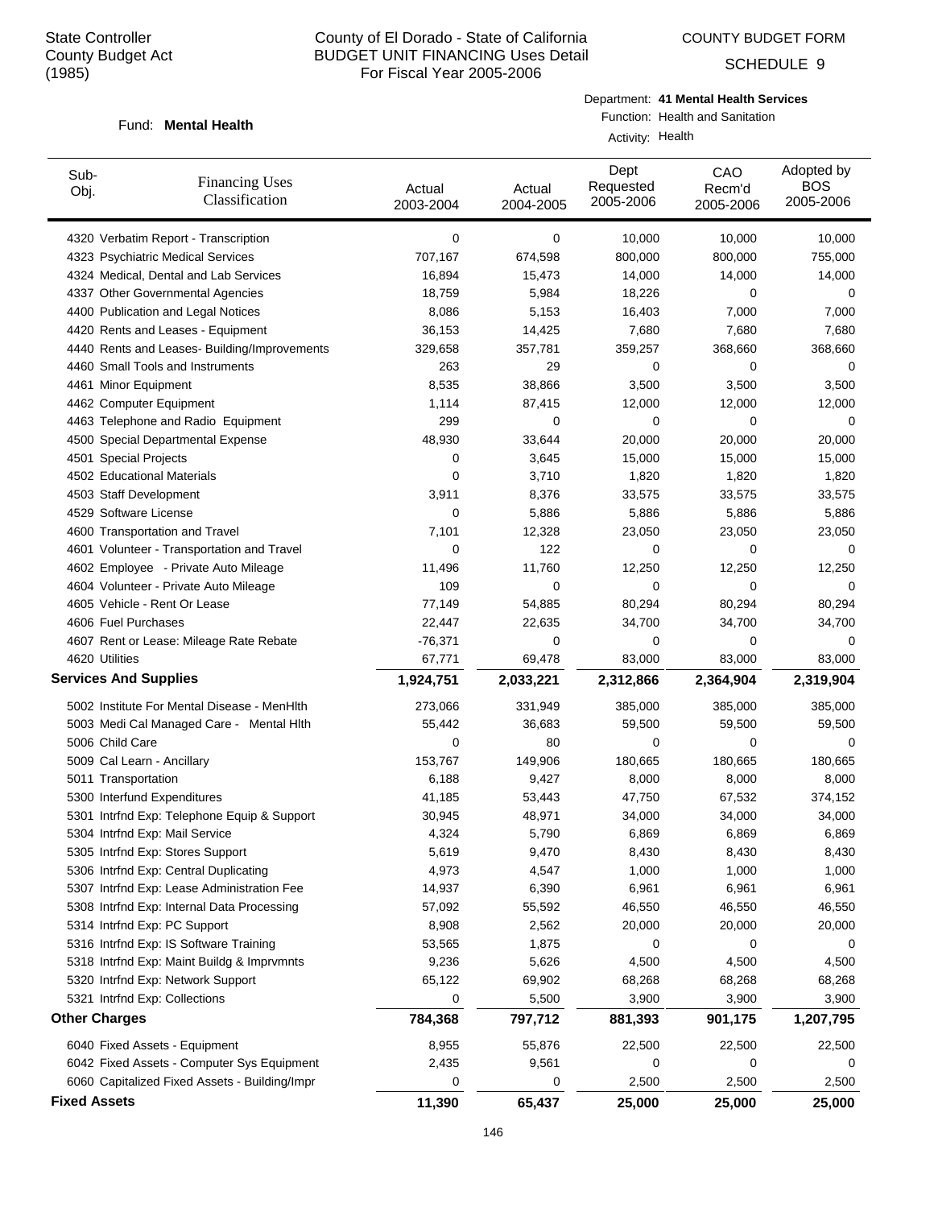State Controller
County Budget Act
(1985)

# County of El Dorado - State of California
## BUDGET UNIT FINANCING Uses Detail
### For Fiscal Year 2005-2006

COUNTY BUDGET FORM

SCHEDULE 9

Fund: **Mental Health**

Department: **41 Mental Health Services**
Function: Health and Sanitation
Activity: Health

| Sub-Obj. | Financing Uses Classification | Actual 2003-2004 | Actual 2004-2005 | Dept Requested 2005-2006 | CAO Recm'd 2005-2006 | Adopted by BOS 2005-2006 |
|---|---|---|---|---|---|---|
| 4320 | Verbatim Report - Transcription | 0 | 0 | 10,000 | 10,000 | 10,000 |
| 4323 | Psychiatric Medical Services | 707,167 | 674,598 | 800,000 | 800,000 | 755,000 |
| 4324 | Medical, Dental and Lab Services | 16,894 | 15,473 | 14,000 | 14,000 | 14,000 |
| 4337 | Other Governmental Agencies | 18,759 | 5,984 | 18,226 | 0 | 0 |
| 4400 | Publication and Legal Notices | 8,086 | 5,153 | 16,403 | 7,000 | 7,000 |
| 4420 | Rents and Leases - Equipment | 36,153 | 14,425 | 7,680 | 7,680 | 7,680 |
| 4440 | Rents and Leases- Building/Improvements | 329,658 | 357,781 | 359,257 | 368,660 | 368,660 |
| 4460 | Small Tools and Instruments | 263 | 29 | 0 | 0 | 0 |
| 4461 | Minor Equipment | 8,535 | 38,866 | 3,500 | 3,500 | 3,500 |
| 4462 | Computer Equipment | 1,114 | 87,415 | 12,000 | 12,000 | 12,000 |
| 4463 | Telephone and Radio Equipment | 299 | 0 | 0 | 0 | 0 |
| 4500 | Special Departmental Expense | 48,930 | 33,644 | 20,000 | 20,000 | 20,000 |
| 4501 | Special Projects | 0 | 3,645 | 15,000 | 15,000 | 15,000 |
| 4502 | Educational Materials | 0 | 3,710 | 1,820 | 1,820 | 1,820 |
| 4503 | Staff Development | 3,911 | 8,376 | 33,575 | 33,575 | 33,575 |
| 4529 | Software License | 0 | 5,886 | 5,886 | 5,886 | 5,886 |
| 4600 | Transportation and Travel | 7,101 | 12,328 | 23,050 | 23,050 | 23,050 |
| 4601 | Volunteer - Transportation and Travel | 0 | 122 | 0 | 0 | 0 |
| 4602 | Employee - Private Auto Mileage | 11,496 | 11,760 | 12,250 | 12,250 | 12,250 |
| 4604 | Volunteer - Private Auto Mileage | 109 | 0 | 0 | 0 | 0 |
| 4605 | Vehicle - Rent Or Lease | 77,149 | 54,885 | 80,294 | 80,294 | 80,294 |
| 4606 | Fuel Purchases | 22,447 | 22,635 | 34,700 | 34,700 | 34,700 |
| 4607 | Rent or Lease: Mileage Rate Rebate | -76,371 | 0 | 0 | 0 | 0 |
| 4620 | Utilities | 67,771 | 69,478 | 83,000 | 83,000 | 83,000 |
| **Services And Supplies** | | **1,924,751** | **2,033,221** | **2,312,866** | **2,364,904** | **2,319,904** |
| 5002 | Institute For Mental Disease - MenHlth | 273,066 | 331,949 | 385,000 | 385,000 | 385,000 |
| 5003 | Medi Cal Managed Care - Mental Hlth | 55,442 | 36,683 | 59,500 | 59,500 | 59,500 |
| 5006 | Child Care | 0 | 80 | 0 | 0 | 0 |
| 5009 | Cal Learn - Ancillary | 153,767 | 149,906 | 180,665 | 180,665 | 180,665 |
| 5011 | Transportation | 6,188 | 9,427 | 8,000 | 8,000 | 8,000 |
| 5300 | Interfund Expenditures | 41,185 | 53,443 | 47,750 | 67,532 | 374,152 |
| 5301 | Intrfnd Exp: Telephone Equip & Support | 30,945 | 48,971 | 34,000 | 34,000 | 34,000 |
| 5304 | Intrfnd Exp: Mail Service | 4,324 | 5,790 | 6,869 | 6,869 | 6,869 |
| 5305 | Intrfnd Exp: Stores Support | 5,619 | 9,470 | 8,430 | 8,430 | 8,430 |
| 5306 | Intrfnd Exp: Central Duplicating | 4,973 | 4,547 | 1,000 | 1,000 | 1,000 |
| 5307 | Intrfnd Exp: Lease Administration Fee | 14,937 | 6,390 | 6,961 | 6,961 | 6,961 |
| 5308 | Intrfnd Exp: Internal Data Processing | 57,092 | 55,592 | 46,550 | 46,550 | 46,550 |
| 5314 | Intrfnd Exp: PC Support | 8,908 | 2,562 | 20,000 | 20,000 | 20,000 |
| 5316 | Intrfnd Exp: IS Software Training | 53,565 | 1,875 | 0 | 0 | 0 |
| 5318 | Intrfnd Exp: Maint Buildg & Imprvmnts | 9,236 | 5,626 | 4,500 | 4,500 | 4,500 |
| 5320 | Intrfnd Exp: Network Support | 65,122 | 69,902 | 68,268 | 68,268 | 68,268 |
| 5321 | Intrfnd Exp: Collections | 0 | 5,500 | 3,900 | 3,900 | 3,900 |
| **Other Charges** | | **784,368** | **797,712** | **881,393** | **901,175** | **1,207,795** |
| 6040 | Fixed Assets - Equipment | 8,955 | 55,876 | 22,500 | 22,500 | 22,500 |
| 6042 | Fixed Assets - Computer Sys Equipment | 2,435 | 9,561 | 0 | 0 | 0 |
| 6060 | Capitalized Fixed Assets - Building/Impr | 0 | 0 | 2,500 | 2,500 | 2,500 |
| **Fixed Assets** | | **11,390** | **65,437** | **25,000** | **25,000** | **25,000** |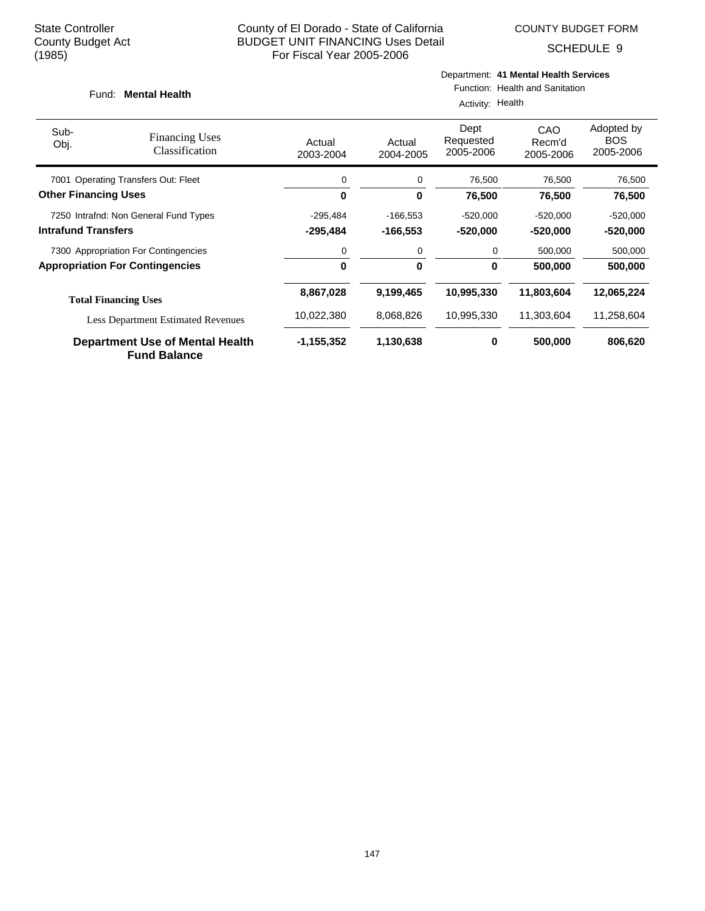State Controller
County Budget Act
(1985)

County of El Dorado - State of California
BUDGET UNIT FINANCING Uses Detail
For Fiscal Year 2005-2006

COUNTY BUDGET FORM

SCHEDULE 9

Fund: **Mental Health**

Department: **41 Mental Health Services**
Function: Health and Sanitation
Activity: Health

| Sub-Obj. | Financing Uses Classification | Actual 2003-2004 | Actual 2004-2005 | Dept Requested 2005-2006 | CAO Recm'd 2005-2006 | Adopted by BOS 2005-2006 |
|---|---|---|---|---|---|---|
| 7001 | Operating Transfers Out: Fleet | 0 | 0 | 76,500 | 76,500 | 76,500 |
| **Other Financing Uses** | | **0** | **0** | **76,500** | **76,500** | **76,500** |
| 7250 | Intrafnd: Non General Fund Types | -295,484 | -166,553 | -520,000 | -520,000 | -520,000 |
| **Intrafund Transfers** | | **-295,484** | **-166,553** | **-520,000** | **-520,000** | **-520,000** |
| 7300 | Appropriation For Contingencies | 0 | 0 | 0 | 500,000 | 500,000 |
| **Appropriation For Contingencies** | | **0** | **0** | **0** | **500,000** | **500,000** |
| **Total Financing Uses** | | **8,867,028** | **9,199,465** | **10,995,330** | **11,803,604** | **12,065,224** |
| Less Department Estimated Revenues | | 10,022,380 | 8,068,826 | 10,995,330 | 11,303,604 | 11,258,604 |
| **Department Use of Mental Health Fund Balance** | | **-1,155,352** | **1,130,638** | **0** | **500,000** | **806,620** |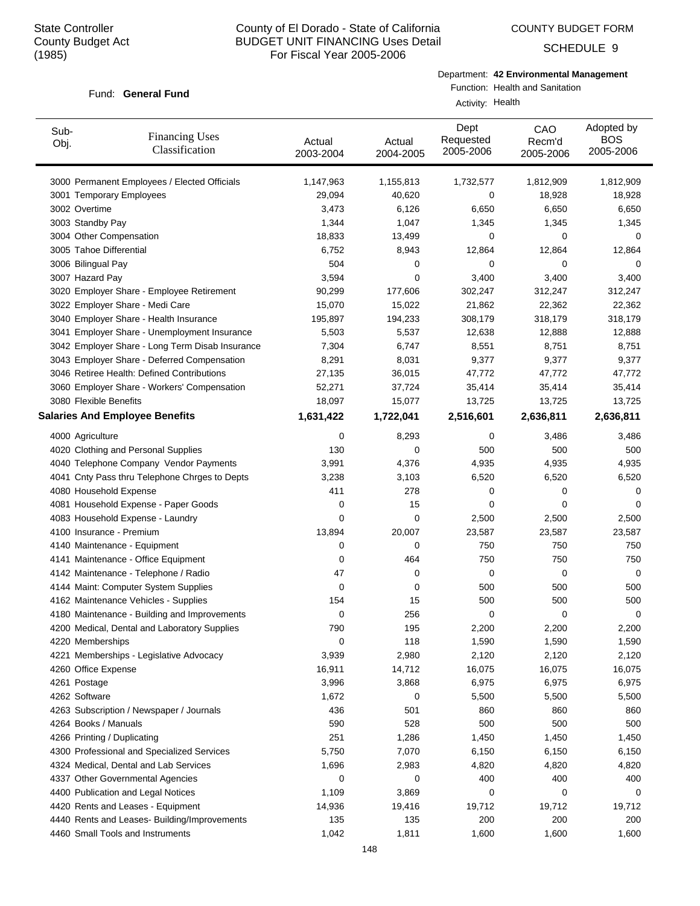State Controller
County Budget Act
(1985)

County of El Dorado - State of California
BUDGET UNIT FINANCING Uses Detail
For Fiscal Year 2005-2006

COUNTY BUDGET FORM
SCHEDULE 9

Fund: **General Fund**

Department: **42 Environmental Management**
Function: Health and Sanitation
Activity: Health

| Sub-Obj. | Financing Uses Classification | Actual 2003-2004 | Actual 2004-2005 | Dept Requested 2005-2006 | CAO Recm'd 2005-2006 | Adopted by BOS 2005-2006 |
|---|---|---|---|---|---|---|
| 3000 | Permanent Employees / Elected Officials | 1,147,963 | 1,155,813 | 1,732,577 | 1,812,909 | 1,812,909 |
| 3001 | Temporary Employees | 29,094 | 40,620 | 0 | 18,928 | 18,928 |
| 3002 | Overtime | 3,473 | 6,126 | 6,650 | 6,650 | 6,650 |
| 3003 | Standby Pay | 1,344 | 1,047 | 1,345 | 1,345 | 1,345 |
| 3004 | Other Compensation | 18,833 | 13,499 | 0 | 0 | 0 |
| 3005 | Tahoe Differential | 6,752 | 8,943 | 12,864 | 12,864 | 12,864 |
| 3006 | Bilingual Pay | 504 | 0 | 0 | 0 | 0 |
| 3007 | Hazard Pay | 3,594 | 0 | 3,400 | 3,400 | 3,400 |
| 3020 | Employer Share - Employee Retirement | 90,299 | 177,606 | 302,247 | 312,247 | 312,247 |
| 3022 | Employer Share - Medi Care | 15,070 | 15,022 | 21,862 | 22,362 | 22,362 |
| 3040 | Employer Share - Health Insurance | 195,897 | 194,233 | 308,179 | 318,179 | 318,179 |
| 3041 | Employer Share - Unemployment Insurance | 5,503 | 5,537 | 12,638 | 12,888 | 12,888 |
| 3042 | Employer Share - Long Term Disab Insurance | 7,304 | 6,747 | 8,551 | 8,751 | 8,751 |
| 3043 | Employer Share - Deferred Compensation | 8,291 | 8,031 | 9,377 | 9,377 | 9,377 |
| 3046 | Retiree Health: Defined Contributions | 27,135 | 36,015 | 47,772 | 47,772 | 47,772 |
| 3060 | Employer Share - Workers' Compensation | 52,271 | 37,724 | 35,414 | 35,414 | 35,414 |
| 3080 | Flexible Benefits | 18,097 | 15,077 | 13,725 | 13,725 | 13,725 |
| **Salaries And Employee Benefits** | | **1,631,422** | **1,722,041** | **2,516,601** | **2,636,811** | **2,636,811** |
| 4000 | Agriculture | 0 | 8,293 | 0 | 3,486 | 3,486 |
| 4020 | Clothing and Personal Supplies | 130 | 0 | 500 | 500 | 500 |
| 4040 | Telephone Company Vendor Payments | 3,991 | 4,376 | 4,935 | 4,935 | 4,935 |
| 4041 | Cnty Pass thru Telephone Chrges to Depts | 3,238 | 3,103 | 6,520 | 6,520 | 6,520 |
| 4080 | Household Expense | 411 | 278 | 0 | 0 | 0 |
| 4081 | Household Expense - Paper Goods | 0 | 15 | 0 | 0 | 0 |
| 4083 | Household Expense - Laundry | 0 | 0 | 2,500 | 2,500 | 2,500 |
| 4100 | Insurance - Premium | 13,894 | 20,007 | 23,587 | 23,587 | 23,587 |
| 4140 | Maintenance - Equipment | 0 | 0 | 750 | 750 | 750 |
| 4141 | Maintenance - Office Equipment | 0 | 464 | 750 | 750 | 750 |
| 4142 | Maintenance - Telephone / Radio | 47 | 0 | 0 | 0 | 0 |
| 4144 | Maint: Computer System Supplies | 0 | 0 | 500 | 500 | 500 |
| 4162 | Maintenance Vehicles - Supplies | 154 | 15 | 500 | 500 | 500 |
| 4180 | Maintenance - Building and Improvements | 0 | 256 | 0 | 0 | 0 |
| 4200 | Medical, Dental and Laboratory Supplies | 790 | 195 | 2,200 | 2,200 | 2,200 |
| 4220 | Memberships | 0 | 118 | 1,590 | 1,590 | 1,590 |
| 4221 | Memberships - Legislative Advocacy | 3,939 | 2,980 | 2,120 | 2,120 | 2,120 |
| 4260 | Office Expense | 16,911 | 14,712 | 16,075 | 16,075 | 16,075 |
| 4261 | Postage | 3,996 | 3,868 | 6,975 | 6,975 | 6,975 |
| 4262 | Software | 1,672 | 0 | 5,500 | 5,500 | 5,500 |
| 4263 | Subscription / Newspaper / Journals | 436 | 501 | 860 | 860 | 860 |
| 4264 | Books / Manuals | 590 | 528 | 500 | 500 | 500 |
| 4266 | Printing / Duplicating | 251 | 1,286 | 1,450 | 1,450 | 1,450 |
| 4300 | Professional and Specialized Services | 5,750 | 7,070 | 6,150 | 6,150 | 6,150 |
| 4324 | Medical, Dental and Lab Services | 1,696 | 2,983 | 4,820 | 4,820 | 4,820 |
| 4337 | Other Governmental Agencies | 0 | 0 | 400 | 400 | 400 |
| 4400 | Publication and Legal Notices | 1,109 | 3,869 | 0 | 0 | 0 |
| 4420 | Rents and Leases - Equipment | 14,936 | 19,416 | 19,712 | 19,712 | 19,712 |
| 4440 | Rents and Leases- Building/Improvements | 135 | 135 | 200 | 200 | 200 |
| 4460 | Small Tools and Instruments | 1,042 | 1,811 | 1,600 | 1,600 | 1,600 |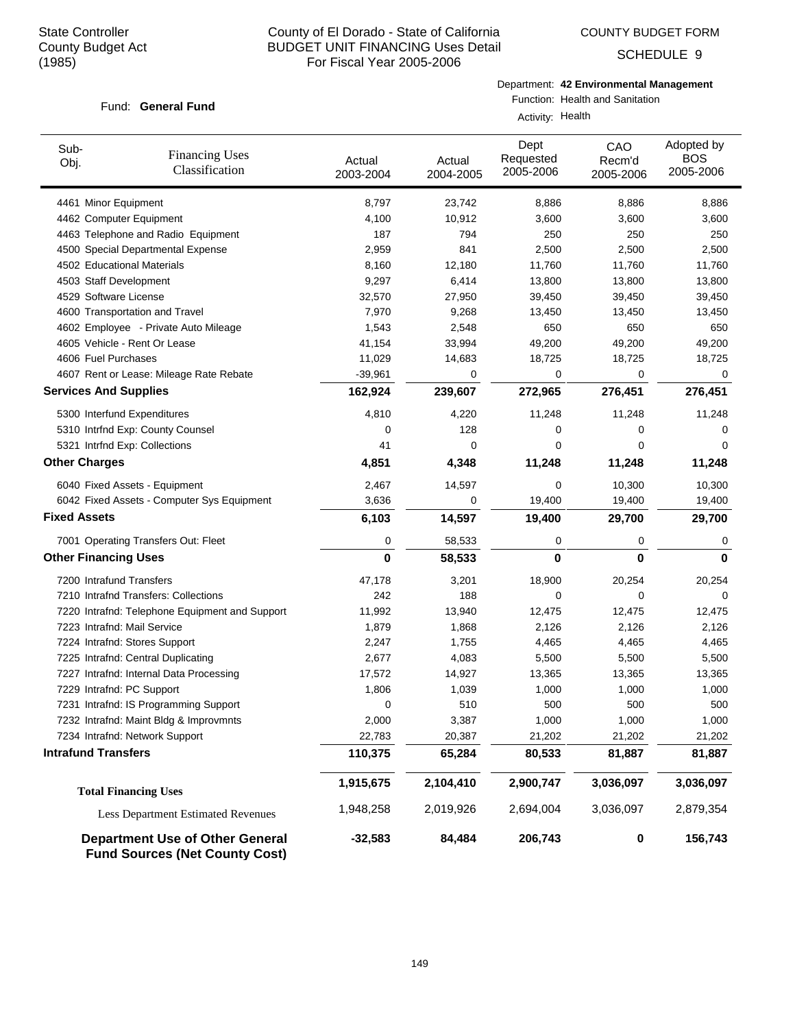State Controller
County Budget Act
(1985)

County of El Dorado - State of California
BUDGET UNIT FINANCING Uses Detail
For Fiscal Year 2005-2006

COUNTY BUDGET FORM
SCHEDULE 9

Fund: **General Fund**

Department: **42 Environmental Management**
Function: Health and Sanitation
Activity: Health

| Sub-Obj. | Financing Uses Classification | Actual 2003-2004 | Actual 2004-2005 | Dept Requested 2005-2006 | CAO Recm'd 2005-2006 | Adopted by BOS 2005-2006 |
|---|---|---|---|---|---|---|
| 4461 | Minor Equipment | 8,797 | 23,742 | 8,886 | 8,886 | 8,886 |
| 4462 | Computer Equipment | 4,100 | 10,912 | 3,600 | 3,600 | 3,600 |
| 4463 | Telephone and Radio Equipment | 187 | 794 | 250 | 250 | 250 |
| 4500 | Special Departmental Expense | 2,959 | 841 | 2,500 | 2,500 | 2,500 |
| 4502 | Educational Materials | 8,160 | 12,180 | 11,760 | 11,760 | 11,760 |
| 4503 | Staff Development | 9,297 | 6,414 | 13,800 | 13,800 | 13,800 |
| 4529 | Software License | 32,570 | 27,950 | 39,450 | 39,450 | 39,450 |
| 4600 | Transportation and Travel | 7,970 | 9,268 | 13,450 | 13,450 | 13,450 |
| 4602 | Employee - Private Auto Mileage | 1,543 | 2,548 | 650 | 650 | 650 |
| 4605 | Vehicle - Rent Or Lease | 41,154 | 33,994 | 49,200 | 49,200 | 49,200 |
| 4606 | Fuel Purchases | 11,029 | 14,683 | 18,725 | 18,725 | 18,725 |
| 4607 | Rent or Lease: Mileage Rate Rebate | -39,961 | 0 | 0 | 0 | 0 |
| **Services And Supplies** | | **162,924** | **239,607** | **272,965** | **276,451** | **276,451** |
| 5300 | Interfund Expenditures | 4,810 | 4,220 | 11,248 | 11,248 | 11,248 |
| 5310 | Intrfnd Exp: County Counsel | 0 | 128 | 0 | 0 | 0 |
| 5321 | Intrfnd Exp: Collections | 41 | 0 | 0 | 0 | 0 |
| **Other Charges** | | **4,851** | **4,348** | **11,248** | **11,248** | **11,248** |
| 6040 | Fixed Assets - Equipment | 2,467 | 14,597 | 0 | 10,300 | 10,300 |
| 6042 | Fixed Assets - Computer Sys Equipment | 3,636 | 0 | 19,400 | 19,400 | 19,400 |
| **Fixed Assets** | | **6,103** | **14,597** | **19,400** | **29,700** | **29,700** |
| 7001 | Operating Transfers Out: Fleet | 0 | 58,533 | 0 | 0 | 0 |
| **Other Financing Uses** | | **0** | **58,533** | **0** | **0** | **0** |
| 7200 | Intrafund Transfers | 47,178 | 3,201 | 18,900 | 20,254 | 20,254 |
| 7210 | Intrafnd Transfers: Collections | 242 | 188 | 0 | 0 | 0 |
| 7220 | Intrafnd: Telephone Equipment and Support | 11,992 | 13,940 | 12,475 | 12,475 | 12,475 |
| 7223 | Intrafnd: Mail Service | 1,879 | 1,868 | 2,126 | 2,126 | 2,126 |
| 7224 | Intrafnd: Stores Support | 2,247 | 1,755 | 4,465 | 4,465 | 4,465 |
| 7225 | Intrafnd: Central Duplicating | 2,677 | 4,083 | 5,500 | 5,500 | 5,500 |
| 7227 | Intrafnd: Internal Data Processing | 17,572 | 14,927 | 13,365 | 13,365 | 13,365 |
| 7229 | Intrafnd: PC Support | 1,806 | 1,039 | 1,000 | 1,000 | 1,000 |
| 7231 | Intrafnd: IS Programming Support | 0 | 510 | 500 | 500 | 500 |
| 7232 | Intrafnd: Maint Bldg & Improvmnts | 2,000 | 3,387 | 1,000 | 1,000 | 1,000 |
| 7234 | Intrafnd: Network Support | 22,783 | 20,387 | 21,202 | 21,202 | 21,202 |
| **Intrafund Transfers** | | **110,375** | **65,284** | **80,533** | **81,887** | **81,887** |
| **Total Financing Uses** | | **1,915,675** | **2,104,410** | **2,900,747** | **3,036,097** | **3,036,097** |
| Less Department Estimated Revenues | | 1,948,258 | 2,019,926 | 2,694,004 | 3,036,097 | 2,879,354 |
| **Department Use of Other General Fund Sources (Net County Cost)** | | **-32,583** | **84,484** | **206,743** | **0** | **156,743** |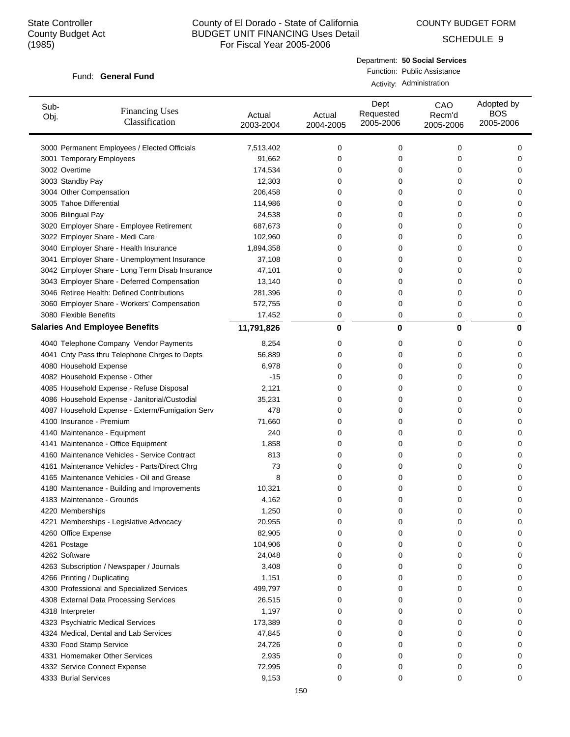State Controller
County Budget Act
(1985)

# County of El Dorado - State of California
## BUDGET UNIT FINANCING Uses Detail
For Fiscal Year 2005-2006

COUNTY BUDGET FORM

SCHEDULE 9

Fund: **General Fund**

Department: **50 Social Services**
Function: Public Assistance
Activity: Administration

| Sub-Obj. | Financing Uses Classification | Actual 2003-2004 | Actual 2004-2005 | Dept Requested 2005-2006 | CAO Recm'd 2005-2006 | Adopted by BOS 2005-2006 |
|---|---|---|---|---|---|---|
| 3000 | Permanent Employees / Elected Officials | 7,513,402 | 0 | 0 | 0 | 0 |
| 3001 | Temporary Employees | 91,662 | 0 | 0 | 0 | 0 |
| 3002 | Overtime | 174,534 | 0 | 0 | 0 | 0 |
| 3003 | Standby Pay | 12,303 | 0 | 0 | 0 | 0 |
| 3004 | Other Compensation | 206,458 | 0 | 0 | 0 | 0 |
| 3005 | Tahoe Differential | 114,986 | 0 | 0 | 0 | 0 |
| 3006 | Bilingual Pay | 24,538 | 0 | 0 | 0 | 0 |
| 3020 | Employer Share - Employee Retirement | 687,673 | 0 | 0 | 0 | 0 |
| 3022 | Employer Share - Medi Care | 102,960 | 0 | 0 | 0 | 0 |
| 3040 | Employer Share - Health Insurance | 1,894,358 | 0 | 0 | 0 | 0 |
| 3041 | Employer Share - Unemployment Insurance | 37,108 | 0 | 0 | 0 | 0 |
| 3042 | Employer Share - Long Term Disab Insurance | 47,101 | 0 | 0 | 0 | 0 |
| 3043 | Employer Share - Deferred Compensation | 13,140 | 0 | 0 | 0 | 0 |
| 3046 | Retiree Health: Defined Contributions | 281,396 | 0 | 0 | 0 | 0 |
| 3060 | Employer Share - Workers' Compensation | 572,755 | 0 | 0 | 0 | 0 |
| 3080 | Flexible Benefits | 17,452 | 0 | 0 | 0 | 0 |
| **Salaries And Employee Benefits** | | **11,791,826** | **0** | **0** | **0** | **0** |
| 4040 | Telephone Company Vendor Payments | 8,254 | 0 | 0 | 0 | 0 |
| 4041 | Cnty Pass thru Telephone Chrges to Depts | 56,889 | 0 | 0 | 0 | 0 |
| 4080 | Household Expense | 6,978 | 0 | 0 | 0 | 0 |
| 4082 | Household Expense - Other | -15 | 0 | 0 | 0 | 0 |
| 4085 | Household Expense - Refuse Disposal | 2,121 | 0 | 0 | 0 | 0 |
| 4086 | Household Expense - Janitorial/Custodial | 35,231 | 0 | 0 | 0 | 0 |
| 4087 | Household Expense - Exterm/Fumigation Serv | 478 | 0 | 0 | 0 | 0 |
| 4100 | Insurance - Premium | 71,660 | 0 | 0 | 0 | 0 |
| 4140 | Maintenance - Equipment | 240 | 0 | 0 | 0 | 0 |
| 4141 | Maintenance - Office Equipment | 1,858 | 0 | 0 | 0 | 0 |
| 4160 | Maintenance Vehicles - Service Contract | 813 | 0 | 0 | 0 | 0 |
| 4161 | Maintenance Vehicles - Parts/Direct Chrg | 73 | 0 | 0 | 0 | 0 |
| 4165 | Maintenance Vehicles - Oil and Grease | 8 | 0 | 0 | 0 | 0 |
| 4180 | Maintenance - Building and Improvements | 10,321 | 0 | 0 | 0 | 0 |
| 4183 | Maintenance - Grounds | 4,162 | 0 | 0 | 0 | 0 |
| 4220 | Memberships | 1,250 | 0 | 0 | 0 | 0 |
| 4221 | Memberships - Legislative Advocacy | 20,955 | 0 | 0 | 0 | 0 |
| 4260 | Office Expense | 82,905 | 0 | 0 | 0 | 0 |
| 4261 | Postage | 104,906 | 0 | 0 | 0 | 0 |
| 4262 | Software | 24,048 | 0 | 0 | 0 | 0 |
| 4263 | Subscription / Newspaper / Journals | 3,408 | 0 | 0 | 0 | 0 |
| 4266 | Printing / Duplicating | 1,151 | 0 | 0 | 0 | 0 |
| 4300 | Professional and Specialized Services | 499,797 | 0 | 0 | 0 | 0 |
| 4308 | External Data Processing Services | 26,515 | 0 | 0 | 0 | 0 |
| 4318 | Interpreter | 1,197 | 0 | 0 | 0 | 0 |
| 4323 | Psychiatric Medical Services | 173,389 | 0 | 0 | 0 | 0 |
| 4324 | Medical, Dental and Lab Services | 47,845 | 0 | 0 | 0 | 0 |
| 4330 | Food Stamp Service | 24,726 | 0 | 0 | 0 | 0 |
| 4331 | Homemaker Other Services | 2,935 | 0 | 0 | 0 | 0 |
| 4332 | Service Connect Expense | 72,995 | 0 | 0 | 0 | 0 |
| 4333 | Burial Services | 9,153 | 0 | 0 | 0 | 0 |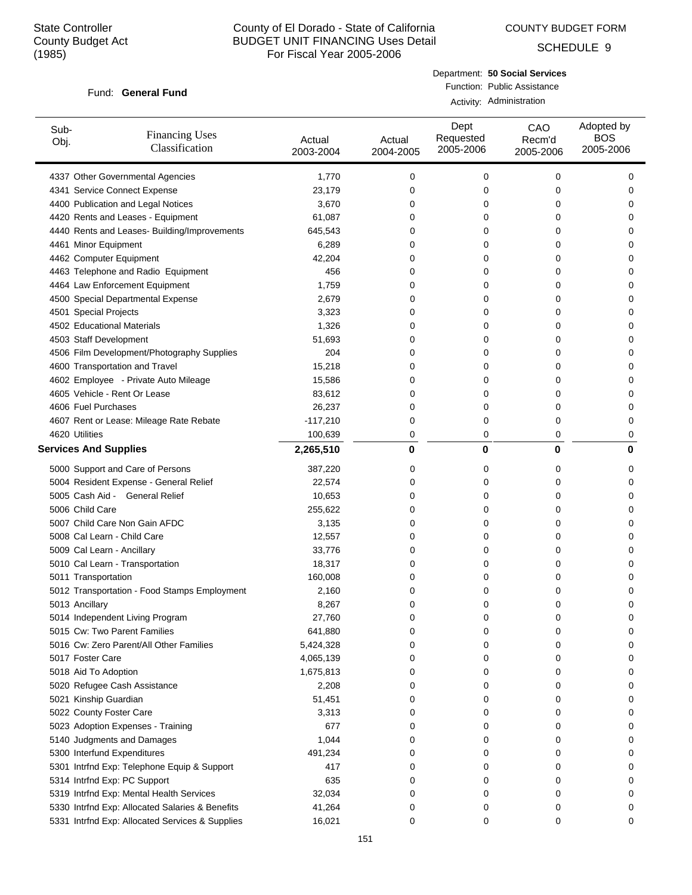State Controller
County Budget Act
(1985)

# County of El Dorado - State of California
## BUDGET UNIT FINANCING Uses Detail
### For Fiscal Year 2005-2006

COUNTY BUDGET FORM

SCHEDULE 9

Fund: **General Fund**

Department: **50 Social Services**
Function: Public Assistance
Activity: Administration

| Sub-Obj. | Financing Uses Classification | Actual 2003-2004 | Actual 2004-2005 | Dept Requested 2005-2006 | CAO Recm'd 2005-2006 | Adopted by BOS 2005-2006 |
|---|---|---|---|---|---|---|
| 4337 | Other Governmental Agencies | 1,770 | 0 | 0 | 0 | 0 |
| 4341 | Service Connect Expense | 23,179 | 0 | 0 | 0 | 0 |
| 4400 | Publication and Legal Notices | 3,670 | 0 | 0 | 0 | 0 |
| 4420 | Rents and Leases - Equipment | 61,087 | 0 | 0 | 0 | 0 |
| 4440 | Rents and Leases- Building/Improvements | 645,543 | 0 | 0 | 0 | 0 |
| 4461 | Minor Equipment | 6,289 | 0 | 0 | 0 | 0 |
| 4462 | Computer Equipment | 42,204 | 0 | 0 | 0 | 0 |
| 4463 | Telephone and Radio Equipment | 456 | 0 | 0 | 0 | 0 |
| 4464 | Law Enforcement Equipment | 1,759 | 0 | 0 | 0 | 0 |
| 4500 | Special Departmental Expense | 2,679 | 0 | 0 | 0 | 0 |
| 4501 | Special Projects | 3,323 | 0 | 0 | 0 | 0 |
| 4502 | Educational Materials | 1,326 | 0 | 0 | 0 | 0 |
| 4503 | Staff Development | 51,693 | 0 | 0 | 0 | 0 |
| 4506 | Film Development/Photography Supplies | 204 | 0 | 0 | 0 | 0 |
| 4600 | Transportation and Travel | 15,218 | 0 | 0 | 0 | 0 |
| 4602 | Employee - Private Auto Mileage | 15,586 | 0 | 0 | 0 | 0 |
| 4605 | Vehicle - Rent Or Lease | 83,612 | 0 | 0 | 0 | 0 |
| 4606 | Fuel Purchases | 26,237 | 0 | 0 | 0 | 0 |
| 4607 | Rent or Lease: Mileage Rate Rebate | -117,210 | 0 | 0 | 0 | 0 |
| 4620 | Utilities | 100,639 | 0 | 0 | 0 | 0 |
| **Services And Supplies** | | **2,265,510** | **0** | **0** | **0** | **0** |
| 5000 | Support and Care of Persons | 387,220 | 0 | 0 | 0 | 0 |
| 5004 | Resident Expense - General Relief | 22,574 | 0 | 0 | 0 | 0 |
| 5005 | Cash Aid - General Relief | 10,653 | 0 | 0 | 0 | 0 |
| 5006 | Child Care | 255,622 | 0 | 0 | 0 | 0 |
| 5007 | Child Care Non Gain AFDC | 3,135 | 0 | 0 | 0 | 0 |
| 5008 | Cal Learn - Child Care | 12,557 | 0 | 0 | 0 | 0 |
| 5009 | Cal Learn - Ancillary | 33,776 | 0 | 0 | 0 | 0 |
| 5010 | Cal Learn - Transportation | 18,317 | 0 | 0 | 0 | 0 |
| 5011 | Transportation | 160,008 | 0 | 0 | 0 | 0 |
| 5012 | Transportation - Food Stamps Employment | 2,160 | 0 | 0 | 0 | 0 |
| 5013 | Ancillary | 8,267 | 0 | 0 | 0 | 0 |
| 5014 | Independent Living Program | 27,760 | 0 | 0 | 0 | 0 |
| 5015 | Cw: Two Parent Families | 641,880 | 0 | 0 | 0 | 0 |
| 5016 | Cw: Zero Parent/All Other Families | 5,424,328 | 0 | 0 | 0 | 0 |
| 5017 | Foster Care | 4,065,139 | 0 | 0 | 0 | 0 |
| 5018 | Aid To Adoption | 1,675,813 | 0 | 0 | 0 | 0 |
| 5020 | Refugee Cash Assistance | 2,208 | 0 | 0 | 0 | 0 |
| 5021 | Kinship Guardian | 51,451 | 0 | 0 | 0 | 0 |
| 5022 | County Foster Care | 3,313 | 0 | 0 | 0 | 0 |
| 5023 | Adoption Expenses - Training | 677 | 0 | 0 | 0 | 0 |
| 5140 | Judgments and Damages | 1,044 | 0 | 0 | 0 | 0 |
| 5300 | Interfund Expenditures | 491,234 | 0 | 0 | 0 | 0 |
| 5301 | Intrfnd Exp: Telephone Equip & Support | 417 | 0 | 0 | 0 | 0 |
| 5314 | Intrfnd Exp: PC Support | 635 | 0 | 0 | 0 | 0 |
| 5319 | Intrfnd Exp: Mental Health Services | 32,034 | 0 | 0 | 0 | 0 |
| 5330 | Intrfnd Exp: Allocated Salaries & Benefits | 41,264 | 0 | 0 | 0 | 0 |
| 5331 | Intrfnd Exp: Allocated Services & Supplies | 16,021 | 0 | 0 | 0 | 0 |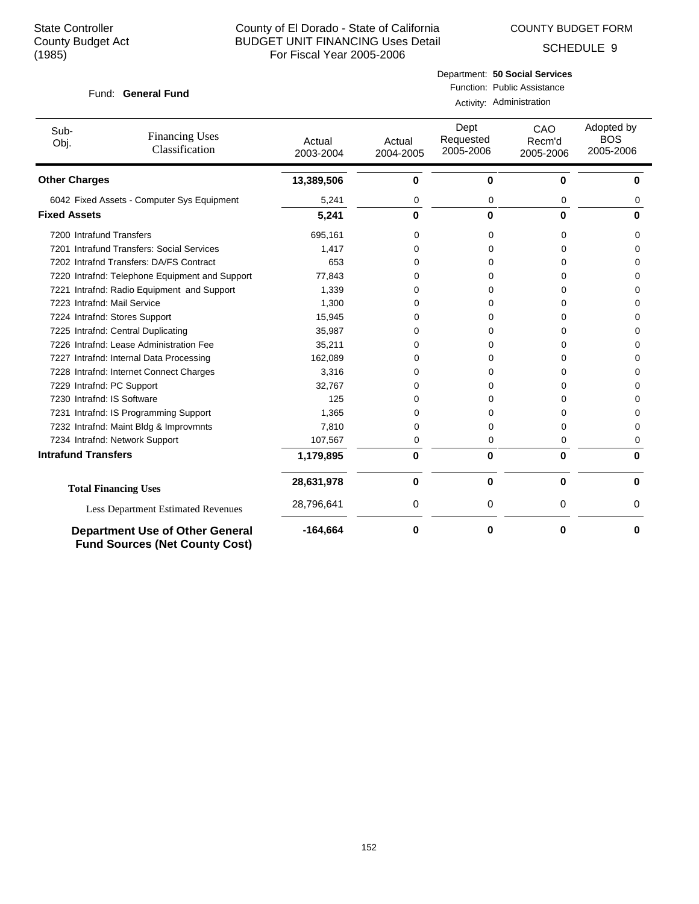State Controller
County Budget Act
(1985)

County of El Dorado - State of California
BUDGET UNIT FINANCING Uses Detail
For Fiscal Year 2005-2006

COUNTY BUDGET FORM
SCHEDULE 9

Fund: **General Fund**

Department: **50 Social Services**
Function: Public Assistance
Activity: Administration

| Sub-Obj. | Financing Uses Classification | Actual 2003-2004 | Actual 2004-2005 | Dept Requested 2005-2006 | CAO Recm'd 2005-2006 | Adopted by BOS 2005-2006 |
|---|---|---|---|---|---|---|
| **Other Charges** | | **13,389,506** | **0** | **0** | **0** | **0** |
| 6042 | Fixed Assets - Computer Sys Equipment | 5,241 | 0 | 0 | 0 | 0 |
| **Fixed Assets** | | **5,241** | **0** | **0** | **0** | **0** |
| 7200 | Intrafund Transfers | 695,161 | 0 | 0 | 0 | 0 |
| 7201 | Intrafund Transfers: Social Services | 1,417 | 0 | 0 | 0 | 0 |
| 7202 | Intrafnd Transfers: DA/FS Contract | 653 | 0 | 0 | 0 | 0 |
| 7220 | Intrafnd: Telephone Equipment and Support | 77,843 | 0 | 0 | 0 | 0 |
| 7221 | Intrafnd: Radio Equipment and Support | 1,339 | 0 | 0 | 0 | 0 |
| 7223 | Intrafnd: Mail Service | 1,300 | 0 | 0 | 0 | 0 |
| 7224 | Intrafnd: Stores Support | 15,945 | 0 | 0 | 0 | 0 |
| 7225 | Intrafnd: Central Duplicating | 35,987 | 0 | 0 | 0 | 0 |
| 7226 | Intrafnd: Lease Administration Fee | 35,211 | 0 | 0 | 0 | 0 |
| 7227 | Intrafnd: Internal Data Processing | 162,089 | 0 | 0 | 0 | 0 |
| 7228 | Intrafnd: Internet Connect Charges | 3,316 | 0 | 0 | 0 | 0 |
| 7229 | Intrafnd: PC Support | 32,767 | 0 | 0 | 0 | 0 |
| 7230 | Intrafnd: IS Software | 125 | 0 | 0 | 0 | 0 |
| 7231 | Intrafnd: IS Programming Support | 1,365 | 0 | 0 | 0 | 0 |
| 7232 | Intrafnd: Maint Bldg & Improvmnts | 7,810 | 0 | 0 | 0 | 0 |
| 7234 | Intrafnd: Network Support | 107,567 | 0 | 0 | 0 | 0 |
| **Intrafund Transfers** | | **1,179,895** | **0** | **0** | **0** | **0** |
| **Total Financing Uses** | | **28,631,978** | **0** | **0** | **0** | **0** |
| | Less Department Estimated Revenues | 28,796,641 | 0 | 0 | 0 | 0 |
| **Department Use of Other General Fund Sources (Net County Cost)** | | **-164,664** | **0** | **0** | **0** | **0** |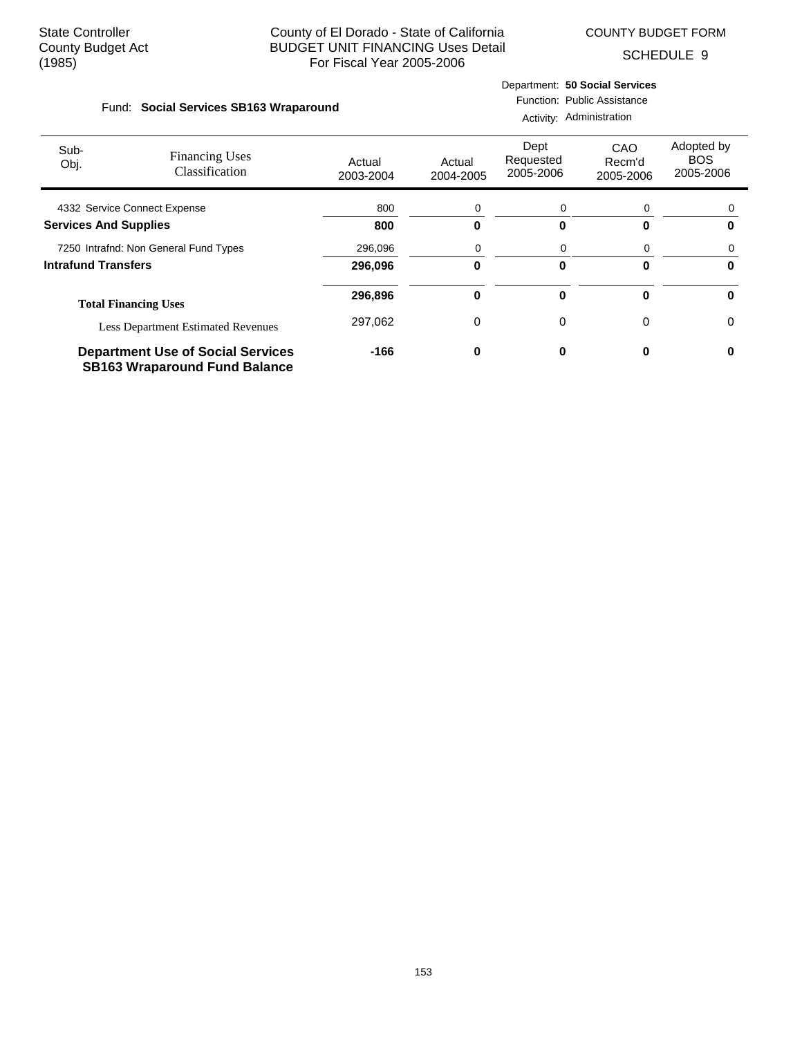State Controller
County Budget Act
(1985)

County of El Dorado - State of California
BUDGET UNIT FINANCING Uses Detail
For Fiscal Year 2005-2006

COUNTY BUDGET FORM

SCHEDULE 9

Fund: **Social Services SB163 Wraparound**

Department: **50 Social Services**
Function: Public Assistance
Activity: Administration

| Sub-Obj. | Financing Uses Classification | Actual 2003-2004 | Actual 2004-2005 | Dept Requested 2005-2006 | CAO Recm'd 2005-2006 | Adopted by BOS 2005-2006 |
|---|---|---|---|---|---|---|
| 4332 | Service Connect Expense | 800 | 0 | 0 | 0 | 0 |
| **Services And Supplies** | | **800** | **0** | **0** | **0** | **0** |
| 7250 | Intrafnd: Non General Fund Types | 296,096 | 0 | 0 | 0 | 0 |
| **Intrafund Transfers** | | **296,096** | **0** | **0** | **0** | **0** |
| **Total Financing Uses** | | **296,896** | **0** | **0** | **0** | **0** |
| | Less Department Estimated Revenues | 297,062 | 0 | 0 | 0 | 0 |
| **Department Use of Social Services SB163 Wraparound Fund Balance** | | **-166** | **0** | **0** | **0** | **0** |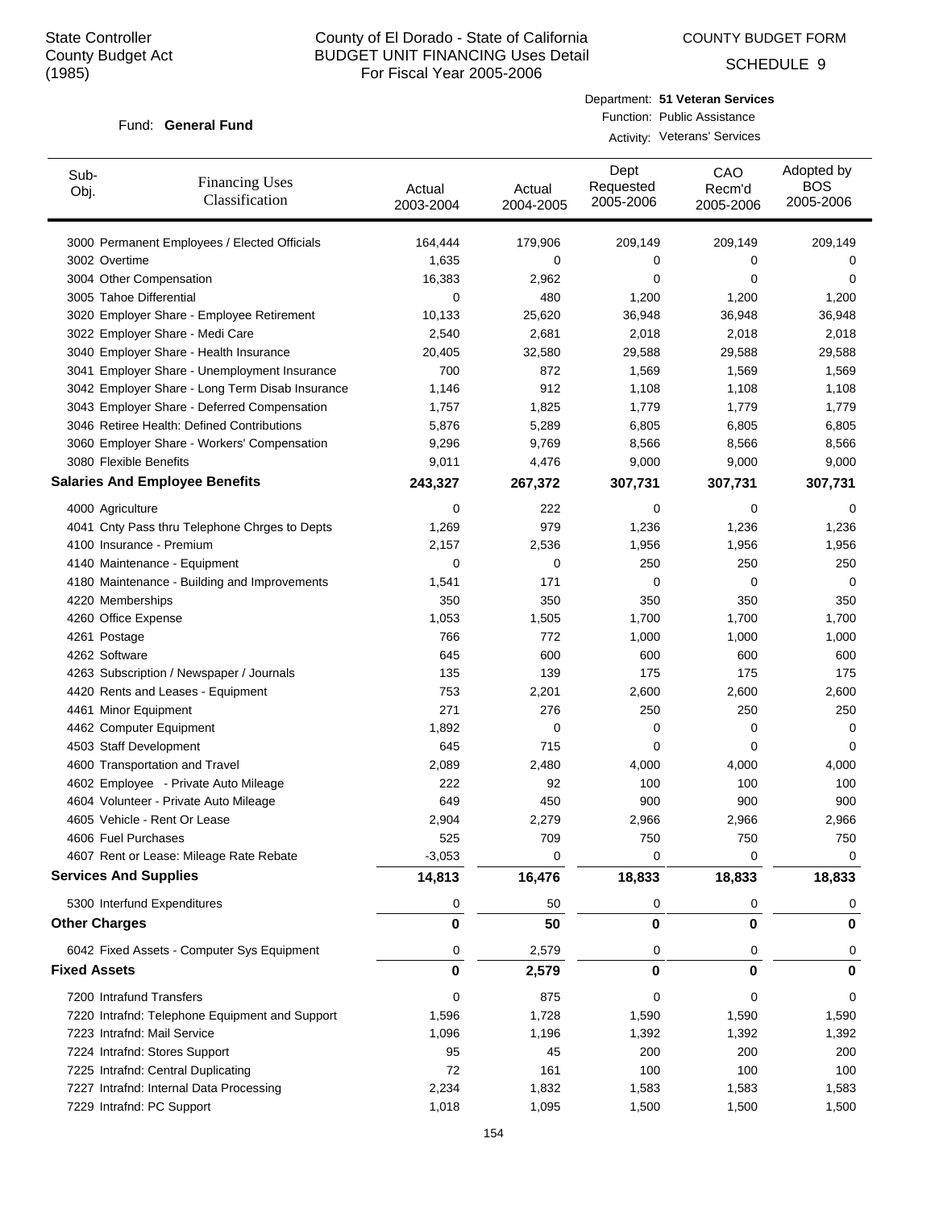State Controller
County Budget Act
(1985)

# County of El Dorado - State of California
## BUDGET UNIT FINANCING Uses Detail
### For Fiscal Year 2005-2006

COUNTY BUDGET FORM

SCHEDULE 9

Fund: **General Fund**

Department: **51 Veteran Services**
Function: Public Assistance
Activity: Veterans' Services

| Sub-Obj. | Financing Uses Classification | Actual 2003-2004 | Actual 2004-2005 | Dept Requested 2005-2006 | CAO Recm'd 2005-2006 | Adopted by BOS 2005-2006 |
|---|---|---|---|---|---|---|
| 3000 | Permanent Employees / Elected Officials | 164,444 | 179,906 | 209,149 | 209,149 | 209,149 |
| 3002 | Overtime | 1,635 | 0 | 0 | 0 | 0 |
| 3004 | Other Compensation | 16,383 | 2,962 | 0 | 0 | 0 |
| 3005 | Tahoe Differential | 0 | 480 | 1,200 | 1,200 | 1,200 |
| 3020 | Employer Share - Employee Retirement | 10,133 | 25,620 | 36,948 | 36,948 | 36,948 |
| 3022 | Employer Share - Medi Care | 2,540 | 2,681 | 2,018 | 2,018 | 2,018 |
| 3040 | Employer Share - Health Insurance | 20,405 | 32,580 | 29,588 | 29,588 | 29,588 |
| 3041 | Employer Share - Unemployment Insurance | 700 | 872 | 1,569 | 1,569 | 1,569 |
| 3042 | Employer Share - Long Term Disab Insurance | 1,146 | 912 | 1,108 | 1,108 | 1,108 |
| 3043 | Employer Share - Deferred Compensation | 1,757 | 1,825 | 1,779 | 1,779 | 1,779 |
| 3046 | Retiree Health: Defined Contributions | 5,876 | 5,289 | 6,805 | 6,805 | 6,805 |
| 3060 | Employer Share - Workers' Compensation | 9,296 | 9,769 | 8,566 | 8,566 | 8,566 |
| 3080 | Flexible Benefits | 9,011 | 4,476 | 9,000 | 9,000 | 9,000 |
| **Salaries And Employee Benefits** | | **243,327** | **267,372** | **307,731** | **307,731** | **307,731** |
| 4000 | Agriculture | 0 | 222 | 0 | 0 | 0 |
| 4041 | Cnty Pass thru Telephone Chrges to Depts | 1,269 | 979 | 1,236 | 1,236 | 1,236 |
| 4100 | Insurance - Premium | 2,157 | 2,536 | 1,956 | 1,956 | 1,956 |
| 4140 | Maintenance - Equipment | 0 | 0 | 250 | 250 | 250 |
| 4180 | Maintenance - Building and Improvements | 1,541 | 171 | 0 | 0 | 0 |
| 4220 | Memberships | 350 | 350 | 350 | 350 | 350 |
| 4260 | Office Expense | 1,053 | 1,505 | 1,700 | 1,700 | 1,700 |
| 4261 | Postage | 766 | 772 | 1,000 | 1,000 | 1,000 |
| 4262 | Software | 645 | 600 | 600 | 600 | 600 |
| 4263 | Subscription / Newspaper / Journals | 135 | 139 | 175 | 175 | 175 |
| 4420 | Rents and Leases - Equipment | 753 | 2,201 | 2,600 | 2,600 | 2,600 |
| 4461 | Minor Equipment | 271 | 276 | 250 | 250 | 250 |
| 4462 | Computer Equipment | 1,892 | 0 | 0 | 0 | 0 |
| 4503 | Staff Development | 645 | 715 | 0 | 0 | 0 |
| 4600 | Transportation and Travel | 2,089 | 2,480 | 4,000 | 4,000 | 4,000 |
| 4602 | Employee - Private Auto Mileage | 222 | 92 | 100 | 100 | 100 |
| 4604 | Volunteer - Private Auto Mileage | 649 | 450 | 900 | 900 | 900 |
| 4605 | Vehicle - Rent Or Lease | 2,904 | 2,279 | 2,966 | 2,966 | 2,966 |
| 4606 | Fuel Purchases | 525 | 709 | 750 | 750 | 750 |
| 4607 | Rent or Lease: Mileage Rate Rebate | -3,053 | 0 | 0 | 0 | 0 |
| **Services And Supplies** | | **14,813** | **16,476** | **18,833** | **18,833** | **18,833** |
| 5300 | Interfund Expenditures | 0 | 50 | 0 | 0 | 0 |
| **Other Charges** | | **0** | **50** | **0** | **0** | **0** |
| 6042 | Fixed Assets - Computer Sys Equipment | 0 | 2,579 | 0 | 0 | 0 |
| **Fixed Assets** | | **0** | **2,579** | **0** | **0** | **0** |
| 7200 | Intrafund Transfers | 0 | 875 | 0 | 0 | 0 |
| 7220 | Intrafnd: Telephone Equipment and Support | 1,596 | 1,728 | 1,590 | 1,590 | 1,590 |
| 7223 | Intrafnd: Mail Service | 1,096 | 1,196 | 1,392 | 1,392 | 1,392 |
| 7224 | Intrafnd: Stores Support | 95 | 45 | 200 | 200 | 200 |
| 7225 | Intrafnd: Central Duplicating | 72 | 161 | 100 | 100 | 100 |
| 7227 | Intrafnd: Internal Data Processing | 2,234 | 1,832 | 1,583 | 1,583 | 1,583 |
| 7229 | Intrafnd: PC Support | 1,018 | 1,095 | 1,500 | 1,500 | 1,500 |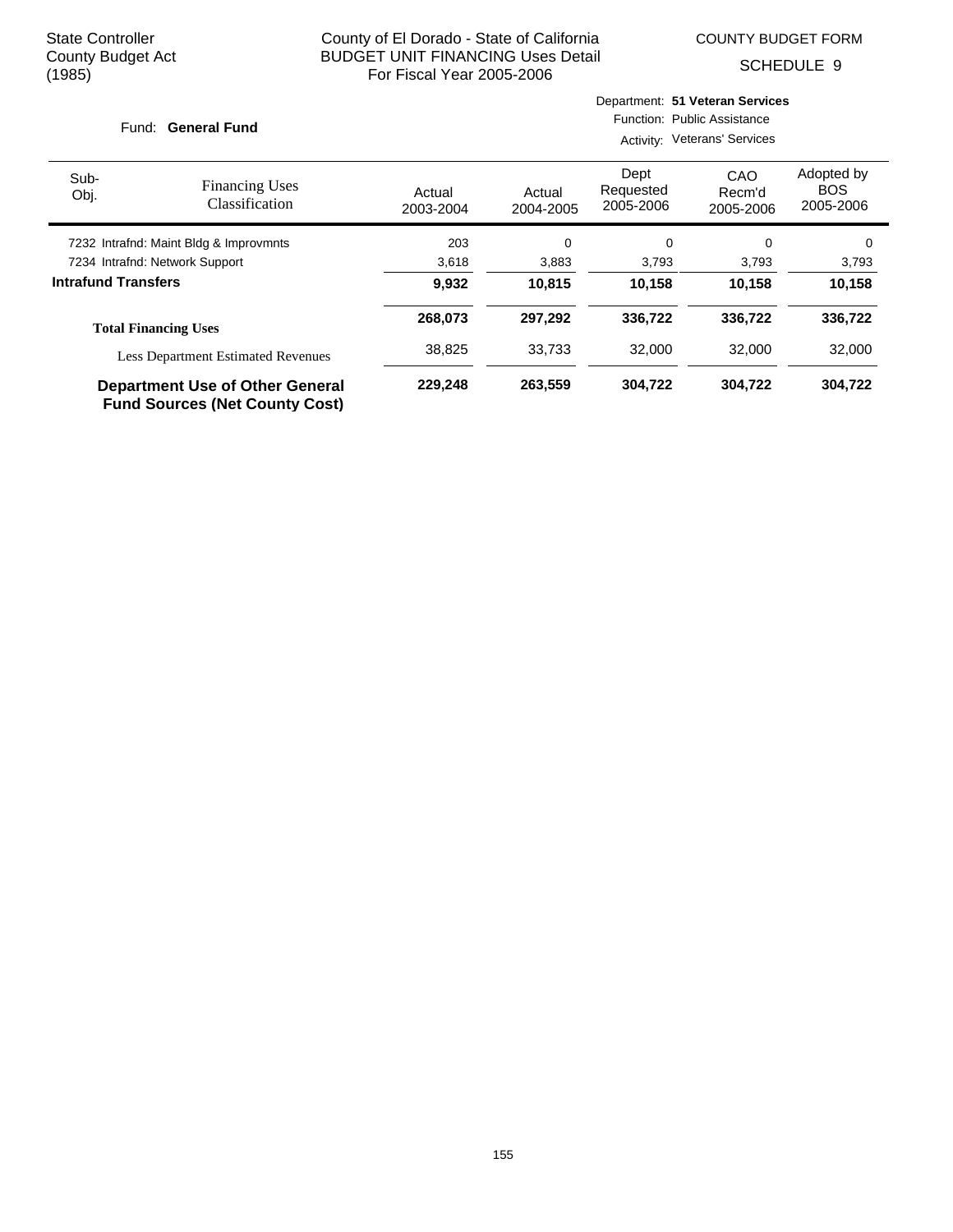State Controller
County Budget Act
(1985)

County of El Dorado - State of California
BUDGET UNIT FINANCING Uses Detail
For Fiscal Year 2005-2006

COUNTY BUDGET FORM
SCHEDULE 9

Fund: **General Fund**

Department: **51 Veteran Services**
Function: Public Assistance
Activity: Veterans' Services

| Sub-Obj. | Financing Uses Classification | Actual 2003-2004 | Actual 2004-2005 | Dept Requested 2005-2006 | CAO Recm'd 2005-2006 | Adopted by BOS 2005-2006 |
|---|---|---|---|---|---|---|
| 7232 | Intrafnd: Maint Bldg & Improvmnts | 203 | 0 | 0 | 0 | 0 |
| 7234 | Intrafnd: Network Support | 3,618 | 3,883 | 3,793 | 3,793 | 3,793 |
| **Intrafund Transfers** | | **9,932** | **10,815** | **10,158** | **10,158** | **10,158** |
| **Total Financing Uses** | | **268,073** | **297,292** | **336,722** | **336,722** | **336,722** |
| | Less Department Estimated Revenues | 38,825 | 33,733 | 32,000 | 32,000 | 32,000 |
| **Department Use of Other General Fund Sources (Net County Cost)** | | **229,248** | **263,559** | **304,722** | **304,722** | **304,722** |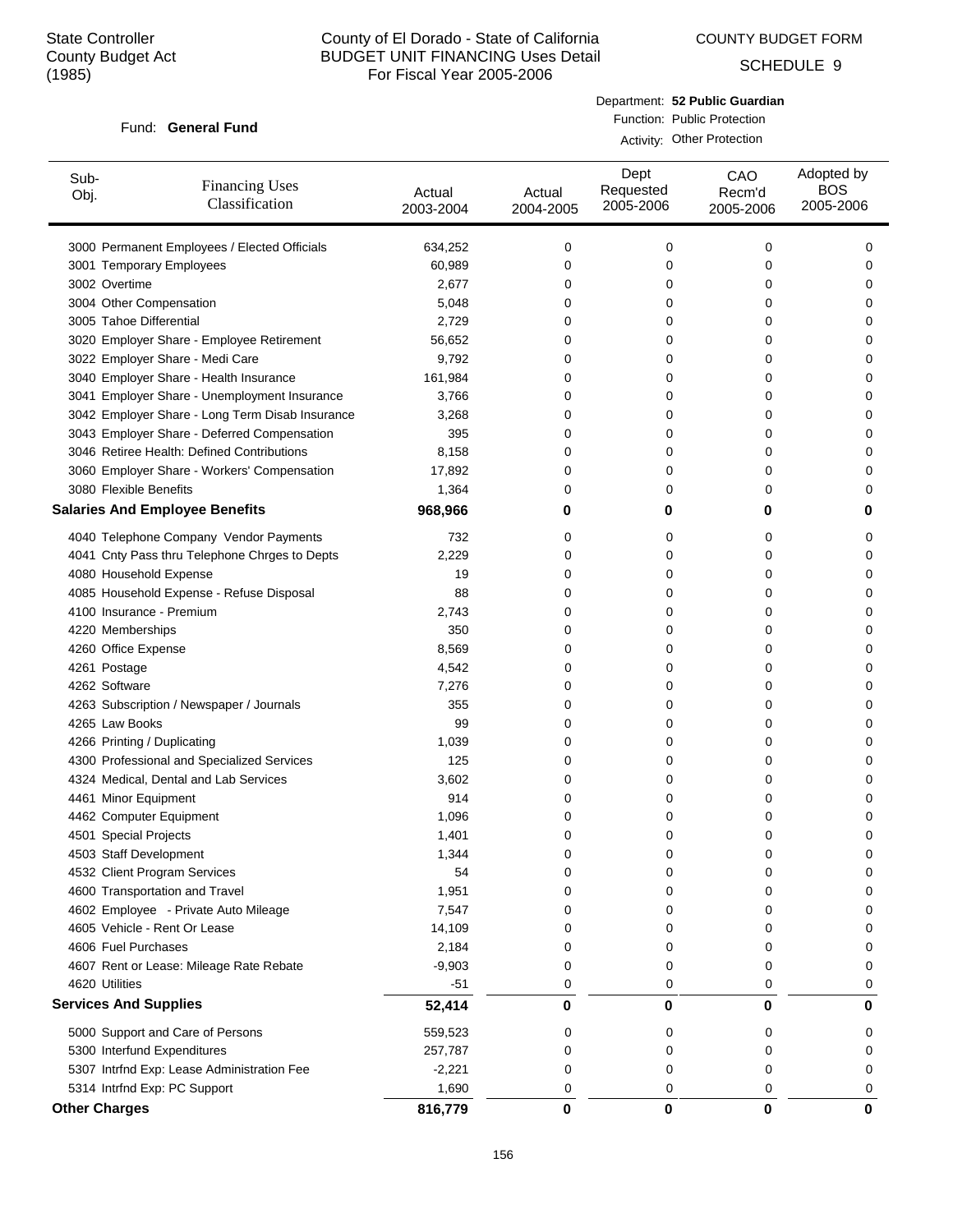State Controller
County Budget Act
(1985)

# County of El Dorado - State of California
## BUDGET UNIT FINANCING Uses Detail
For Fiscal Year 2005-2006

COUNTY BUDGET FORM

SCHEDULE 9

Fund: **General Fund**

Department: **52 Public Guardian**
Function: Public Protection
Activity: Other Protection

| Sub-Obj. | Financing Uses Classification | Actual 2003-2004 | Actual 2004-2005 | Dept Requested 2005-2006 | CAO Recm'd 2005-2006 | Adopted by BOS 2005-2006 |
|---|---|---|---|---|---|---|
| 3000 | Permanent Employees / Elected Officials | 634,252 | 0 | 0 | 0 | 0 |
| 3001 | Temporary Employees | 60,989 | 0 | 0 | 0 | 0 |
| 3002 | Overtime | 2,677 | 0 | 0 | 0 | 0 |
| 3004 | Other Compensation | 5,048 | 0 | 0 | 0 | 0 |
| 3005 | Tahoe Differential | 2,729 | 0 | 0 | 0 | 0 |
| 3020 | Employer Share - Employee Retirement | 56,652 | 0 | 0 | 0 | 0 |
| 3022 | Employer Share - Medi Care | 9,792 | 0 | 0 | 0 | 0 |
| 3040 | Employer Share - Health Insurance | 161,984 | 0 | 0 | 0 | 0 |
| 3041 | Employer Share - Unemployment Insurance | 3,766 | 0 | 0 | 0 | 0 |
| 3042 | Employer Share - Long Term Disab Insurance | 3,268 | 0 | 0 | 0 | 0 |
| 3043 | Employer Share - Deferred Compensation | 395 | 0 | 0 | 0 | 0 |
| 3046 | Retiree Health: Defined Contributions | 8,158 | 0 | 0 | 0 | 0 |
| 3060 | Employer Share - Workers' Compensation | 17,892 | 0 | 0 | 0 | 0 |
| 3080 | Flexible Benefits | 1,364 | 0 | 0 | 0 | 0 |
| **Salaries And Employee Benefits** | | **968,966** | **0** | **0** | **0** | **0** |
| 4040 | Telephone Company Vendor Payments | 732 | 0 | 0 | 0 | 0 |
| 4041 | Cnty Pass thru Telephone Chrges to Depts | 2,229 | 0 | 0 | 0 | 0 |
| 4080 | Household Expense | 19 | 0 | 0 | 0 | 0 |
| 4085 | Household Expense - Refuse Disposal | 88 | 0 | 0 | 0 | 0 |
| 4100 | Insurance - Premium | 2,743 | 0 | 0 | 0 | 0 |
| 4220 | Memberships | 350 | 0 | 0 | 0 | 0 |
| 4260 | Office Expense | 8,569 | 0 | 0 | 0 | 0 |
| 4261 | Postage | 4,542 | 0 | 0 | 0 | 0 |
| 4262 | Software | 7,276 | 0 | 0 | 0 | 0 |
| 4263 | Subscription / Newspaper / Journals | 355 | 0 | 0 | 0 | 0 |
| 4265 | Law Books | 99 | 0 | 0 | 0 | 0 |
| 4266 | Printing / Duplicating | 1,039 | 0 | 0 | 0 | 0 |
| 4300 | Professional and Specialized Services | 125 | 0 | 0 | 0 | 0 |
| 4324 | Medical, Dental and Lab Services | 3,602 | 0 | 0 | 0 | 0 |
| 4461 | Minor Equipment | 914 | 0 | 0 | 0 | 0 |
| 4462 | Computer Equipment | 1,096 | 0 | 0 | 0 | 0 |
| 4501 | Special Projects | 1,401 | 0 | 0 | 0 | 0 |
| 4503 | Staff Development | 1,344 | 0 | 0 | 0 | 0 |
| 4532 | Client Program Services | 54 | 0 | 0 | 0 | 0 |
| 4600 | Transportation and Travel | 1,951 | 0 | 0 | 0 | 0 |
| 4602 | Employee - Private Auto Mileage | 7,547 | 0 | 0 | 0 | 0 |
| 4605 | Vehicle - Rent Or Lease | 14,109 | 0 | 0 | 0 | 0 |
| 4606 | Fuel Purchases | 2,184 | 0 | 0 | 0 | 0 |
| 4607 | Rent or Lease: Mileage Rate Rebate | -9,903 | 0 | 0 | 0 | 0 |
| 4620 | Utilities | -51 | 0 | 0 | 0 | 0 |
| **Services And Supplies** | | **52,414** | **0** | **0** | **0** | **0** |
| 5000 | Support and Care of Persons | 559,523 | 0 | 0 | 0 | 0 |
| 5300 | Interfund Expenditures | 257,787 | 0 | 0 | 0 | 0 |
| 5307 | Intrfnd Exp: Lease Administration Fee | -2,221 | 0 | 0 | 0 | 0 |
| 5314 | Intrfnd Exp: PC Support | 1,690 | 0 | 0 | 0 | 0 |
| **Other Charges** | | **816,779** | **0** | **0** | **0** | **0** |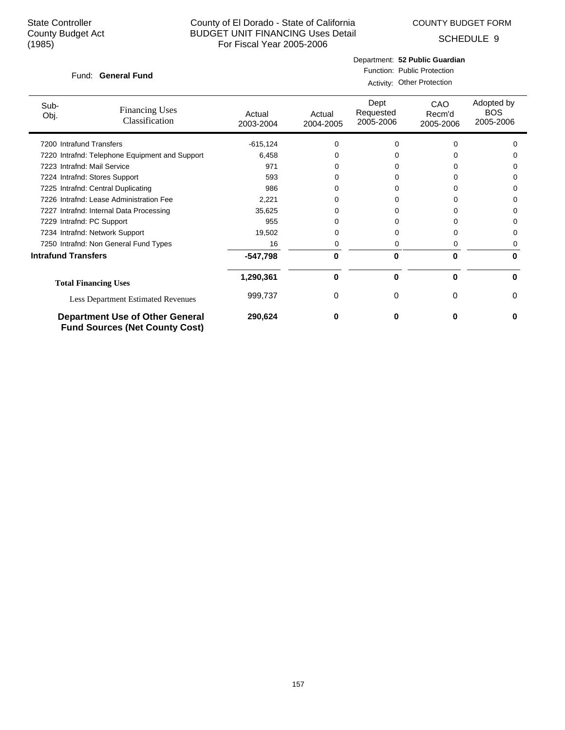State Controller
County Budget Act
(1985)

County of El Dorado - State of California
BUDGET UNIT FINANCING Uses Detail
For Fiscal Year 2005-2006

COUNTY BUDGET FORM
SCHEDULE 9

Fund: **General Fund**

Department: **52 Public Guardian**
Function: Public Protection
Activity: Other Protection

| Sub-Obj. | Financing Uses Classification | Actual 2003-2004 | Actual 2004-2005 | Dept Requested 2005-2006 | CAO Recm'd 2005-2006 | Adopted by BOS 2005-2006 |
|---|---|---|---|---|---|---|
| 7200 | Intrafund Transfers | -615,124 | 0 | 0 | 0 | 0 |
| 7220 | Intrafnd: Telephone Equipment and Support | 6,458 | 0 | 0 | 0 | 0 |
| 7223 | Intrafnd: Mail Service | 971 | 0 | 0 | 0 | 0 |
| 7224 | Intrafnd: Stores Support | 593 | 0 | 0 | 0 | 0 |
| 7225 | Intrafnd: Central Duplicating | 986 | 0 | 0 | 0 | 0 |
| 7226 | Intrafnd: Lease Administration Fee | 2,221 | 0 | 0 | 0 | 0 |
| 7227 | Intrafnd: Internal Data Processing | 35,625 | 0 | 0 | 0 | 0 |
| 7229 | Intrafnd: PC Support | 955 | 0 | 0 | 0 | 0 |
| 7234 | Intrafnd: Network Support | 19,502 | 0 | 0 | 0 | 0 |
| 7250 | Intrafnd: Non General Fund Types | 16 | 0 | 0 | 0 | 0 |
| **Intrafund Transfers** | | **-547,798** | **0** | **0** | **0** | **0** |
| **Total Financing Uses** | | **1,290,361** | **0** | **0** | **0** | **0** |
| Less Department Estimated Revenues | | 999,737 | 0 | 0 | 0 | 0 |
| **Department Use of Other General Fund Sources (Net County Cost)** | | **290,624** | **0** | **0** | **0** | **0** |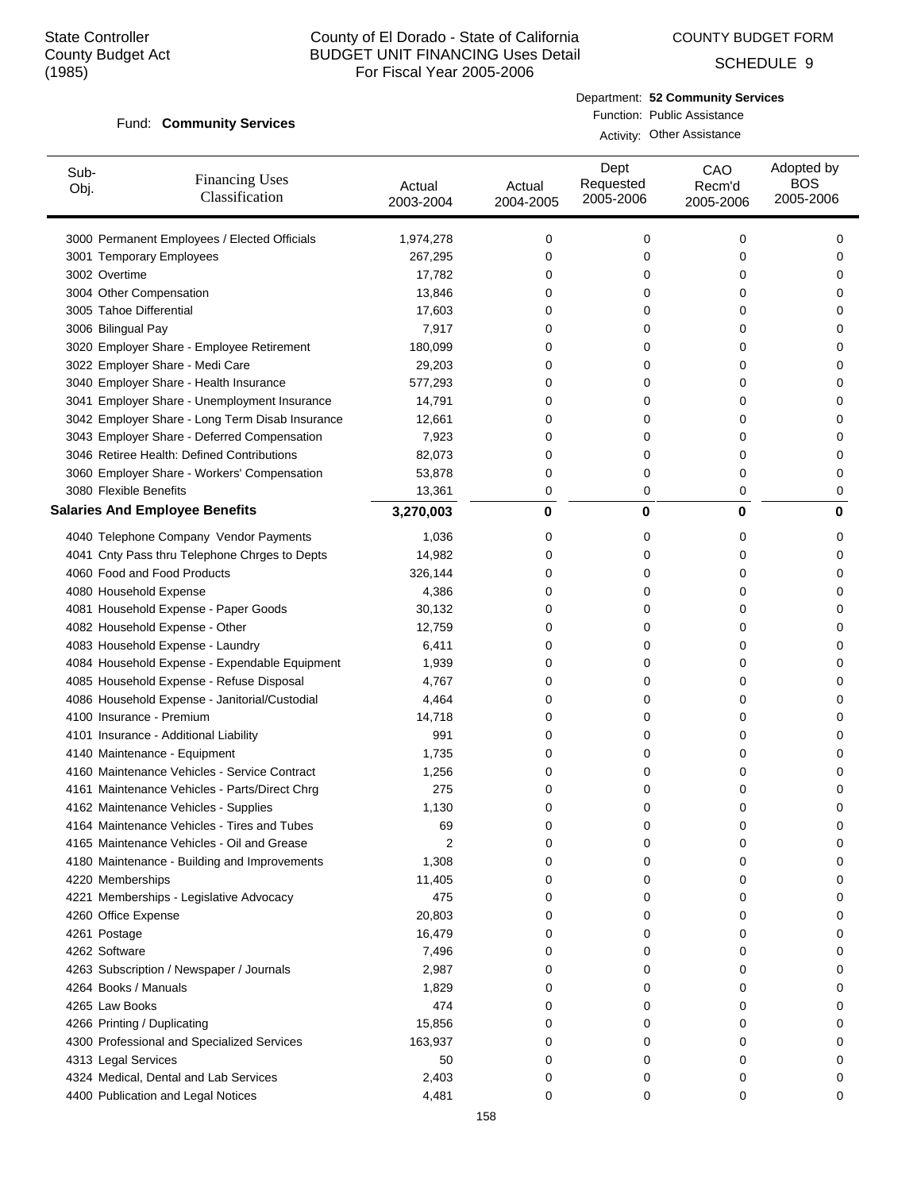State Controller
County Budget Act
(1985)

# County of El Dorado - State of California
## BUDGET UNIT FINANCING Uses Detail
## For Fiscal Year 2005-2006

COUNTY BUDGET FORM

SCHEDULE 9

Fund: **Community Services**

Department: **52 Community Services**
Function: Public Assistance
Activity: Other Assistance

| Sub-Obj. | Financing Uses Classification | Actual 2003-2004 | Actual 2004-2005 | Dept Requested 2005-2006 | CAO Recm'd 2005-2006 | Adopted by BOS 2005-2006 |
|---|---|---|---|---|---|---|
| 3000 | Permanent Employees / Elected Officials | 1,974,278 | 0 | 0 | 0 | 0 |
| 3001 | Temporary Employees | 267,295 | 0 | 0 | 0 | 0 |
| 3002 | Overtime | 17,782 | 0 | 0 | 0 | 0 |
| 3004 | Other Compensation | 13,846 | 0 | 0 | 0 | 0 |
| 3005 | Tahoe Differential | 17,603 | 0 | 0 | 0 | 0 |
| 3006 | Bilingual Pay | 7,917 | 0 | 0 | 0 | 0 |
| 3020 | Employer Share - Employee Retirement | 180,099 | 0 | 0 | 0 | 0 |
| 3022 | Employer Share - Medi Care | 29,203 | 0 | 0 | 0 | 0 |
| 3040 | Employer Share - Health Insurance | 577,293 | 0 | 0 | 0 | 0 |
| 3041 | Employer Share - Unemployment Insurance | 14,791 | 0 | 0 | 0 | 0 |
| 3042 | Employer Share - Long Term Disab Insurance | 12,661 | 0 | 0 | 0 | 0 |
| 3043 | Employer Share - Deferred Compensation | 7,923 | 0 | 0 | 0 | 0 |
| 3046 | Retiree Health: Defined Contributions | 82,073 | 0 | 0 | 0 | 0 |
| 3060 | Employer Share - Workers' Compensation | 53,878 | 0 | 0 | 0 | 0 |
| 3080 | Flexible Benefits | 13,361 | 0 | 0 | 0 | 0 |
| | **Salaries And Employee Benefits** | **3,270,003** | **0** | **0** | **0** | **0** |
| 4040 | Telephone Company Vendor Payments | 1,036 | 0 | 0 | 0 | 0 |
| 4041 | Cnty Pass thru Telephone Chrges to Depts | 14,982 | 0 | 0 | 0 | 0 |
| 4060 | Food and Food Products | 326,144 | 0 | 0 | 0 | 0 |
| 4080 | Household Expense | 4,386 | 0 | 0 | 0 | 0 |
| 4081 | Household Expense - Paper Goods | 30,132 | 0 | 0 | 0 | 0 |
| 4082 | Household Expense - Other | 12,759 | 0 | 0 | 0 | 0 |
| 4083 | Household Expense - Laundry | 6,411 | 0 | 0 | 0 | 0 |
| 4084 | Household Expense - Expendable Equipment | 1,939 | 0 | 0 | 0 | 0 |
| 4085 | Household Expense - Refuse Disposal | 4,767 | 0 | 0 | 0 | 0 |
| 4086 | Household Expense - Janitorial/Custodial | 4,464 | 0 | 0 | 0 | 0 |
| 4100 | Insurance - Premium | 14,718 | 0 | 0 | 0 | 0 |
| 4101 | Insurance - Additional Liability | 991 | 0 | 0 | 0 | 0 |
| 4140 | Maintenance - Equipment | 1,735 | 0 | 0 | 0 | 0 |
| 4160 | Maintenance Vehicles - Service Contract | 1,256 | 0 | 0 | 0 | 0 |
| 4161 | Maintenance Vehicles - Parts/Direct Chrg | 275 | 0 | 0 | 0 | 0 |
| 4162 | Maintenance Vehicles - Supplies | 1,130 | 0 | 0 | 0 | 0 |
| 4164 | Maintenance Vehicles - Tires and Tubes | 69 | 0 | 0 | 0 | 0 |
| 4165 | Maintenance Vehicles - Oil and Grease | 2 | 0 | 0 | 0 | 0 |
| 4180 | Maintenance - Building and Improvements | 1,308 | 0 | 0 | 0 | 0 |
| 4220 | Memberships | 11,405 | 0 | 0 | 0 | 0 |
| 4221 | Memberships - Legislative Advocacy | 475 | 0 | 0 | 0 | 0 |
| 4260 | Office Expense | 20,803 | 0 | 0 | 0 | 0 |
| 4261 | Postage | 16,479 | 0 | 0 | 0 | 0 |
| 4262 | Software | 7,496 | 0 | 0 | 0 | 0 |
| 4263 | Subscription / Newspaper / Journals | 2,987 | 0 | 0 | 0 | 0 |
| 4264 | Books / Manuals | 1,829 | 0 | 0 | 0 | 0 |
| 4265 | Law Books | 474 | 0 | 0 | 0 | 0 |
| 4266 | Printing / Duplicating | 15,856 | 0 | 0 | 0 | 0 |
| 4300 | Professional and Specialized Services | 163,937 | 0 | 0 | 0 | 0 |
| 4313 | Legal Services | 50 | 0 | 0 | 0 | 0 |
| 4324 | Medical, Dental and Lab Services | 2,403 | 0 | 0 | 0 | 0 |
| 4400 | Publication and Legal Notices | 4,481 | 0 | 0 | 0 | 0 |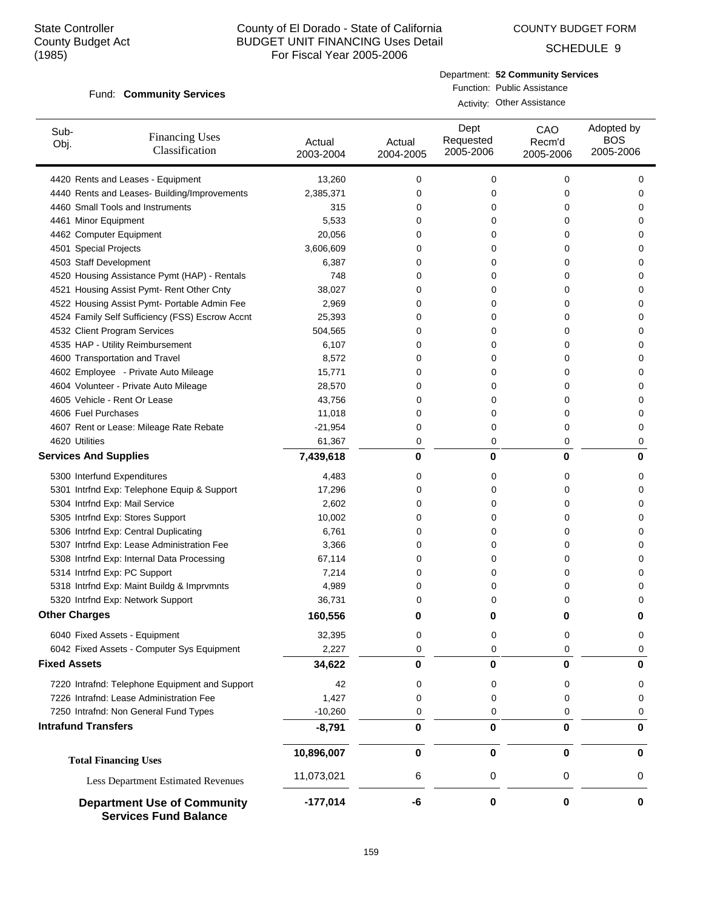State Controller
County Budget Act
(1985)

# County of El Dorado - State of California
## BUDGET UNIT FINANCING Uses Detail
For Fiscal Year 2005-2006

COUNTY BUDGET FORM
SCHEDULE 9

Fund: **Community Services**

Department: **52 Community Services**
Function: Public Assistance
Activity: Other Assistance

| Sub-Obj. | Financing Uses Classification | Actual 2003-2004 | Actual 2004-2005 | Dept Requested 2005-2006 | CAO Recm'd 2005-2006 | Adopted by BOS 2005-2006 |
|---|---|---|---|---|---|---|
| 4420 | Rents and Leases - Equipment | 13,260 | 0 | 0 | 0 | 0 |
| 4440 | Rents and Leases- Building/Improvements | 2,385,371 | 0 | 0 | 0 | 0 |
| 4460 | Small Tools and Instruments | 315 | 0 | 0 | 0 | 0 |
| 4461 | Minor Equipment | 5,533 | 0 | 0 | 0 | 0 |
| 4462 | Computer Equipment | 20,056 | 0 | 0 | 0 | 0 |
| 4501 | Special Projects | 3,606,609 | 0 | 0 | 0 | 0 |
| 4503 | Staff Development | 6,387 | 0 | 0 | 0 | 0 |
| 4520 | Housing Assistance Pymt (HAP) - Rentals | 748 | 0 | 0 | 0 | 0 |
| 4521 | Housing Assist Pymt- Rent Other Cnty | 38,027 | 0 | 0 | 0 | 0 |
| 4522 | Housing Assist Pymt- Portable Admin Fee | 2,969 | 0 | 0 | 0 | 0 |
| 4524 | Family Self Sufficiency (FSS) Escrow Accnt | 25,393 | 0 | 0 | 0 | 0 |
| 4532 | Client Program Services | 504,565 | 0 | 0 | 0 | 0 |
| 4535 | HAP - Utility Reimbursement | 6,107 | 0 | 0 | 0 | 0 |
| 4600 | Transportation and Travel | 8,572 | 0 | 0 | 0 | 0 |
| 4602 | Employee - Private Auto Mileage | 15,771 | 0 | 0 | 0 | 0 |
| 4604 | Volunteer - Private Auto Mileage | 28,570 | 0 | 0 | 0 | 0 |
| 4605 | Vehicle - Rent Or Lease | 43,756 | 0 | 0 | 0 | 0 |
| 4606 | Fuel Purchases | 11,018 | 0 | 0 | 0 | 0 |
| 4607 | Rent or Lease: Mileage Rate Rebate | -21,954 | 0 | 0 | 0 | 0 |
| 4620 | Utilities | 61,367 | 0 | 0 | 0 | 0 |
| **Services And Supplies** | | **7,439,618** | **0** | **0** | **0** | **0** |
| 5300 | Interfund Expenditures | 4,483 | 0 | 0 | 0 | 0 |
| 5301 | Intrfnd Exp: Telephone Equip & Support | 17,296 | 0 | 0 | 0 | 0 |
| 5304 | Intrfnd Exp: Mail Service | 2,602 | 0 | 0 | 0 | 0 |
| 5305 | Intrfnd Exp: Stores Support | 10,002 | 0 | 0 | 0 | 0 |
| 5306 | Intrfnd Exp: Central Duplicating | 6,761 | 0 | 0 | 0 | 0 |
| 5307 | Intrfnd Exp: Lease Administration Fee | 3,366 | 0 | 0 | 0 | 0 |
| 5308 | Intrfnd Exp: Internal Data Processing | 67,114 | 0 | 0 | 0 | 0 |
| 5314 | Intrfnd Exp: PC Support | 7,214 | 0 | 0 | 0 | 0 |
| 5318 | Intrfnd Exp: Maint Buildg & Imprvmnts | 4,989 | 0 | 0 | 0 | 0 |
| 5320 | Intrfnd Exp: Network Support | 36,731 | 0 | 0 | 0 | 0 |
| **Other Charges** | | **160,556** | **0** | **0** | **0** | **0** |
| 6040 | Fixed Assets - Equipment | 32,395 | 0 | 0 | 0 | 0 |
| 6042 | Fixed Assets - Computer Sys Equipment | 2,227 | 0 | 0 | 0 | 0 |
| **Fixed Assets** | | **34,622** | **0** | **0** | **0** | **0** |
| 7220 | Intrafnd: Telephone Equipment and Support | 42 | 0 | 0 | 0 | 0 |
| 7226 | Intrafnd: Lease Administration Fee | 1,427 | 0 | 0 | 0 | 0 |
| 7250 | Intrafnd: Non General Fund Types | -10,260 | 0 | 0 | 0 | 0 |
| **Intrafund Transfers** | | **-8,791** | **0** | **0** | **0** | **0** |
| **Total Financing Uses** | | **10,896,007** | **0** | **0** | **0** | **0** |
| Less Department Estimated Revenues | | 11,073,021 | 6 | 0 | 0 | 0 |
| **Department Use of Community Services Fund Balance** | | **-177,014** | **-6** | **0** | **0** | **0** |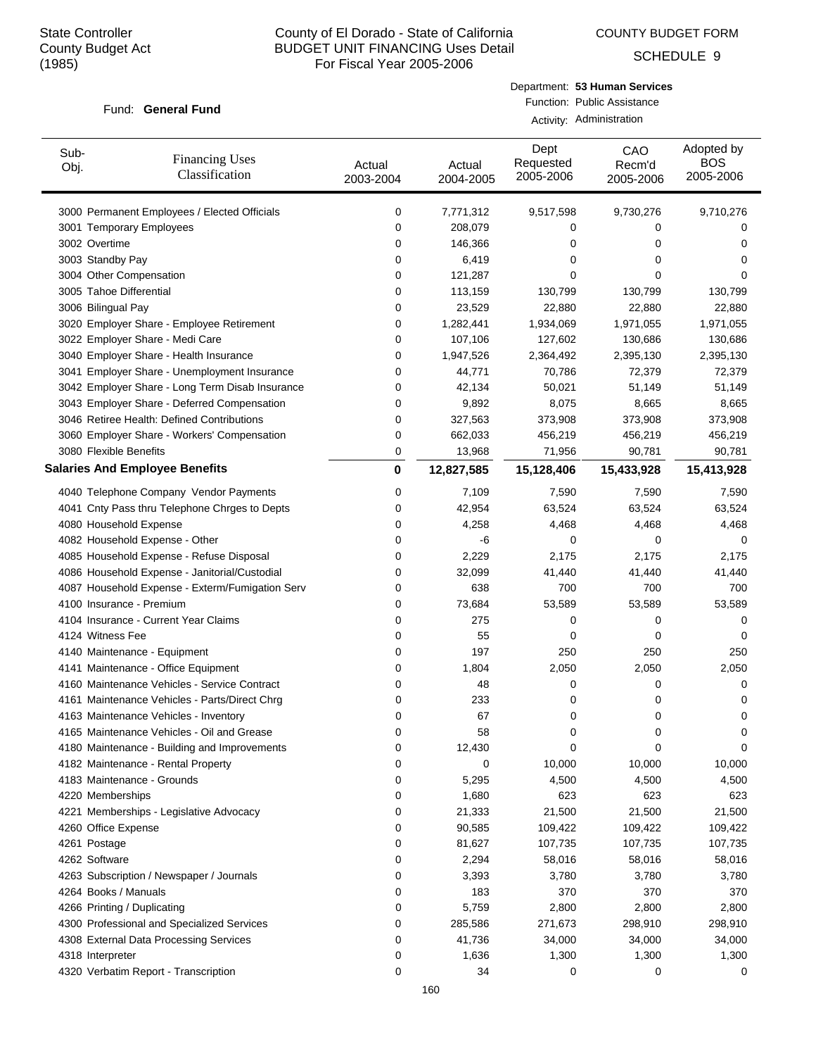State Controller
County Budget Act
(1985)

# County of El Dorado - State of California
## BUDGET UNIT FINANCING Uses Detail
## For Fiscal Year 2005-2006

COUNTY BUDGET FORM

SCHEDULE 9

Fund: **General Fund**

Department: **53 Human Services**
Function: Public Assistance
Activity: Administration

| Sub-Obj. | Financing Uses Classification | Actual 2003-2004 | Actual 2004-2005 | Dept Requested 2005-2006 | CAO Recm'd 2005-2006 | Adopted by BOS 2005-2006 |
|---|---|---|---|---|---|---|
| 3000 | Permanent Employees / Elected Officials | 0 | 7,771,312 | 9,517,598 | 9,730,276 | 9,710,276 |
| 3001 | Temporary Employees | 0 | 208,079 | 0 | 0 | 0 |
| 3002 | Overtime | 0 | 146,366 | 0 | 0 | 0 |
| 3003 | Standby Pay | 0 | 6,419 | 0 | 0 | 0 |
| 3004 | Other Compensation | 0 | 121,287 | 0 | 0 | 0 |
| 3005 | Tahoe Differential | 0 | 113,159 | 130,799 | 130,799 | 130,799 |
| 3006 | Bilingual Pay | 0 | 23,529 | 22,880 | 22,880 | 22,880 |
| 3020 | Employer Share - Employee Retirement | 0 | 1,282,441 | 1,934,069 | 1,971,055 | 1,971,055 |
| 3022 | Employer Share - Medi Care | 0 | 107,106 | 127,602 | 130,686 | 130,686 |
| 3040 | Employer Share - Health Insurance | 0 | 1,947,526 | 2,364,492 | 2,395,130 | 2,395,130 |
| 3041 | Employer Share - Unemployment Insurance | 0 | 44,771 | 70,786 | 72,379 | 72,379 |
| 3042 | Employer Share - Long Term Disab Insurance | 0 | 42,134 | 50,021 | 51,149 | 51,149 |
| 3043 | Employer Share - Deferred Compensation | 0 | 9,892 | 8,075 | 8,665 | 8,665 |
| 3046 | Retiree Health: Defined Contributions | 0 | 327,563 | 373,908 | 373,908 | 373,908 |
| 3060 | Employer Share - Workers' Compensation | 0 | 662,033 | 456,219 | 456,219 | 456,219 |
| 3080 | Flexible Benefits | 0 | 13,968 | 71,956 | 90,781 | 90,781 |
| **Salaries And Employee Benefits** | | **0** | **12,827,585** | **15,128,406** | **15,433,928** | **15,413,928** |
| 4040 | Telephone Company Vendor Payments | 0 | 7,109 | 7,590 | 7,590 | 7,590 |
| 4041 | Cnty Pass thru Telephone Chrges to Depts | 0 | 42,954 | 63,524 | 63,524 | 63,524 |
| 4080 | Household Expense | 0 | 4,258 | 4,468 | 4,468 | 4,468 |
| 4082 | Household Expense - Other | 0 | -6 | 0 | 0 | 0 |
| 4085 | Household Expense - Refuse Disposal | 0 | 2,229 | 2,175 | 2,175 | 2,175 |
| 4086 | Household Expense - Janitorial/Custodial | 0 | 32,099 | 41,440 | 41,440 | 41,440 |
| 4087 | Household Expense - Exterm/Fumigation Serv | 0 | 638 | 700 | 700 | 700 |
| 4100 | Insurance - Premium | 0 | 73,684 | 53,589 | 53,589 | 53,589 |
| 4104 | Insurance - Current Year Claims | 0 | 275 | 0 | 0 | 0 |
| 4124 | Witness Fee | 0 | 55 | 0 | 0 | 0 |
| 4140 | Maintenance - Equipment | 0 | 197 | 250 | 250 | 250 |
| 4141 | Maintenance - Office Equipment | 0 | 1,804 | 2,050 | 2,050 | 2,050 |
| 4160 | Maintenance Vehicles - Service Contract | 0 | 48 | 0 | 0 | 0 |
| 4161 | Maintenance Vehicles - Parts/Direct Chrg | 0 | 233 | 0 | 0 | 0 |
| 4163 | Maintenance Vehicles - Inventory | 0 | 67 | 0 | 0 | 0 |
| 4165 | Maintenance Vehicles - Oil and Grease | 0 | 58 | 0 | 0 | 0 |
| 4180 | Maintenance - Building and Improvements | 0 | 12,430 | 0 | 0 | 0 |
| 4182 | Maintenance - Rental Property | 0 | 0 | 10,000 | 10,000 | 10,000 |
| 4183 | Maintenance - Grounds | 0 | 5,295 | 4,500 | 4,500 | 4,500 |
| 4220 | Memberships | 0 | 1,680 | 623 | 623 | 623 |
| 4221 | Memberships - Legislative Advocacy | 0 | 21,333 | 21,500 | 21,500 | 21,500 |
| 4260 | Office Expense | 0 | 90,585 | 109,422 | 109,422 | 109,422 |
| 4261 | Postage | 0 | 81,627 | 107,735 | 107,735 | 107,735 |
| 4262 | Software | 0 | 2,294 | 58,016 | 58,016 | 58,016 |
| 4263 | Subscription / Newspaper / Journals | 0 | 3,393 | 3,780 | 3,780 | 3,780 |
| 4264 | Books / Manuals | 0 | 183 | 370 | 370 | 370 |
| 4266 | Printing / Duplicating | 0 | 5,759 | 2,800 | 2,800 | 2,800 |
| 4300 | Professional and Specialized Services | 0 | 285,586 | 271,673 | 298,910 | 298,910 |
| 4308 | External Data Processing Services | 0 | 41,736 | 34,000 | 34,000 | 34,000 |
| 4318 | Interpreter | 0 | 1,636 | 1,300 | 1,300 | 1,300 |
| 4320 | Verbatim Report - Transcription | 0 | 34 | 0 | 0 | 0 |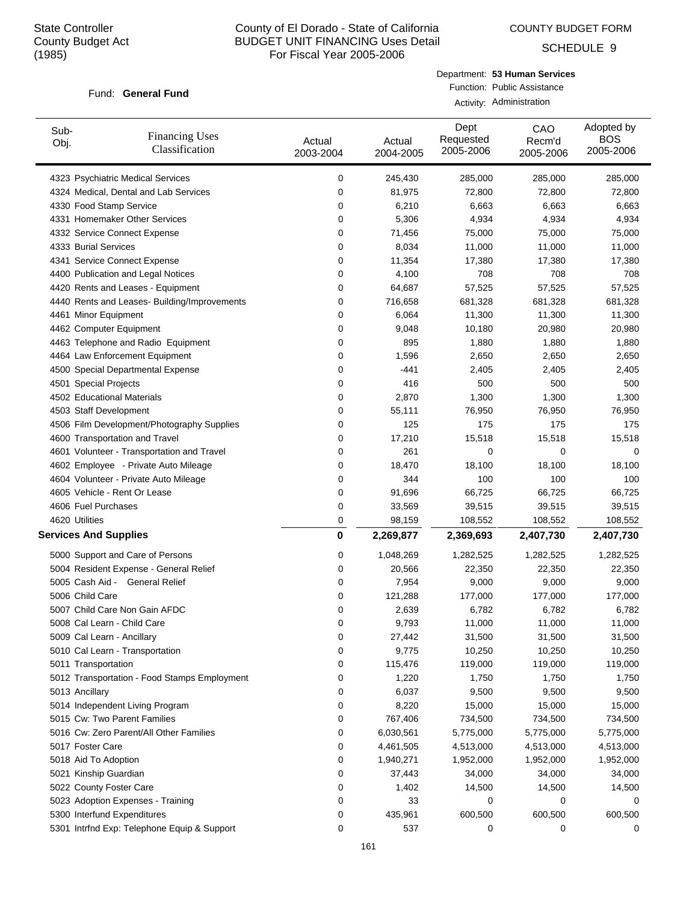State Controller
County Budget Act
(1985)

# County of El Dorado - State of California
## BUDGET UNIT FINANCING Uses Detail
For Fiscal Year 2005-2006

COUNTY BUDGET FORM

SCHEDULE 9

Fund: **General Fund**

Department: **53 Human Services**
Function: Public Assistance
Activity: Administration

| Sub-Obj. | Financing Uses Classification | Actual 2003-2004 | Actual 2004-2005 | Dept Requested 2005-2006 | CAO Recm'd 2005-2006 | Adopted by BOS 2005-2006 |
|---|---|---|---|---|---|---|
| 4323 | Psychiatric Medical Services | 0 | 245,430 | 285,000 | 285,000 | 285,000 |
| 4324 | Medical, Dental and Lab Services | 0 | 81,975 | 72,800 | 72,800 | 72,800 |
| 4330 | Food Stamp Service | 0 | 6,210 | 6,663 | 6,663 | 6,663 |
| 4331 | Homemaker Other Services | 0 | 5,306 | 4,934 | 4,934 | 4,934 |
| 4332 | Service Connect Expense | 0 | 71,456 | 75,000 | 75,000 | 75,000 |
| 4333 | Burial Services | 0 | 8,034 | 11,000 | 11,000 | 11,000 |
| 4341 | Service Connect Expense | 0 | 11,354 | 17,380 | 17,380 | 17,380 |
| 4400 | Publication and Legal Notices | 0 | 4,100 | 708 | 708 | 708 |
| 4420 | Rents and Leases - Equipment | 0 | 64,687 | 57,525 | 57,525 | 57,525 |
| 4440 | Rents and Leases- Building/Improvements | 0 | 716,658 | 681,328 | 681,328 | 681,328 |
| 4461 | Minor Equipment | 0 | 6,064 | 11,300 | 11,300 | 11,300 |
| 4462 | Computer Equipment | 0 | 9,048 | 10,180 | 20,980 | 20,980 |
| 4463 | Telephone and Radio Equipment | 0 | 895 | 1,880 | 1,880 | 1,880 |
| 4464 | Law Enforcement Equipment | 0 | 1,596 | 2,650 | 2,650 | 2,650 |
| 4500 | Special Departmental Expense | 0 | -441 | 2,405 | 2,405 | 2,405 |
| 4501 | Special Projects | 0 | 416 | 500 | 500 | 500 |
| 4502 | Educational Materials | 0 | 2,870 | 1,300 | 1,300 | 1,300 |
| 4503 | Staff Development | 0 | 55,111 | 76,950 | 76,950 | 76,950 |
| 4506 | Film Development/Photography Supplies | 0 | 125 | 175 | 175 | 175 |
| 4600 | Transportation and Travel | 0 | 17,210 | 15,518 | 15,518 | 15,518 |
| 4601 | Volunteer - Transportation and Travel | 0 | 261 | 0 | 0 | 0 |
| 4602 | Employee - Private Auto Mileage | 0 | 18,470 | 18,100 | 18,100 | 18,100 |
| 4604 | Volunteer - Private Auto Mileage | 0 | 344 | 100 | 100 | 100 |
| 4605 | Vehicle - Rent Or Lease | 0 | 91,696 | 66,725 | 66,725 | 66,725 |
| 4606 | Fuel Purchases | 0 | 33,569 | 39,515 | 39,515 | 39,515 |
| 4620 | Utilities | 0 | 98,159 | 108,552 | 108,552 | 108,552 |
| **Services And Supplies** | | **0** | **2,269,877** | **2,369,693** | **2,407,730** | **2,407,730** |
| 5000 | Support and Care of Persons | 0 | 1,048,269 | 1,282,525 | 1,282,525 | 1,282,525 |
| 5004 | Resident Expense - General Relief | 0 | 20,566 | 22,350 | 22,350 | 22,350 |
| 5005 | Cash Aid - General Relief | 0 | 7,954 | 9,000 | 9,000 | 9,000 |
| 5006 | Child Care | 0 | 121,288 | 177,000 | 177,000 | 177,000 |
| 5007 | Child Care Non Gain AFDC | 0 | 2,639 | 6,782 | 6,782 | 6,782 |
| 5008 | Cal Learn - Child Care | 0 | 9,793 | 11,000 | 11,000 | 11,000 |
| 5009 | Cal Learn - Ancillary | 0 | 27,442 | 31,500 | 31,500 | 31,500 |
| 5010 | Cal Learn - Transportation | 0 | 9,775 | 10,250 | 10,250 | 10,250 |
| 5011 | Transportation | 0 | 115,476 | 119,000 | 119,000 | 119,000 |
| 5012 | Transportation - Food Stamps Employment | 0 | 1,220 | 1,750 | 1,750 | 1,750 |
| 5013 | Ancillary | 0 | 6,037 | 9,500 | 9,500 | 9,500 |
| 5014 | Independent Living Program | 0 | 8,220 | 15,000 | 15,000 | 15,000 |
| 5015 | Cw: Two Parent Families | 0 | 767,406 | 734,500 | 734,500 | 734,500 |
| 5016 | Cw: Zero Parent/All Other Families | 0 | 6,030,561 | 5,775,000 | 5,775,000 | 5,775,000 |
| 5017 | Foster Care | 0 | 4,461,505 | 4,513,000 | 4,513,000 | 4,513,000 |
| 5018 | Aid To Adoption | 0 | 1,940,271 | 1,952,000 | 1,952,000 | 1,952,000 |
| 5021 | Kinship Guardian | 0 | 37,443 | 34,000 | 34,000 | 34,000 |
| 5022 | County Foster Care | 0 | 1,402 | 14,500 | 14,500 | 14,500 |
| 5023 | Adoption Expenses - Training | 0 | 33 | 0 | 0 | 0 |
| 5300 | Interfund Expenditures | 0 | 435,961 | 600,500 | 600,500 | 600,500 |
| 5301 | Intrfnd Exp: Telephone Equip & Support | 0 | 537 | 0 | 0 | 0 |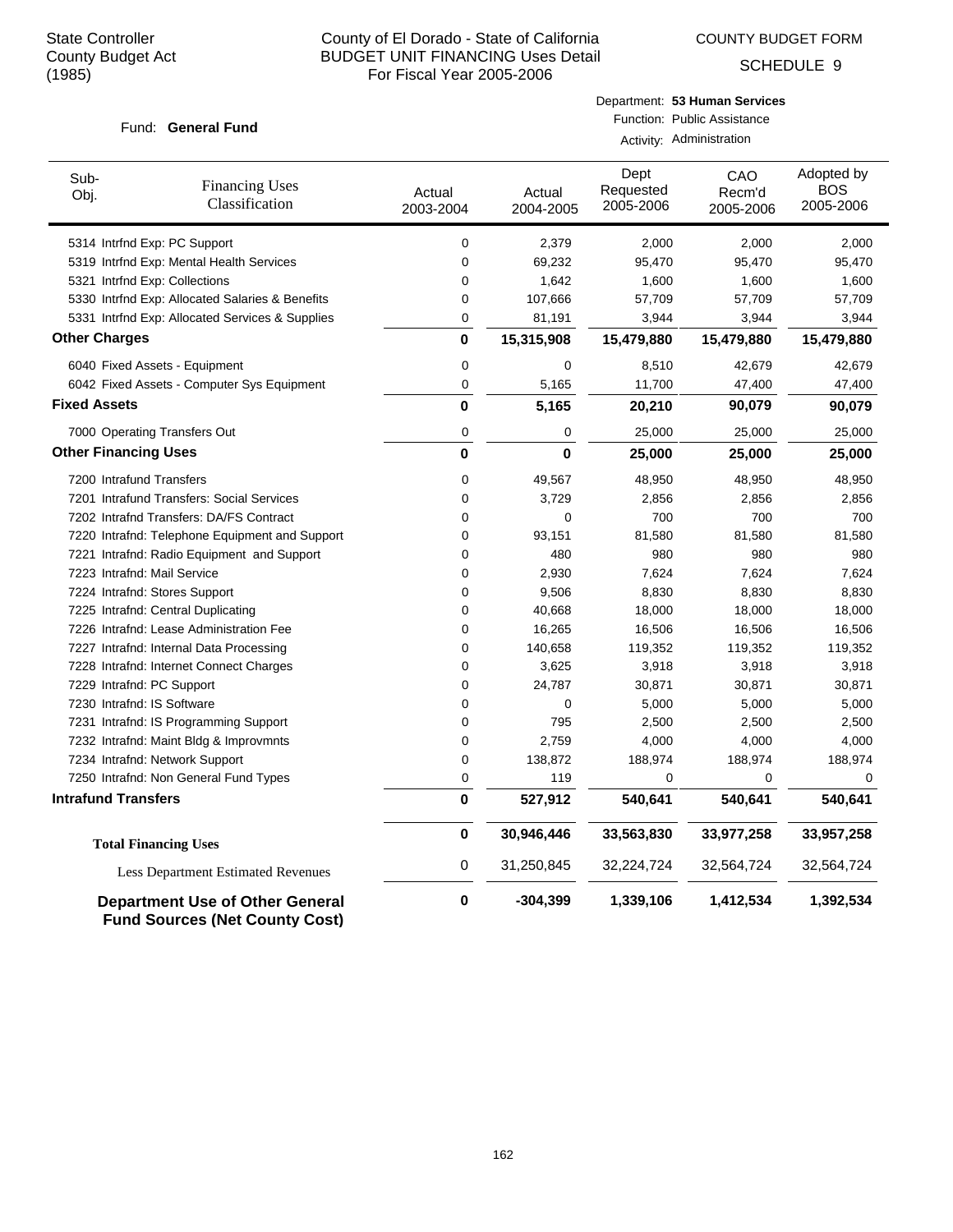State Controller
County Budget Act
(1985)

County of El Dorado - State of California
BUDGET UNIT FINANCING Uses Detail
For Fiscal Year 2005-2006

COUNTY BUDGET FORM
SCHEDULE 9

Fund: **General Fund**

Department: **53 Human Services**
Function: Public Assistance
Activity: Administration

| Sub-Obj. | Financing Uses Classification | Actual 2003-2004 | Actual 2004-2005 | Dept Requested 2005-2006 | CAO Recm'd 2005-2006 | Adopted by BOS 2005-2006 |
|---|---|---|---|---|---|---|
| 5314 | Intrfnd Exp: PC Support | 0 | 2,379 | 2,000 | 2,000 | 2,000 |
| 5319 | Intrfnd Exp: Mental Health Services | 0 | 69,232 | 95,470 | 95,470 | 95,470 |
| 5321 | Intrfnd Exp: Collections | 0 | 1,642 | 1,600 | 1,600 | 1,600 |
| 5330 | Intrfnd Exp: Allocated Salaries & Benefits | 0 | 107,666 | 57,709 | 57,709 | 57,709 |
| 5331 | Intrfnd Exp: Allocated Services & Supplies | 0 | 81,191 | 3,944 | 3,944 | 3,944 |
| **Other Charges** | | **0** | **15,315,908** | **15,479,880** | **15,479,880** | **15,479,880** |
| 6040 | Fixed Assets - Equipment | 0 | 0 | 8,510 | 42,679 | 42,679 |
| 6042 | Fixed Assets - Computer Sys Equipment | 0 | 5,165 | 11,700 | 47,400 | 47,400 |
| **Fixed Assets** | | **0** | **5,165** | **20,210** | **90,079** | **90,079** |
| 7000 | Operating Transfers Out | 0 | 0 | 25,000 | 25,000 | 25,000 |
| **Other Financing Uses** | | **0** | **0** | **25,000** | **25,000** | **25,000** |
| 7200 | Intrafund Transfers | 0 | 49,567 | 48,950 | 48,950 | 48,950 |
| 7201 | Intrafund Transfers: Social Services | 0 | 3,729 | 2,856 | 2,856 | 2,856 |
| 7202 | Intrafund Transfers: DA/FS Contract | 0 | 0 | 700 | 700 | 700 |
| 7220 | Intrafnd: Telephone Equipment and Support | 0 | 93,151 | 81,580 | 81,580 | 81,580 |
| 7221 | Intrafnd: Radio Equipment and Support | 0 | 480 | 980 | 980 | 980 |
| 7223 | Intrafnd: Mail Service | 0 | 2,930 | 7,624 | 7,624 | 7,624 |
| 7224 | Intrafnd: Stores Support | 0 | 9,506 | 8,830 | 8,830 | 8,830 |
| 7225 | Intrafnd: Central Duplicating | 0 | 40,668 | 18,000 | 18,000 | 18,000 |
| 7226 | Intrafnd: Lease Administration Fee | 0 | 16,265 | 16,506 | 16,506 | 16,506 |
| 7227 | Intrafnd: Internal Data Processing | 0 | 140,658 | 119,352 | 119,352 | 119,352 |
| 7228 | Intrafnd: Internet Connect Charges | 0 | 3,625 | 3,918 | 3,918 | 3,918 |
| 7229 | Intrafnd: PC Support | 0 | 24,787 | 30,871 | 30,871 | 30,871 |
| 7230 | Intrafnd: IS Software | 0 | 0 | 5,000 | 5,000 | 5,000 |
| 7231 | Intrafnd: IS Programming Support | 0 | 795 | 2,500 | 2,500 | 2,500 |
| 7232 | Intrafnd: Maint Bldg & Improvmnts | 0 | 2,759 | 4,000 | 4,000 | 4,000 |
| 7234 | Intrafnd: Network Support | 0 | 138,872 | 188,974 | 188,974 | 188,974 |
| 7250 | Intrafnd: Non General Fund Types | 0 | 119 | 0 | 0 | 0 |
| **Intrafund Transfers** | | **0** | **527,912** | **540,641** | **540,641** | **540,641** |
| **Total Financing Uses** | | **0** | **30,946,446** | **33,563,830** | **33,977,258** | **33,957,258** |
| Less Department Estimated Revenues | | 0 | 31,250,845 | 32,224,724 | 32,564,724 | 32,564,724 |
| **Department Use of Other General Fund Sources (Net County Cost)** | | **0** | **-304,399** | **1,339,106** | **1,412,534** | **1,392,534** |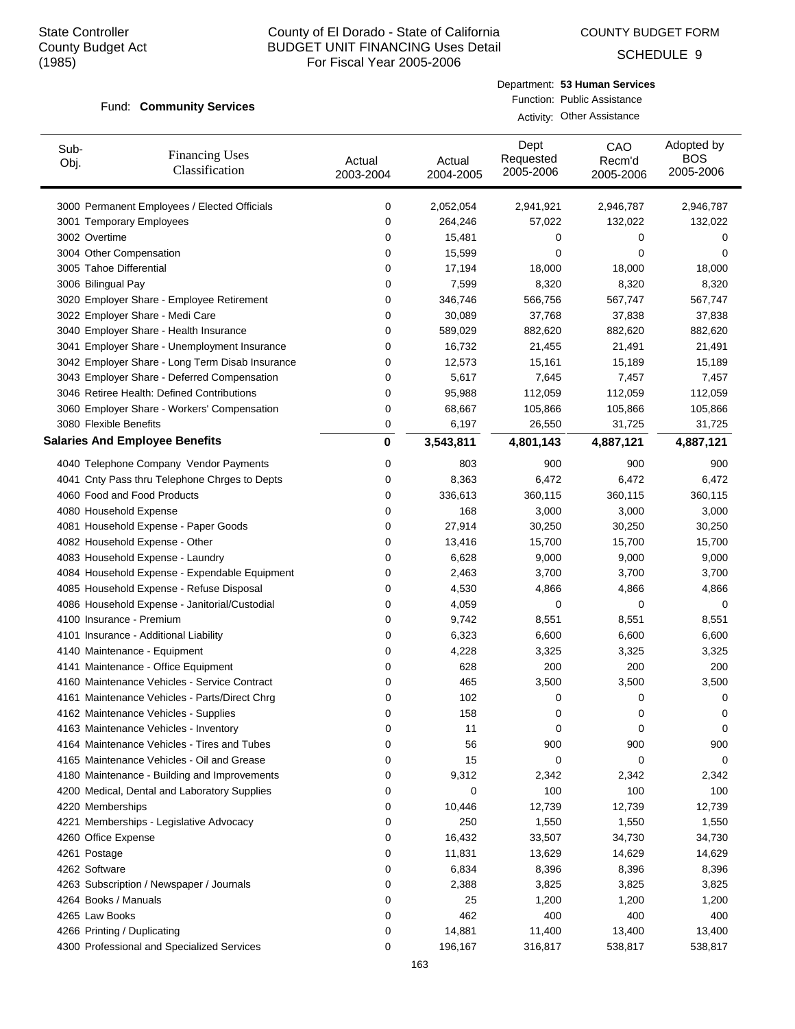State Controller
County Budget Act
(1985)

County of El Dorado - State of California
BUDGET UNIT FINANCING Uses Detail
For Fiscal Year 2005-2006

COUNTY BUDGET FORM

SCHEDULE 9

Fund: **Community Services**

Department: **53 Human Services**
Function: Public Assistance
Activity: Other Assistance

| Sub-Obj. | Financing Uses Classification | Actual 2003-2004 | Actual 2004-2005 | Dept Requested 2005-2006 | CAO Recm'd 2005-2006 | Adopted by BOS 2005-2006 |
|---|---|---|---|---|---|---|
| 3000 | Permanent Employees / Elected Officials | 0 | 2,052,054 | 2,941,921 | 2,946,787 | 2,946,787 |
| 3001 | Temporary Employees | 0 | 264,246 | 57,022 | 132,022 | 132,022 |
| 3002 | Overtime | 0 | 15,481 | 0 | 0 | 0 |
| 3004 | Other Compensation | 0 | 15,599 | 0 | 0 | 0 |
| 3005 | Tahoe Differential | 0 | 17,194 | 18,000 | 18,000 | 18,000 |
| 3006 | Bilingual Pay | 0 | 7,599 | 8,320 | 8,320 | 8,320 |
| 3020 | Employer Share - Employee Retirement | 0 | 346,746 | 566,756 | 567,747 | 567,747 |
| 3022 | Employer Share - Medi Care | 0 | 30,089 | 37,768 | 37,838 | 37,838 |
| 3040 | Employer Share - Health Insurance | 0 | 589,029 | 882,620 | 882,620 | 882,620 |
| 3041 | Employer Share - Unemployment Insurance | 0 | 16,732 | 21,455 | 21,491 | 21,491 |
| 3042 | Employer Share - Long Term Disab Insurance | 0 | 12,573 | 15,161 | 15,189 | 15,189 |
| 3043 | Employer Share - Deferred Compensation | 0 | 5,617 | 7,645 | 7,457 | 7,457 |
| 3046 | Retiree Health: Defined Contributions | 0 | 95,988 | 112,059 | 112,059 | 112,059 |
| 3060 | Employer Share - Workers' Compensation | 0 | 68,667 | 105,866 | 105,866 | 105,866 |
| 3080 | Flexible Benefits | 0 | 6,197 | 26,550 | 31,725 | 31,725 |
| **Salaries And Employee Benefits** | | **0** | **3,543,811** | **4,801,143** | **4,887,121** | **4,887,121** |
| 4040 | Telephone Company Vendor Payments | 0 | 803 | 900 | 900 | 900 |
| 4041 | Cnty Pass thru Telephone Chrges to Depts | 0 | 8,363 | 6,472 | 6,472 | 6,472 |
| 4060 | Food and Food Products | 0 | 336,613 | 360,115 | 360,115 | 360,115 |
| 4080 | Household Expense | 0 | 168 | 3,000 | 3,000 | 3,000 |
| 4081 | Household Expense - Paper Goods | 0 | 27,914 | 30,250 | 30,250 | 30,250 |
| 4082 | Household Expense - Other | 0 | 13,416 | 15,700 | 15,700 | 15,700 |
| 4083 | Household Expense - Laundry | 0 | 6,628 | 9,000 | 9,000 | 9,000 |
| 4084 | Household Expense - Expendable Equipment | 0 | 2,463 | 3,700 | 3,700 | 3,700 |
| 4085 | Household Expense - Refuse Disposal | 0 | 4,530 | 4,866 | 4,866 | 4,866 |
| 4086 | Household Expense - Janitorial/Custodial | 0 | 4,059 | 0 | 0 | 0 |
| 4100 | Insurance - Premium | 0 | 9,742 | 8,551 | 8,551 | 8,551 |
| 4101 | Insurance - Additional Liability | 0 | 6,323 | 6,600 | 6,600 | 6,600 |
| 4140 | Maintenance - Equipment | 0 | 4,228 | 3,325 | 3,325 | 3,325 |
| 4141 | Maintenance - Office Equipment | 0 | 628 | 200 | 200 | 200 |
| 4160 | Maintenance Vehicles - Service Contract | 0 | 465 | 3,500 | 3,500 | 3,500 |
| 4161 | Maintenance Vehicles - Parts/Direct Chrg | 0 | 102 | 0 | 0 | 0 |
| 4162 | Maintenance Vehicles - Supplies | 0 | 158 | 0 | 0 | 0 |
| 4163 | Maintenance Vehicles - Inventory | 0 | 11 | 0 | 0 | 0 |
| 4164 | Maintenance Vehicles - Tires and Tubes | 0 | 56 | 900 | 900 | 900 |
| 4165 | Maintenance Vehicles - Oil and Grease | 0 | 15 | 0 | 0 | 0 |
| 4180 | Maintenance - Building and Improvements | 0 | 9,312 | 2,342 | 2,342 | 2,342 |
| 4200 | Medical, Dental and Laboratory Supplies | 0 | 0 | 100 | 100 | 100 |
| 4220 | Memberships | 0 | 10,446 | 12,739 | 12,739 | 12,739 |
| 4221 | Memberships - Legislative Advocacy | 0 | 250 | 1,550 | 1,550 | 1,550 |
| 4260 | Office Expense | 0 | 16,432 | 33,507 | 34,730 | 34,730 |
| 4261 | Postage | 0 | 11,831 | 13,629 | 14,629 | 14,629 |
| 4262 | Software | 0 | 6,834 | 8,396 | 8,396 | 8,396 |
| 4263 | Subscription / Newspaper / Journals | 0 | 2,388 | 3,825 | 3,825 | 3,825 |
| 4264 | Books / Manuals | 0 | 25 | 1,200 | 1,200 | 1,200 |
| 4265 | Law Books | 0 | 462 | 400 | 400 | 400 |
| 4266 | Printing / Duplicating | 0 | 14,881 | 11,400 | 13,400 | 13,400 |
| 4300 | Professional and Specialized Services | 0 | 196,167 | 316,817 | 538,817 | 538,817 |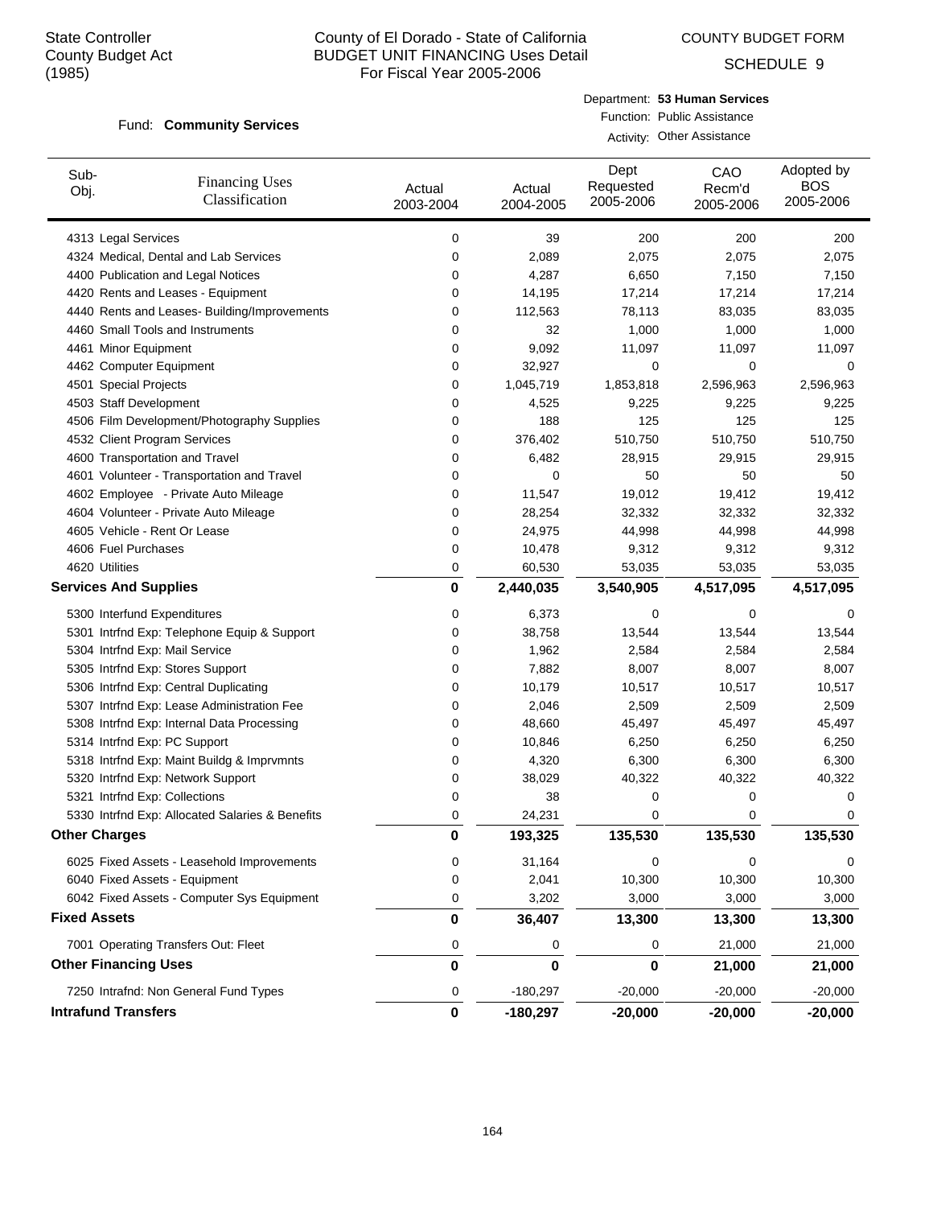State Controller
County Budget Act
(1985)

# County of El Dorado - State of California
## BUDGET UNIT FINANCING Uses Detail
For Fiscal Year 2005-2006

COUNTY BUDGET FORM

SCHEDULE 9

Fund: **Community Services**

Department: **53 Human Services**
Function: Public Assistance
Activity: Other Assistance

| Sub-Obj. | Financing Uses Classification | Actual 2003-2004 | Actual 2004-2005 | Dept Requested 2005-2006 | CAO Recm'd 2005-2006 | Adopted by BOS 2005-2006 |
|---|---|---|---|---|---|---|
| 4313 | Legal Services | 0 | 39 | 200 | 200 | 200 |
| 4324 | Medical, Dental and Lab Services | 0 | 2,089 | 2,075 | 2,075 | 2,075 |
| 4400 | Publication and Legal Notices | 0 | 4,287 | 6,650 | 7,150 | 7,150 |
| 4420 | Rents and Leases - Equipment | 0 | 14,195 | 17,214 | 17,214 | 17,214 |
| 4440 | Rents and Leases- Building/Improvements | 0 | 112,563 | 78,113 | 83,035 | 83,035 |
| 4460 | Small Tools and Instruments | 0 | 32 | 1,000 | 1,000 | 1,000 |
| 4461 | Minor Equipment | 0 | 9,092 | 11,097 | 11,097 | 11,097 |
| 4462 | Computer Equipment | 0 | 32,927 | 0 | 0 | 0 |
| 4501 | Special Projects | 0 | 1,045,719 | 1,853,818 | 2,596,963 | 2,596,963 |
| 4503 | Staff Development | 0 | 4,525 | 9,225 | 9,225 | 9,225 |
| 4506 | Film Development/Photography Supplies | 0 | 188 | 125 | 125 | 125 |
| 4532 | Client Program Services | 0 | 376,402 | 510,750 | 510,750 | 510,750 |
| 4600 | Transportation and Travel | 0 | 6,482 | 28,915 | 29,915 | 29,915 |
| 4601 | Volunteer - Transportation and Travel | 0 | 0 | 50 | 50 | 50 |
| 4602 | Employee - Private Auto Mileage | 0 | 11,547 | 19,012 | 19,412 | 19,412 |
| 4604 | Volunteer - Private Auto Mileage | 0 | 28,254 | 32,332 | 32,332 | 32,332 |
| 4605 | Vehicle - Rent Or Lease | 0 | 24,975 | 44,998 | 44,998 | 44,998 |
| 4606 | Fuel Purchases | 0 | 10,478 | 9,312 | 9,312 | 9,312 |
| 4620 | Utilities | 0 | 60,530 | 53,035 | 53,035 | 53,035 |
| **Services And Supplies** | | **0** | **2,440,035** | **3,540,905** | **4,517,095** | **4,517,095** |
| 5300 | Interfund Expenditures | 0 | 6,373 | 0 | 0 | 0 |
| 5301 | Intrfnd Exp: Telephone Equip & Support | 0 | 38,758 | 13,544 | 13,544 | 13,544 |
| 5304 | Intrfnd Exp: Mail Service | 0 | 1,962 | 2,584 | 2,584 | 2,584 |
| 5305 | Intrfnd Exp: Stores Support | 0 | 7,882 | 8,007 | 8,007 | 8,007 |
| 5306 | Intrfnd Exp: Central Duplicating | 0 | 10,179 | 10,517 | 10,517 | 10,517 |
| 5307 | Intrfnd Exp: Lease Administration Fee | 0 | 2,046 | 2,509 | 2,509 | 2,509 |
| 5308 | Intrfnd Exp: Internal Data Processing | 0 | 48,660 | 45,497 | 45,497 | 45,497 |
| 5314 | Intrfnd Exp: PC Support | 0 | 10,846 | 6,250 | 6,250 | 6,250 |
| 5318 | Intrfnd Exp: Maint Buildg & Imprvmnts | 0 | 4,320 | 6,300 | 6,300 | 6,300 |
| 5320 | Intrfnd Exp: Network Support | 0 | 38,029 | 40,322 | 40,322 | 40,322 |
| 5321 | Intrfnd Exp: Collections | 0 | 38 | 0 | 0 | 0 |
| 5330 | Intrfnd Exp: Allocated Salaries & Benefits | 0 | 24,231 | 0 | 0 | 0 |
| **Other Charges** | | **0** | **193,325** | **135,530** | **135,530** | **135,530** |
| 6025 | Fixed Assets - Leasehold Improvements | 0 | 31,164 | 0 | 0 | 0 |
| 6040 | Fixed Assets - Equipment | 0 | 2,041 | 10,300 | 10,300 | 10,300 |
| 6042 | Fixed Assets - Computer Sys Equipment | 0 | 3,202 | 3,000 | 3,000 | 3,000 |
| **Fixed Assets** | | **0** | **36,407** | **13,300** | **13,300** | **13,300** |
| 7001 | Operating Transfers Out: Fleet | 0 | 0 | 0 | 21,000 | 21,000 |
| **Other Financing Uses** | | **0** | **0** | **0** | **21,000** | **21,000** |
| 7250 | Intrafnd: Non General Fund Types | 0 | -180,297 | -20,000 | -20,000 | -20,000 |
| **Intrafund Transfers** | | **0** | **-180,297** | **-20,000** | **-20,000** | **-20,000** |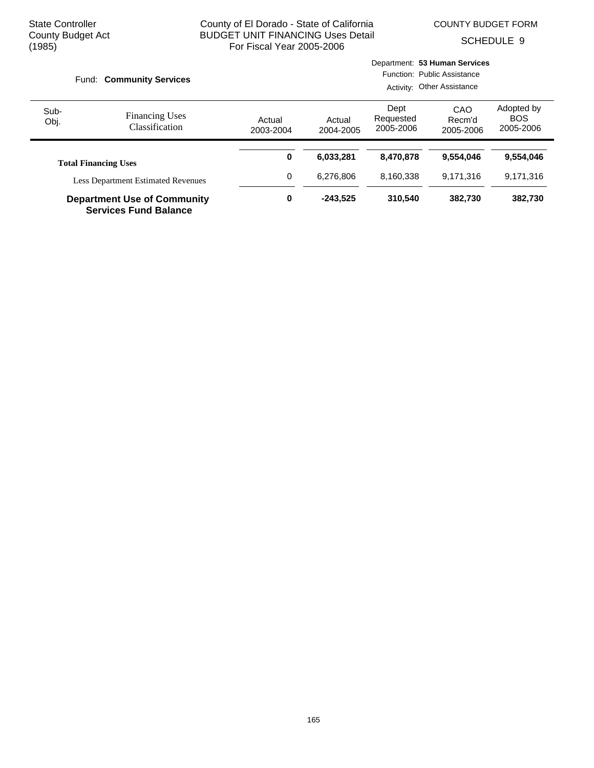State Controller
County Budget Act
(1985)

County of El Dorado - State of California
BUDGET UNIT FINANCING Uses Detail
For Fiscal Year 2005-2006

COUNTY BUDGET FORM
SCHEDULE 9

Fund: **Community Services**

Department: **53 Human Services**
Function: Public Assistance
Activity: Other Assistance

| Sub-Obj. | Financing Uses Classification | Actual 2003-2004 | Actual 2004-2005 | Dept Requested 2005-2006 | CAO Recm'd 2005-2006 | Adopted by BOS 2005-2006 |
|---|---|---|---|---|---|---|
| | **Total Financing Uses** | **0** | **6,033,281** | **8,470,878** | **9,554,046** | **9,554,046** |
| | Less Department Estimated Revenues | 0 | 6,276,806 | 8,160,338 | 9,171,316 | 9,171,316 |
| | **Department Use of Community Services Fund Balance** | **0** | **-243,525** | **310,540** | **382,730** | **382,730** |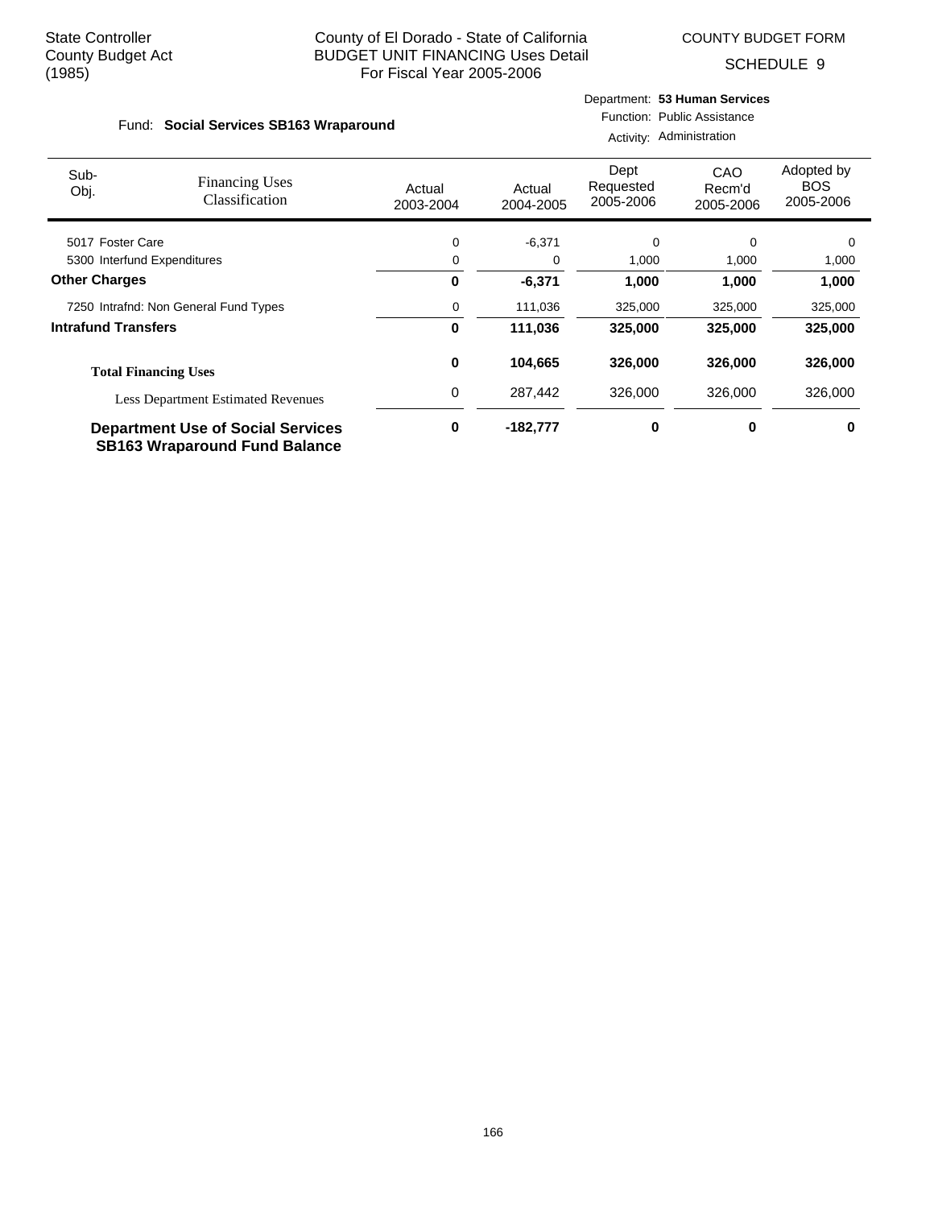State Controller
County Budget Act
(1985)

County of El Dorado - State of California
BUDGET UNIT FINANCING Uses Detail
For Fiscal Year 2005-2006

COUNTY BUDGET FORM

SCHEDULE 9

Fund: **Social Services SB163 Wraparound**

Department: **53 Human Services**
Function: Public Assistance
Activity: Administration

| Sub-Obj. | Financing Uses Classification | Actual 2003-2004 | Actual 2004-2005 | Dept Requested 2005-2006 | CAO Recm'd 2005-2006 | Adopted by BOS 2005-2006 |
|---|---|---|---|---|---|---|
| 5017 | Foster Care | 0 | -6,371 | 0 | 0 | 0 |
| 5300 | Interfund Expenditures | 0 | 0 | 1,000 | 1,000 | 1,000 |
| **Other Charges** | | **0** | **-6,371** | **1,000** | **1,000** | **1,000** |
| 7250 | Intrafnd: Non General Fund Types | 0 | 111,036 | 325,000 | 325,000 | 325,000 |
| **Intrafund Transfers** | | **0** | **111,036** | **325,000** | **325,000** | **325,000** |
| **Total Financing Uses** | | **0** | **104,665** | **326,000** | **326,000** | **326,000** |
| Less Department Estimated Revenues | | 0 | 287,442 | 326,000 | 326,000 | 326,000 |
| **Department Use of Social Services SB163 Wraparound Fund Balance** | | **0** | **-182,777** | **0** | **0** | **0** |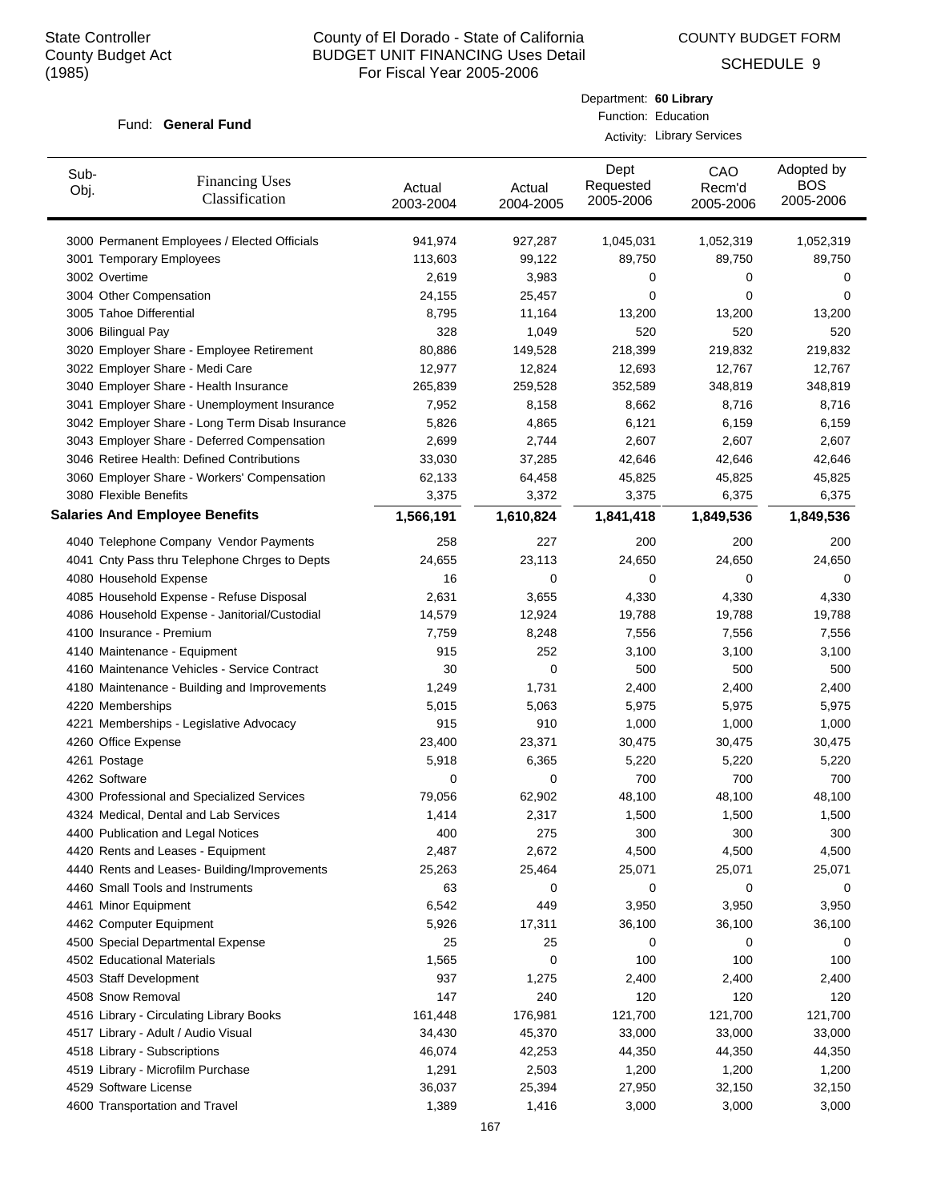State Controller
County Budget Act
(1985)

# County of El Dorado - State of California
## BUDGET UNIT FINANCING Uses Detail
### For Fiscal Year 2005-2006

COUNTY BUDGET FORM

SCHEDULE 9

Fund: **General Fund**

Department: **60 Library**
Function: Education
Activity: Library Services

| Sub-Obj. | Financing Uses Classification | Actual 2003-2004 | Actual 2004-2005 | Dept Requested 2005-2006 | CAO Recm'd 2005-2006 | Adopted by BOS 2005-2006 |
|---|---|---|---|---|---|---|
| 3000 | Permanent Employees / Elected Officials | 941,974 | 927,287 | 1,045,031 | 1,052,319 | 1,052,319 |
| 3001 | Temporary Employees | 113,603 | 99,122 | 89,750 | 89,750 | 89,750 |
| 3002 | Overtime | 2,619 | 3,983 | 0 | 0 | 0 |
| 3004 | Other Compensation | 24,155 | 25,457 | 0 | 0 | 0 |
| 3005 | Tahoe Differential | 8,795 | 11,164 | 13,200 | 13,200 | 13,200 |
| 3006 | Bilingual Pay | 328 | 1,049 | 520 | 520 | 520 |
| 3020 | Employer Share - Employee Retirement | 80,886 | 149,528 | 218,399 | 219,832 | 219,832 |
| 3022 | Employer Share - Medi Care | 12,977 | 12,824 | 12,693 | 12,767 | 12,767 |
| 3040 | Employer Share - Health Insurance | 265,839 | 259,528 | 352,589 | 348,819 | 348,819 |
| 3041 | Employer Share - Unemployment Insurance | 7,952 | 8,158 | 8,662 | 8,716 | 8,716 |
| 3042 | Employer Share - Long Term Disab Insurance | 5,826 | 4,865 | 6,121 | 6,159 | 6,159 |
| 3043 | Employer Share - Deferred Compensation | 2,699 | 2,744 | 2,607 | 2,607 | 2,607 |
| 3046 | Retiree Health: Defined Contributions | 33,030 | 37,285 | 42,646 | 42,646 | 42,646 |
| 3060 | Employer Share - Workers' Compensation | 62,133 | 64,458 | 45,825 | 45,825 | 45,825 |
| 3080 | Flexible Benefits | 3,375 | 3,372 | 3,375 | 6,375 | 6,375 |
| **Salaries And Employee Benefits** | | **1,566,191** | **1,610,824** | **1,841,418** | **1,849,536** | **1,849,536** |
| 4040 | Telephone Company Vendor Payments | 258 | 227 | 200 | 200 | 200 |
| 4041 | Cnty Pass thru Telephone Chrges to Depts | 24,655 | 23,113 | 24,650 | 24,650 | 24,650 |
| 4080 | Household Expense | 16 | 0 | 0 | 0 | 0 |
| 4085 | Household Expense - Refuse Disposal | 2,631 | 3,655 | 4,330 | 4,330 | 4,330 |
| 4086 | Household Expense - Janitorial/Custodial | 14,579 | 12,924 | 19,788 | 19,788 | 19,788 |
| 4100 | Insurance - Premium | 7,759 | 8,248 | 7,556 | 7,556 | 7,556 |
| 4140 | Maintenance - Equipment | 915 | 252 | 3,100 | 3,100 | 3,100 |
| 4160 | Maintenance Vehicles - Service Contract | 30 | 0 | 500 | 500 | 500 |
| 4180 | Maintenance - Building and Improvements | 1,249 | 1,731 | 2,400 | 2,400 | 2,400 |
| 4220 | Memberships | 5,015 | 5,063 | 5,975 | 5,975 | 5,975 |
| 4221 | Memberships - Legislative Advocacy | 915 | 910 | 1,000 | 1,000 | 1,000 |
| 4260 | Office Expense | 23,400 | 23,371 | 30,475 | 30,475 | 30,475 |
| 4261 | Postage | 5,918 | 6,365 | 5,220 | 5,220 | 5,220 |
| 4262 | Software | 0 | 0 | 700 | 700 | 700 |
| 4300 | Professional and Specialized Services | 79,056 | 62,902 | 48,100 | 48,100 | 48,100 |
| 4324 | Medical, Dental and Lab Services | 1,414 | 2,317 | 1,500 | 1,500 | 1,500 |
| 4400 | Publication and Legal Notices | 400 | 275 | 300 | 300 | 300 |
| 4420 | Rents and Leases - Equipment | 2,487 | 2,672 | 4,500 | 4,500 | 4,500 |
| 4440 | Rents and Leases- Building/Improvements | 25,263 | 25,464 | 25,071 | 25,071 | 25,071 |
| 4460 | Small Tools and Instruments | 63 | 0 | 0 | 0 | 0 |
| 4461 | Minor Equipment | 6,542 | 449 | 3,950 | 3,950 | 3,950 |
| 4462 | Computer Equipment | 5,926 | 17,311 | 36,100 | 36,100 | 36,100 |
| 4500 | Special Departmental Expense | 25 | 25 | 0 | 0 | 0 |
| 4502 | Educational Materials | 1,565 | 0 | 100 | 100 | 100 |
| 4503 | Staff Development | 937 | 1,275 | 2,400 | 2,400 | 2,400 |
| 4508 | Snow Removal | 147 | 240 | 120 | 120 | 120 |
| 4516 | Library - Circulating Library Books | 161,448 | 176,981 | 121,700 | 121,700 | 121,700 |
| 4517 | Library - Adult / Audio Visual | 34,430 | 45,370 | 33,000 | 33,000 | 33,000 |
| 4518 | Library - Subscriptions | 46,074 | 42,253 | 44,350 | 44,350 | 44,350 |
| 4519 | Library - Microfilm Purchase | 1,291 | 2,503 | 1,200 | 1,200 | 1,200 |
| 4529 | Software License | 36,037 | 25,394 | 27,950 | 32,150 | 32,150 |
| 4600 | Transportation and Travel | 1,389 | 1,416 | 3,000 | 3,000 | 3,000 |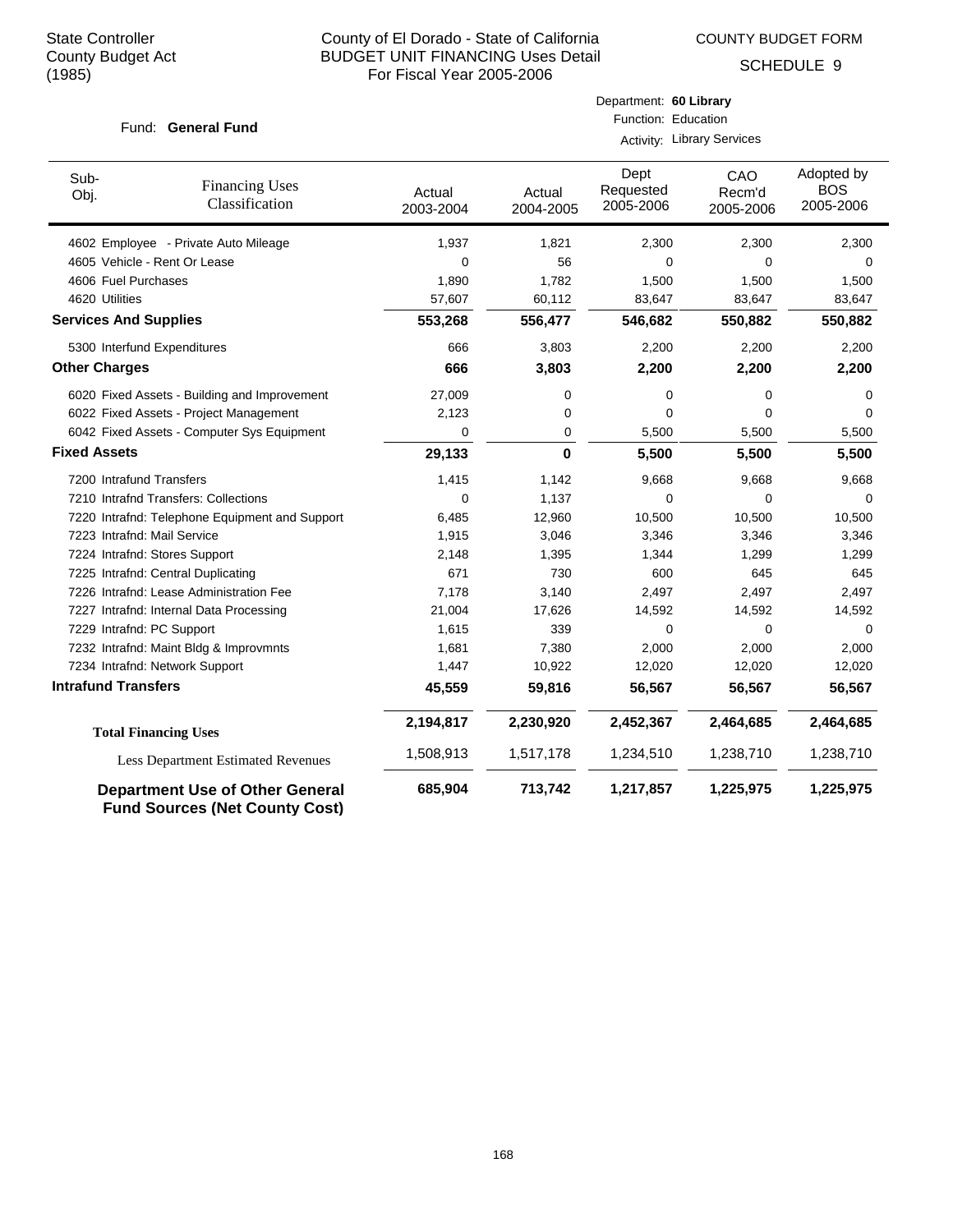State Controller
County Budget Act
(1985)

County of El Dorado - State of California
BUDGET UNIT FINANCING Uses Detail
For Fiscal Year 2005-2006

COUNTY BUDGET FORM

SCHEDULE 9

Fund: **General Fund**

Department: **60 Library**
Function: Education
Activity: Library Services

| Sub-Obj. | Financing Uses Classification | Actual 2003-2004 | Actual 2004-2005 | Dept Requested 2005-2006 | CAO Recm'd 2005-2006 | Adopted by BOS 2005-2006 |
|---|---|---|---|---|---|---|
| 4602 | Employee - Private Auto Mileage | 1,937 | 1,821 | 2,300 | 2,300 | 2,300 |
| 4605 | Vehicle - Rent Or Lease | 0 | 56 | 0 | 0 | 0 |
| 4606 | Fuel Purchases | 1,890 | 1,782 | 1,500 | 1,500 | 1,500 |
| 4620 | Utilities | 57,607 | 60,112 | 83,647 | 83,647 | 83,647 |
| **Services And Supplies** | | **553,268** | **556,477** | **546,682** | **550,882** | **550,882** |
| 5300 | Interfund Expenditures | 666 | 3,803 | 2,200 | 2,200 | 2,200 |
| **Other Charges** | | **666** | **3,803** | **2,200** | **2,200** | **2,200** |
| 6020 | Fixed Assets - Building and Improvement | 27,009 | 0 | 0 | 0 | 0 |
| 6022 | Fixed Assets - Project Management | 2,123 | 0 | 0 | 0 | 0 |
| 6042 | Fixed Assets - Computer Sys Equipment | 0 | 0 | 5,500 | 5,500 | 5,500 |
| **Fixed Assets** | | **29,133** | **0** | **5,500** | **5,500** | **5,500** |
| 7200 | Intrafund Transfers | 1,415 | 1,142 | 9,668 | 9,668 | 9,668 |
| 7210 | Intrafnd Transfers: Collections | 0 | 1,137 | 0 | 0 | 0 |
| 7220 | Intrafnd: Telephone Equipment and Support | 6,485 | 12,960 | 10,500 | 10,500 | 10,500 |
| 7223 | Intrafnd: Mail Service | 1,915 | 3,046 | 3,346 | 3,346 | 3,346 |
| 7224 | Intrafnd: Stores Support | 2,148 | 1,395 | 1,344 | 1,299 | 1,299 |
| 7225 | Intrafnd: Central Duplicating | 671 | 730 | 600 | 645 | 645 |
| 7226 | Intrafnd: Lease Administration Fee | 7,178 | 3,140 | 2,497 | 2,497 | 2,497 |
| 7227 | Intrafnd: Internal Data Processing | 21,004 | 17,626 | 14,592 | 14,592 | 14,592 |
| 7229 | Intrafnd: PC Support | 1,615 | 339 | 0 | 0 | 0 |
| 7232 | Intrafnd: Maint Bldg & Improvmnts | 1,681 | 7,380 | 2,000 | 2,000 | 2,000 |
| 7234 | Intrafnd: Network Support | 1,447 | 10,922 | 12,020 | 12,020 | 12,020 |
| **Intrafund Transfers** | | **45,559** | **59,816** | **56,567** | **56,567** | **56,567** |
| **Total Financing Uses** | | **2,194,817** | **2,230,920** | **2,452,367** | **2,464,685** | **2,464,685** |
| Less Department Estimated Revenues | | 1,508,913 | 1,517,178 | 1,234,510 | 1,238,710 | 1,238,710 |
| **Department Use of Other General Fund Sources (Net County Cost)** | | **685,904** | **713,742** | **1,217,857** | **1,225,975** | **1,225,975** |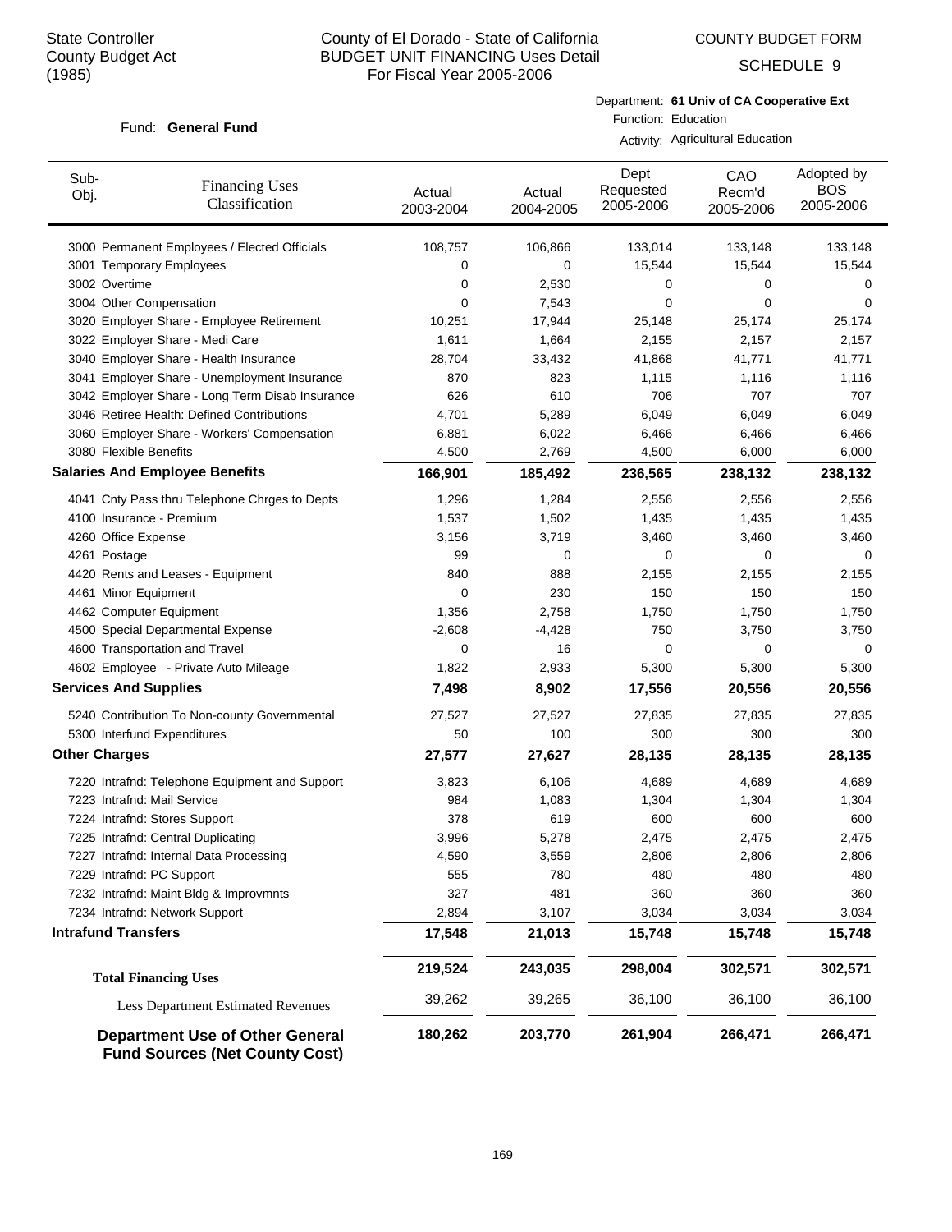State Controller
County Budget Act
(1985)

# County of El Dorado - State of California
## BUDGET UNIT FINANCING Uses Detail
### For Fiscal Year 2005-2006

COUNTY BUDGET FORM

SCHEDULE 9

Fund: **General Fund**

Department: **61 Univ of CA Cooperative Ext**
Function: Education
Activity: Agricultural Education

| Sub-Obj. | Financing Uses Classification | Actual 2003-2004 | Actual 2004-2005 | Dept Requested 2005-2006 | CAO Recm'd 2005-2006 | Adopted by BOS 2005-2006 |
|---|---|---|---|---|---|---|
| 3000 | Permanent Employees / Elected Officials | 108,757 | 106,866 | 133,014 | 133,148 | 133,148 |
| 3001 | Temporary Employees | 0 | 0 | 15,544 | 15,544 | 15,544 |
| 3002 | Overtime | 0 | 2,530 | 0 | 0 | 0 |
| 3004 | Other Compensation | 0 | 7,543 | 0 | 0 | 0 |
| 3020 | Employer Share - Employee Retirement | 10,251 | 17,944 | 25,148 | 25,174 | 25,174 |
| 3022 | Employer Share - Medi Care | 1,611 | 1,664 | 2,155 | 2,157 | 2,157 |
| 3040 | Employer Share - Health Insurance | 28,704 | 33,432 | 41,868 | 41,771 | 41,771 |
| 3041 | Employer Share - Unemployment Insurance | 870 | 823 | 1,115 | 1,116 | 1,116 |
| 3042 | Employer Share - Long Term Disab Insurance | 626 | 610 | 706 | 707 | 707 |
| 3046 | Retiree Health: Defined Contributions | 4,701 | 5,289 | 6,049 | 6,049 | 6,049 |
| 3060 | Employer Share - Workers' Compensation | 6,881 | 6,022 | 6,466 | 6,466 | 6,466 |
| 3080 | Flexible Benefits | 4,500 | 2,769 | 4,500 | 6,000 | 6,000 |
| **Salaries And Employee Benefits** | | **166,901** | **185,492** | **236,565** | **238,132** | **238,132** |
| 4041 | Cnty Pass thru Telephone Chrges to Depts | 1,296 | 1,284 | 2,556 | 2,556 | 2,556 |
| 4100 | Insurance - Premium | 1,537 | 1,502 | 1,435 | 1,435 | 1,435 |
| 4260 | Office Expense | 3,156 | 3,719 | 3,460 | 3,460 | 3,460 |
| 4261 | Postage | 99 | 0 | 0 | 0 | 0 |
| 4420 | Rents and Leases - Equipment | 840 | 888 | 2,155 | 2,155 | 2,155 |
| 4461 | Minor Equipment | 0 | 230 | 150 | 150 | 150 |
| 4462 | Computer Equipment | 1,356 | 2,758 | 1,750 | 1,750 | 1,750 |
| 4500 | Special Departmental Expense | -2,608 | -4,428 | 750 | 3,750 | 3,750 |
| 4600 | Transportation and Travel | 0 | 16 | 0 | 0 | 0 |
| 4602 | Employee - Private Auto Mileage | 1,822 | 2,933 | 5,300 | 5,300 | 5,300 |
| **Services And Supplies** | | **7,498** | **8,902** | **17,556** | **20,556** | **20,556** |
| 5240 | Contribution To Non-county Governmental | 27,527 | 27,527 | 27,835 | 27,835 | 27,835 |
| 5300 | Interfund Expenditures | 50 | 100 | 300 | 300 | 300 |
| **Other Charges** | | **27,577** | **27,627** | **28,135** | **28,135** | **28,135** |
| 7220 | Intrafnd: Telephone Equipment and Support | 3,823 | 6,106 | 4,689 | 4,689 | 4,689 |
| 7223 | Intrafnd: Mail Service | 984 | 1,083 | 1,304 | 1,304 | 1,304 |
| 7224 | Intrafnd: Stores Support | 378 | 619 | 600 | 600 | 600 |
| 7225 | Intrafnd: Central Duplicating | 3,996 | 5,278 | 2,475 | 2,475 | 2,475 |
| 7227 | Intrafnd: Internal Data Processing | 4,590 | 3,559 | 2,806 | 2,806 | 2,806 |
| 7229 | Intrafnd: PC Support | 555 | 780 | 480 | 480 | 480 |
| 7232 | Intrafnd: Maint Bldg & Improvmnts | 327 | 481 | 360 | 360 | 360 |
| 7234 | Intrafnd: Network Support | 2,894 | 3,107 | 3,034 | 3,034 | 3,034 |
| **Intrafund Transfers** | | **17,548** | **21,013** | **15,748** | **15,748** | **15,748** |
| **Total Financing Uses** | | **219,524** | **243,035** | **298,004** | **302,571** | **302,571** |
| Less Department Estimated Revenues | | 39,262 | 39,265 | 36,100 | 36,100 | 36,100 |
| **Department Use of Other General Fund Sources (Net County Cost)** | | **180,262** | **203,770** | **261,904** | **266,471** | **266,471** |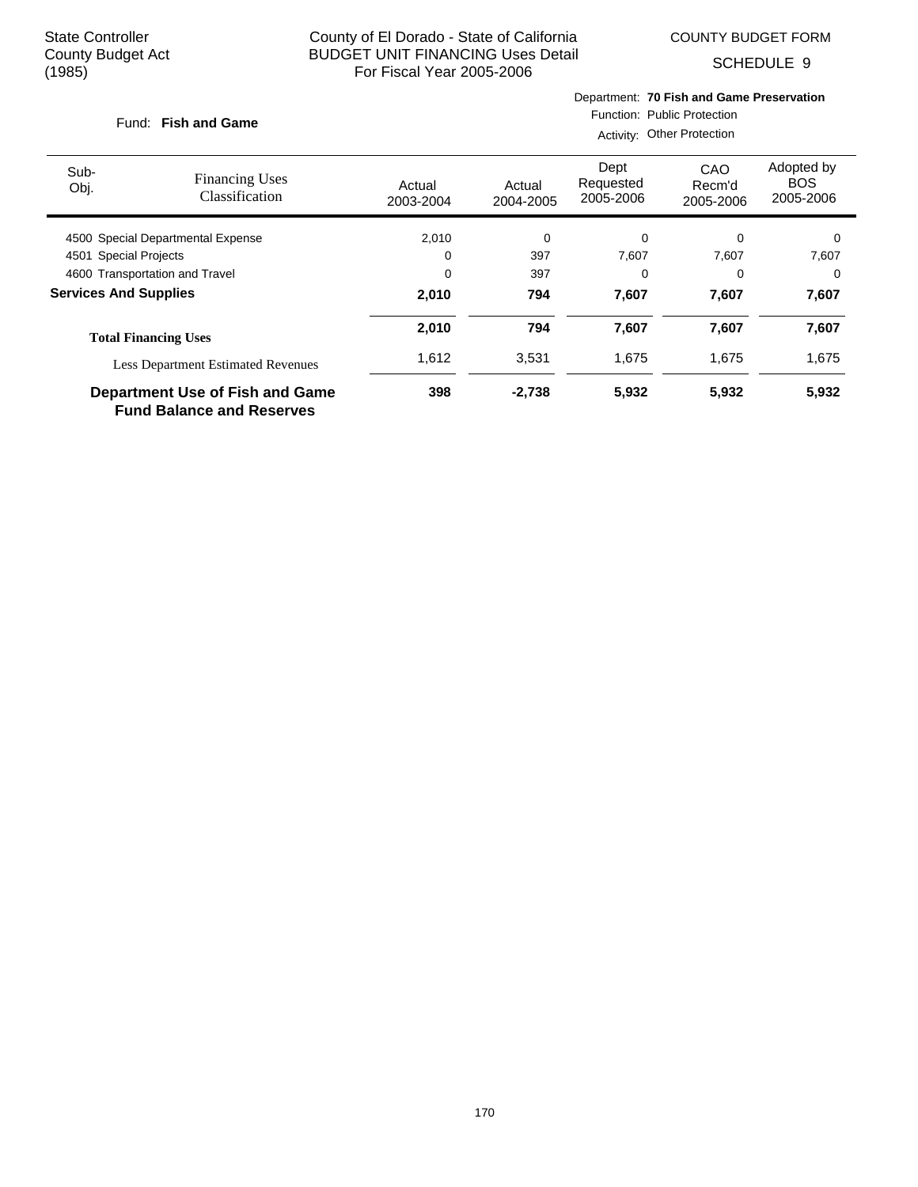State Controller
County Budget Act
(1985)

County of El Dorado - State of California
BUDGET UNIT FINANCING Uses Detail
For Fiscal Year 2005-2006

COUNTY BUDGET FORM
SCHEDULE 9

Fund: **Fish and Game**

Department: **70 Fish and Game Preservation**
Function: Public Protection
Activity: Other Protection

| Sub-Obj. | Financing Uses Classification | Actual 2003-2004 | Actual 2004-2005 | Dept Requested 2005-2006 | CAO Recm'd 2005-2006 | Adopted by BOS 2005-2006 |
|---|---|---|---|---|---|---|
| 4500 | Special Departmental Expense | 2,010 | 0 | 0 | 0 | 0 |
| 4501 | Special Projects | 0 | 397 | 7,607 | 7,607 | 7,607 |
| 4600 | Transportation and Travel | 0 | 397 | 0 | 0 | 0 |
| **Services And Supplies** | | **2,010** | **794** | **7,607** | **7,607** | **7,607** |
| **Total Financing Uses** | | **2,010** | **794** | **7,607** | **7,607** | **7,607** |
| Less Department Estimated Revenues | | 1,612 | 3,531 | 1,675 | 1,675 | 1,675 |
| **Department Use of Fish and Game Fund Balance and Reserves** | | **398** | **-2,738** | **5,932** | **5,932** | **5,932** |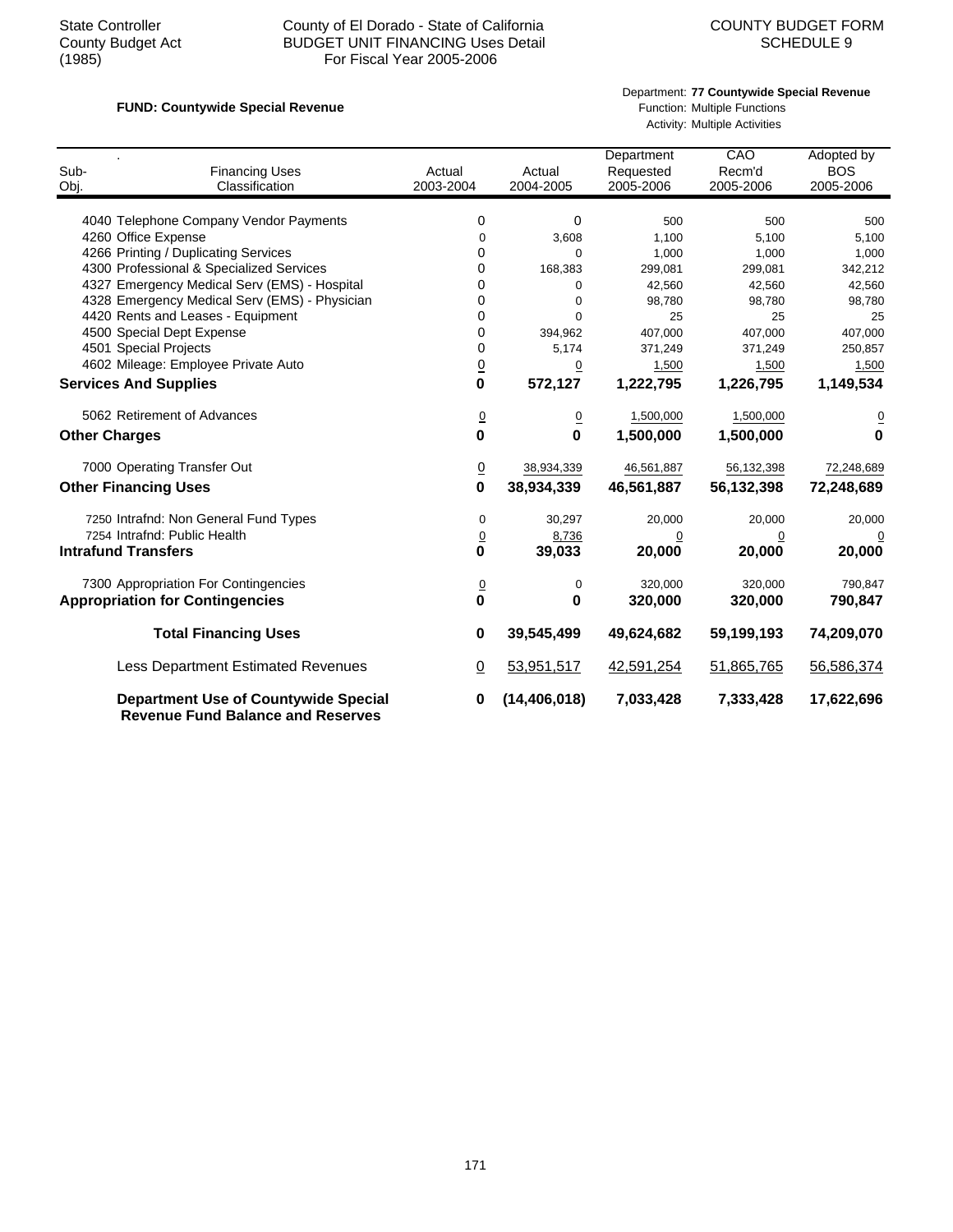State Controller
County Budget Act
(1985)

County of El Dorado - State of California
BUDGET UNIT FINANCING Uses Detail
For Fiscal Year 2005-2006

COUNTY BUDGET FORM
SCHEDULE 9

**FUND: Countywide Special Revenue**

Department: **77 Countywide Special Revenue**
Function: Multiple Functions
Activity: Multiple Activities

| Sub-Obj. | Financing Uses Classification | Actual 2003-2004 | Actual 2004-2005 | Department Requested 2005-2006 | CAO Recm'd 2005-2006 | Adopted by BOS 2005-2006 |
|---|---|---|---|---|---|---|
| 4040 | Telephone Company Vendor Payments | 0 | 0 | 500 | 500 | 500 |
| 4260 | Office Expense | 0 | 3,608 | 1,100 | 5,100 | 5,100 |
| 4266 | Printing / Duplicating Services | 0 | 0 | 1,000 | 1,000 | 1,000 |
| 4300 | Professional & Specialized Services | 0 | 168,383 | 299,081 | 299,081 | 342,212 |
| 4327 | Emergency Medical Serv (EMS) - Hospital | 0 | 0 | 42,560 | 42,560 | 42,560 |
| 4328 | Emergency Medical Serv (EMS) - Physician | 0 | 0 | 98,780 | 98,780 | 98,780 |
| 4420 | Rents and Leases - Equipment | 0 | 0 | 25 | 25 | 25 |
| 4500 | Special Dept Expense | 0 | 394,962 | 407,000 | 407,000 | 407,000 |
| 4501 | Special Projects | 0 | 5,174 | 371,249 | 371,249 | 250,857 |
| 4602 | Mileage: Employee Private Auto | 0 | 0 | 1,500 | 1,500 | 1,500 |
| **Services And Supplies** | | **0** | **572,127** | **1,222,795** | **1,226,795** | **1,149,534** |
| 5062 | Retirement of Advances | 0 | 0 | 1,500,000 | 1,500,000 | 0 |
| **Other Charges** | | **0** | **0** | **1,500,000** | **1,500,000** | **0** |
| 7000 | Operating Transfer Out | 0 | 38,934,339 | 46,561,887 | 56,132,398 | 72,248,689 |
| **Other Financing Uses** | | **0** | **38,934,339** | **46,561,887** | **56,132,398** | **72,248,689** |
| 7250 | Intrafnd: Non General Fund Types | 0 | 30,297 | 20,000 | 20,000 | 20,000 |
| 7254 | Intrafnd: Public Health | 0 | 8,736 | 0 | 0 | 0 |
| **Intrafund Transfers** | | **0** | **39,033** | **20,000** | **20,000** | **20,000** |
| 7300 | Appropriation For Contingencies | 0 | 0 | 320,000 | 320,000 | 790,847 |
| **Appropriation for Contingencies** | | **0** | **0** | **320,000** | **320,000** | **790,847** |
| **Total Financing Uses** | | **0** | **39,545,499** | **49,624,682** | **59,199,193** | **74,209,070** |
| Less Department Estimated Revenues | | 0 | 53,951,517 | 42,591,254 | 51,865,765 | 56,586,374 |
| **Department Use of Countywide Special Revenue Fund Balance and Reserves** | | **0** | **(14,406,018)** | **7,033,428** | **7,333,428** | **17,622,696** |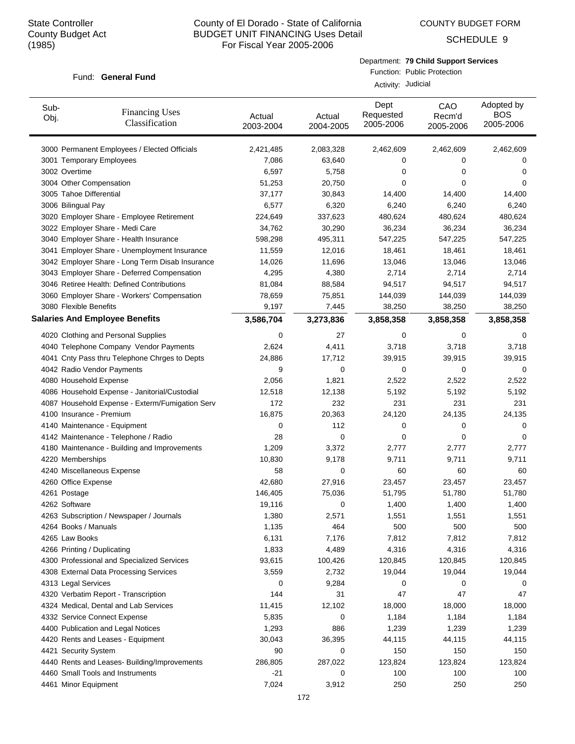State Controller
County Budget Act
(1985)

# County of El Dorado - State of California
## BUDGET UNIT FINANCING Uses Detail
### For Fiscal Year 2005-2006

COUNTY BUDGET FORM

SCHEDULE 9

Fund: **General Fund**

Department: **79 Child Support Services**
Function: Public Protection
Activity: Judicial

| Sub-Obj. | Financing Uses Classification | Actual 2003-2004 | Actual 2004-2005 | Dept Requested 2005-2006 | CAO Recm'd 2005-2006 | Adopted by BOS 2005-2006 |
|---|---|---|---|---|---|---|
| 3000 | Permanent Employees / Elected Officials | 2,421,485 | 2,083,328 | 2,462,609 | 2,462,609 | 2,462,609 |
| 3001 | Temporary Employees | 7,086 | 63,640 | 0 | 0 | 0 |
| 3002 | Overtime | 6,597 | 5,758 | 0 | 0 | 0 |
| 3004 | Other Compensation | 51,253 | 20,750 | 0 | 0 | 0 |
| 3005 | Tahoe Differential | 37,177 | 30,843 | 14,400 | 14,400 | 14,400 |
| 3006 | Bilingual Pay | 6,577 | 6,320 | 6,240 | 6,240 | 6,240 |
| 3020 | Employer Share - Employee Retirement | 224,649 | 337,623 | 480,624 | 480,624 | 480,624 |
| 3022 | Employer Share - Medi Care | 34,762 | 30,290 | 36,234 | 36,234 | 36,234 |
| 3040 | Employer Share - Health Insurance | 598,298 | 495,311 | 547,225 | 547,225 | 547,225 |
| 3041 | Employer Share - Unemployment Insurance | 11,559 | 12,016 | 18,461 | 18,461 | 18,461 |
| 3042 | Employer Share - Long Term Disab Insurance | 14,026 | 11,696 | 13,046 | 13,046 | 13,046 |
| 3043 | Employer Share - Deferred Compensation | 4,295 | 4,380 | 2,714 | 2,714 | 2,714 |
| 3046 | Retiree Health: Defined Contributions | 81,084 | 88,584 | 94,517 | 94,517 | 94,517 |
| 3060 | Employer Share - Workers' Compensation | 78,659 | 75,851 | 144,039 | 144,039 | 144,039 |
| 3080 | Flexible Benefits | 9,197 | 7,445 | 38,250 | 38,250 | 38,250 |
| **Salaries And Employee Benefits** | | **3,586,704** | **3,273,836** | **3,858,358** | **3,858,358** | **3,858,358** |
| 4020 | Clothing and Personal Supplies | 0 | 27 | 0 | 0 | 0 |
| 4040 | Telephone Company Vendor Payments | 2,624 | 4,411 | 3,718 | 3,718 | 3,718 |
| 4041 | Cnty Pass thru Telephone Chrges to Depts | 24,886 | 17,712 | 39,915 | 39,915 | 39,915 |
| 4042 | Radio Vendor Payments | 9 | 0 | 0 | 0 | 0 |
| 4080 | Household Expense | 2,056 | 1,821 | 2,522 | 2,522 | 2,522 |
| 4086 | Household Expense - Janitorial/Custodial | 12,518 | 12,138 | 5,192 | 5,192 | 5,192 |
| 4087 | Household Expense - Exterm/Fumigation Serv | 172 | 232 | 231 | 231 | 231 |
| 4100 | Insurance - Premium | 16,875 | 20,363 | 24,120 | 24,135 | 24,135 |
| 4140 | Maintenance - Equipment | 0 | 112 | 0 | 0 | 0 |
| 4142 | Maintenance - Telephone / Radio | 28 | 0 | 0 | 0 | 0 |
| 4180 | Maintenance - Building and Improvements | 1,209 | 3,372 | 2,777 | 2,777 | 2,777 |
| 4220 | Memberships | 10,830 | 9,178 | 9,711 | 9,711 | 9,711 |
| 4240 | Miscellaneous Expense | 58 | 0 | 60 | 60 | 60 |
| 4260 | Office Expense | 42,680 | 27,916 | 23,457 | 23,457 | 23,457 |
| 4261 | Postage | 146,405 | 75,036 | 51,795 | 51,780 | 51,780 |
| 4262 | Software | 19,116 | 0 | 1,400 | 1,400 | 1,400 |
| 4263 | Subscription / Newspaper / Journals | 1,380 | 2,571 | 1,551 | 1,551 | 1,551 |
| 4264 | Books / Manuals | 1,135 | 464 | 500 | 500 | 500 |
| 4265 | Law Books | 6,131 | 7,176 | 7,812 | 7,812 | 7,812 |
| 4266 | Printing / Duplicating | 1,833 | 4,489 | 4,316 | 4,316 | 4,316 |
| 4300 | Professional and Specialized Services | 93,615 | 100,426 | 120,845 | 120,845 | 120,845 |
| 4308 | External Data Processing Services | 3,559 | 2,732 | 19,044 | 19,044 | 19,044 |
| 4313 | Legal Services | 0 | 9,284 | 0 | 0 | 0 |
| 4320 | Verbatim Report - Transcription | 144 | 31 | 47 | 47 | 47 |
| 4324 | Medical, Dental and Lab Services | 11,415 | 12,102 | 18,000 | 18,000 | 18,000 |
| 4332 | Service Connect Expense | 5,835 | 0 | 1,184 | 1,184 | 1,184 |
| 4400 | Publication and Legal Notices | 1,293 | 886 | 1,239 | 1,239 | 1,239 |
| 4420 | Rents and Leases - Equipment | 30,043 | 36,395 | 44,115 | 44,115 | 44,115 |
| 4421 | Security System | 90 | 0 | 150 | 150 | 150 |
| 4440 | Rents and Leases- Building/Improvements | 286,805 | 287,022 | 123,824 | 123,824 | 123,824 |
| 4460 | Small Tools and Instruments | -21 | 0 | 100 | 100 | 100 |
| 4461 | Minor Equipment | 7,024 | 3,912 | 250 | 250 | 250 |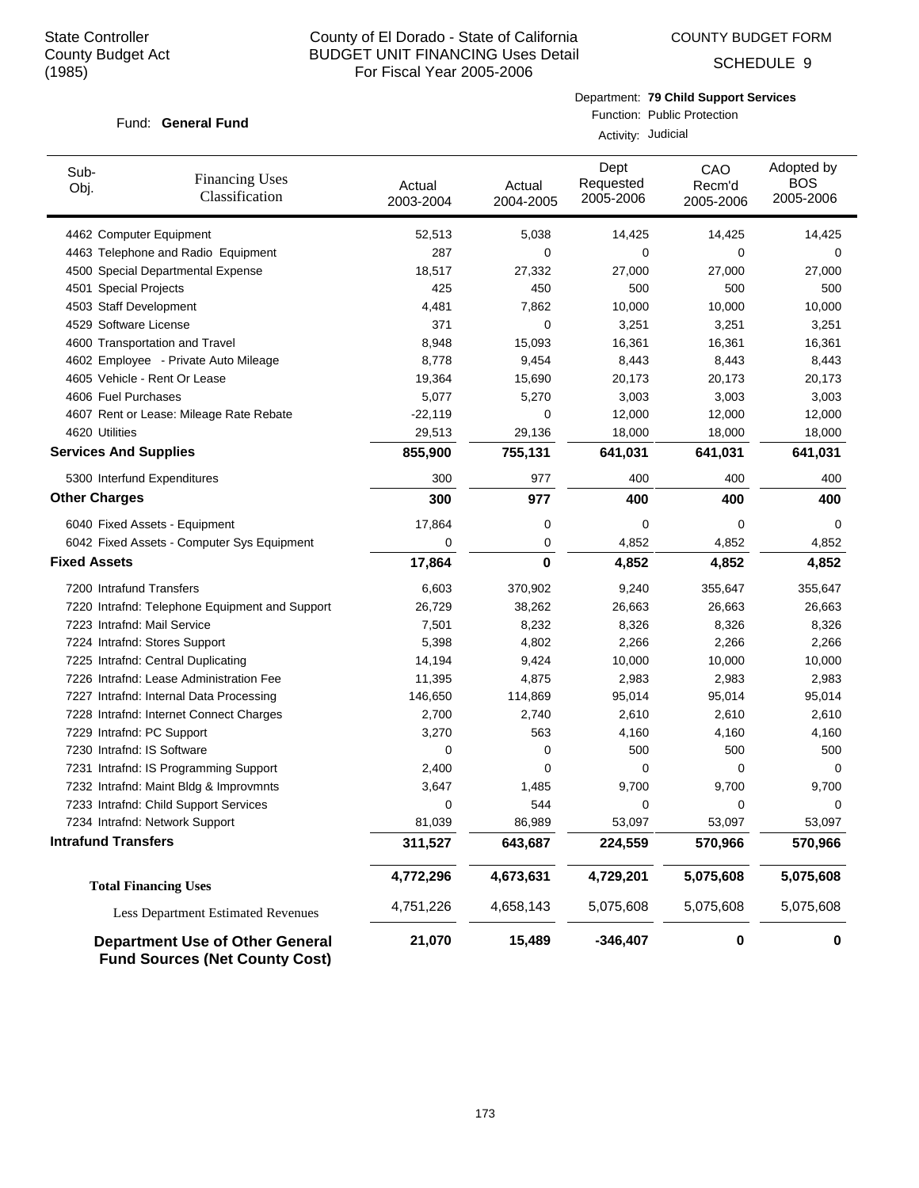State Controller
County Budget Act
(1985)

County of El Dorado - State of California
BUDGET UNIT FINANCING Uses Detail
For Fiscal Year 2005-2006

COUNTY BUDGET FORM
SCHEDULE 9

Fund: **General Fund**

Department: **79 Child Support Services**
Function: Public Protection
Activity: Judicial

| Sub-Obj. | Financing Uses Classification | Actual 2003-2004 | Actual 2004-2005 | Dept Requested 2005-2006 | CAO Recm'd 2005-2006 | Adopted by BOS 2005-2006 |
|---|---|---|---|---|---|---|
| 4462 | Computer Equipment | 52,513 | 5,038 | 14,425 | 14,425 | 14,425 |
| 4463 | Telephone and Radio Equipment | 287 | 0 | 0 | 0 | 0 |
| 4500 | Special Departmental Expense | 18,517 | 27,332 | 27,000 | 27,000 | 27,000 |
| 4501 | Special Projects | 425 | 450 | 500 | 500 | 500 |
| 4503 | Staff Development | 4,481 | 7,862 | 10,000 | 10,000 | 10,000 |
| 4529 | Software License | 371 | 0 | 3,251 | 3,251 | 3,251 |
| 4600 | Transportation and Travel | 8,948 | 15,093 | 16,361 | 16,361 | 16,361 |
| 4602 | Employee - Private Auto Mileage | 8,778 | 9,454 | 8,443 | 8,443 | 8,443 |
| 4605 | Vehicle - Rent Or Lease | 19,364 | 15,690 | 20,173 | 20,173 | 20,173 |
| 4606 | Fuel Purchases | 5,077 | 5,270 | 3,003 | 3,003 | 3,003 |
| 4607 | Rent or Lease: Mileage Rate Rebate | -22,119 | 0 | 12,000 | 12,000 | 12,000 |
| 4620 | Utilities | 29,513 | 29,136 | 18,000 | 18,000 | 18,000 |
| **Services And Supplies** | | **855,900** | **755,131** | **641,031** | **641,031** | **641,031** |
| 5300 | Interfund Expenditures | 300 | 977 | 400 | 400 | 400 |
| **Other Charges** | | **300** | **977** | **400** | **400** | **400** |
| 6040 | Fixed Assets - Equipment | 17,864 | 0 | 0 | 0 | 0 |
| 6042 | Fixed Assets - Computer Sys Equipment | 0 | 0 | 4,852 | 4,852 | 4,852 |
| **Fixed Assets** | | **17,864** | **0** | **4,852** | **4,852** | **4,852** |
| 7200 | Intrafund Transfers | 6,603 | 370,902 | 9,240 | 355,647 | 355,647 |
| 7220 | Intrafnd: Telephone Equipment and Support | 26,729 | 38,262 | 26,663 | 26,663 | 26,663 |
| 7223 | Intrafnd: Mail Service | 7,501 | 8,232 | 8,326 | 8,326 | 8,326 |
| 7224 | Intrafnd: Stores Support | 5,398 | 4,802 | 2,266 | 2,266 | 2,266 |
| 7225 | Intrafnd: Central Duplicating | 14,194 | 9,424 | 10,000 | 10,000 | 10,000 |
| 7226 | Intrafnd: Lease Administration Fee | 11,395 | 4,875 | 2,983 | 2,983 | 2,983 |
| 7227 | Intrafnd: Internal Data Processing | 146,650 | 114,869 | 95,014 | 95,014 | 95,014 |
| 7228 | Intrafnd: Internet Connect Charges | 2,700 | 2,740 | 2,610 | 2,610 | 2,610 |
| 7229 | Intrafnd: PC Support | 3,270 | 563 | 4,160 | 4,160 | 4,160 |
| 7230 | Intrafnd: IS Software | 0 | 0 | 500 | 500 | 500 |
| 7231 | Intrafnd: IS Programming Support | 2,400 | 0 | 0 | 0 | 0 |
| 7232 | Intrafnd: Maint Bldg & Improvmnts | 3,647 | 1,485 | 9,700 | 9,700 | 9,700 |
| 7233 | Intrafnd: Child Support Services | 0 | 544 | 0 | 0 | 0 |
| 7234 | Intrafnd: Network Support | 81,039 | 86,989 | 53,097 | 53,097 | 53,097 |
| **Intrafund Transfers** | | **311,527** | **643,687** | **224,559** | **570,966** | **570,966** |
| **Total Financing Uses** | | **4,772,296** | **4,673,631** | **4,729,201** | **5,075,608** | **5,075,608** |
| Less Department Estimated Revenues | | 4,751,226 | 4,658,143 | 5,075,608 | 5,075,608 | 5,075,608 |
| **Department Use of Other General Fund Sources (Net County Cost)** | | **21,070** | **15,489** | **-346,407** | **0** | **0** |